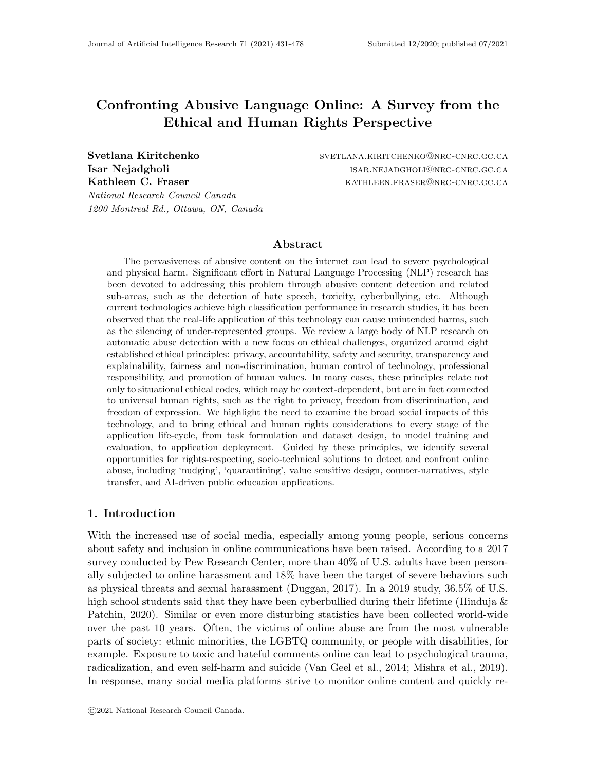# Confronting Abusive Language Online: A Survey from the Ethical and Human Rights Perspective

**Svetlana Kiritchenko** svetlana.kiritchenko@nrc-cnrc.gc.ca
**Isar Nejadgholi** isar.nejadgholi@nrc-cnrc.gc.ca
**Kathleen C. Fraser** kathleen.fraser@nrc-cnrc.gc.ca
*National Research Council Canada*
*1200 Montreal Rd., Ottawa, ON, Canada*

## Abstract

The pervasiveness of abusive content on the internet can lead to severe psychological and physical harm. Significant effort in Natural Language Processing (NLP) research has been devoted to addressing this problem through abusive content detection and related sub-areas, such as the detection of hate speech, toxicity, cyberbullying, etc. Although current technologies achieve high classification performance in research studies, it has been observed that the real-life application of this technology can cause unintended harms, such as the silencing of under-represented groups. We review a large body of NLP research on automatic abuse detection with a new focus on ethical challenges, organized around eight established ethical principles: privacy, accountability, safety and security, transparency and explainability, fairness and non-discrimination, human control of technology, professional responsibility, and promotion of human values. In many cases, these principles relate not only to situational ethical codes, which may be context-dependent, but are in fact connected to universal human rights, such as the right to privacy, freedom from discrimination, and freedom of expression. We highlight the need to examine the broad social impacts of this technology, and to bring ethical and human rights considerations to every stage of the application life-cycle, from task formulation and dataset design, to model training and evaluation, to application deployment. Guided by these principles, we identify several opportunities for rights-respecting, socio-technical solutions to detect and confront online abuse, including 'nudging', 'quarantining', value sensitive design, counter-narratives, style transfer, and AI-driven public education applications.

## 1. Introduction

With the increased use of social media, especially among young people, serious concerns about safety and inclusion in online communications have been raised. According to a 2017 survey conducted by Pew Research Center, more than 40% of U.S. adults have been personally subjected to online harassment and 18% have been the target of severe behaviors such as physical threats and sexual harassment (Duggan, 2017). In a 2019 study, 36.5% of U.S. high school students said that they have been cyberbullied during their lifetime (Hinduja & Patchin, 2020). Similar or even more disturbing statistics have been collected world-wide over the past 10 years. Often, the victims of online abuse are from the most vulnerable parts of society: ethnic minorities, the LGBTQ community, or people with disabilities, for example. Exposure to toxic and hateful comments online can lead to psychological trauma, radicalization, and even self-harm and suicide (Van Geel et al., 2014; Mishra et al., 2019). In response, many social media platforms strive to monitor online content and quickly re-

©2021 National Research Council Canada.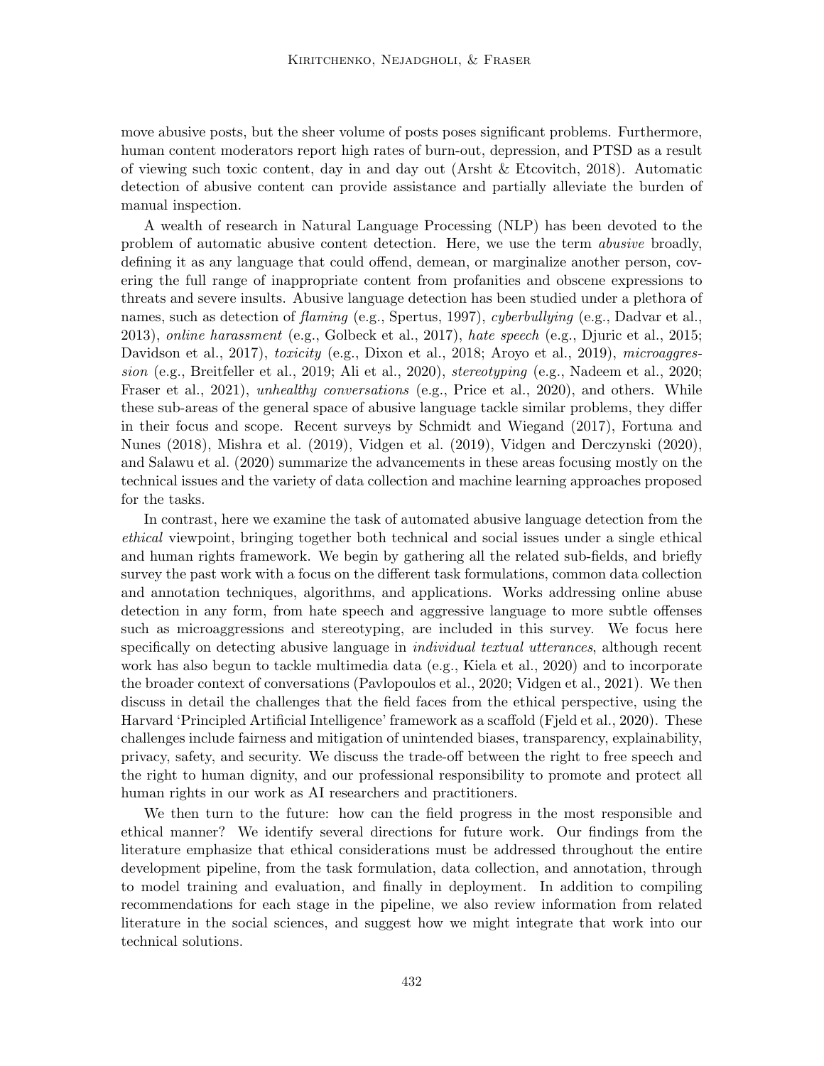move abusive posts, but the sheer volume of posts poses significant problems. Furthermore, human content moderators report high rates of burn-out, depression, and PTSD as a result of viewing such toxic content, day in and day out (Arsht & Etcovitch, 2018). Automatic detection of abusive content can provide assistance and partially alleviate the burden of manual inspection.

A wealth of research in Natural Language Processing (NLP) has been devoted to the problem of automatic abusive content detection. Here, we use the term *abusive* broadly, defining it as any language that could offend, demean, or marginalize another person, covering the full range of inappropriate content from profanities and obscene expressions to threats and severe insults. Abusive language detection has been studied under a plethora of names, such as detection of *flaming* (e.g., Spertus, 1997), *cyberbullying* (e.g., Dadvar et al., 2013), *online harassment* (e.g., Golbeck et al., 2017), *hate speech* (e.g., Djuric et al., 2015; Davidson et al., 2017), *toxicity* (e.g., Dixon et al., 2018; Aroyo et al., 2019), *microaggression* (e.g., Breitfeller et al., 2019; Ali et al., 2020), *stereotyping* (e.g., Nadeem et al., 2020; Fraser et al., 2021), *unhealthy conversations* (e.g., Price et al., 2020), and others. While these sub-areas of the general space of abusive language tackle similar problems, they differ in their focus and scope. Recent surveys by Schmidt and Wiegand (2017), Fortuna and Nunes (2018), Mishra et al. (2019), Vidgen et al. (2019), Vidgen and Derczynski (2020), and Salawu et al. (2020) summarize the advancements in these areas focusing mostly on the technical issues and the variety of data collection and machine learning approaches proposed for the tasks.

In contrast, here we examine the task of automated abusive language detection from the *ethical* viewpoint, bringing together both technical and social issues under a single ethical and human rights framework. We begin by gathering all the related sub-fields, and briefly survey the past work with a focus on the different task formulations, common data collection and annotation techniques, algorithms, and applications. Works addressing online abuse detection in any form, from hate speech and aggressive language to more subtle offenses such as microaggressions and stereotyping, are included in this survey. We focus here specifically on detecting abusive language in *individual textual utterances*, although recent work has also begun to tackle multimedia data (e.g., Kiela et al., 2020) and to incorporate the broader context of conversations (Pavlopoulos et al., 2020; Vidgen et al., 2021). We then discuss in detail the challenges that the field faces from the ethical perspective, using the Harvard 'Principled Artificial Intelligence' framework as a scaffold (Fjeld et al., 2020). These challenges include fairness and mitigation of unintended biases, transparency, explainability, privacy, safety, and security. We discuss the trade-off between the right to free speech and the right to human dignity, and our professional responsibility to promote and protect all human rights in our work as AI researchers and practitioners.

We then turn to the future: how can the field progress in the most responsible and ethical manner? We identify several directions for future work. Our findings from the literature emphasize that ethical considerations must be addressed throughout the entire development pipeline, from the task formulation, data collection, and annotation, through to model training and evaluation, and finally in deployment. In addition to compiling recommendations for each stage in the pipeline, we also review information from related literature in the social sciences, and suggest how we might integrate that work into our technical solutions.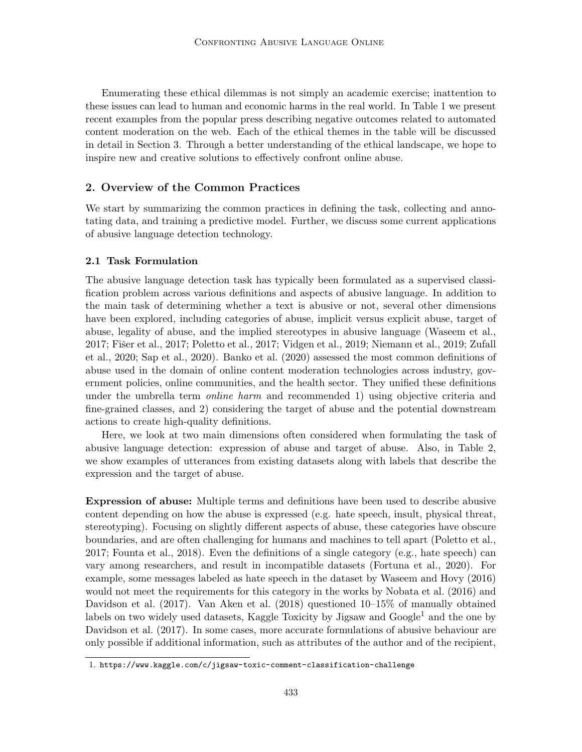Enumerating these ethical dilemmas is not simply an academic exercise; inattention to these issues can lead to human and economic harms in the real world. In Table 1 we present recent examples from the popular press describing negative outcomes related to automated content moderation on the web. Each of the ethical themes in the table will be discussed in detail in Section 3. Through a better understanding of the ethical landscape, we hope to inspire new and creative solutions to effectively confront online abuse.

## 2. Overview of the Common Practices

We start by summarizing the common practices in defining the task, collecting and annotating data, and training a predictive model. Further, we discuss some current applications of abusive language detection technology.

### 2.1 Task Formulation

The abusive language detection task has typically been formulated as a supervised classification problem across various definitions and aspects of abusive language. In addition to the main task of determining whether a text is abusive or not, several other dimensions have been explored, including categories of abuse, implicit versus explicit abuse, target of abuse, legality of abuse, and the implied stereotypes in abusive language (Waseem et al., 2017; Fišer et al., 2017; Poletto et al., 2017; Vidgen et al., 2019; Niemann et al., 2019; Zufall et al., 2020; Sap et al., 2020). Banko et al. (2020) assessed the most common definitions of abuse used in the domain of online content moderation technologies across industry, government policies, online communities, and the health sector. They unified these definitions under the umbrella term *online harm* and recommended 1) using objective criteria and fine-grained classes, and 2) considering the target of abuse and the potential downstream actions to create high-quality definitions.

Here, we look at two main dimensions often considered when formulating the task of abusive language detection: expression of abuse and target of abuse. Also, in Table 2, we show examples of utterances from existing datasets along with labels that describe the expression and the target of abuse.

**Expression of abuse:** Multiple terms and definitions have been used to describe abusive content depending on how the abuse is expressed (e.g. hate speech, insult, physical threat, stereotyping). Focusing on slightly different aspects of abuse, these categories have obscure boundaries, and are often challenging for humans and machines to tell apart (Poletto et al., 2017; Founta et al., 2018). Even the definitions of a single category (e.g., hate speech) can vary among researchers, and result in incompatible datasets (Fortuna et al., 2020). For example, some messages labeled as hate speech in the dataset by Waseem and Hovy (2016) would not meet the requirements for this category in the works by Nobata et al. (2016) and Davidson et al. (2017). Van Aken et al. (2018) questioned 10–15% of manually obtained labels on two widely used datasets, Kaggle Toxicity by Jigsaw and Google[1] and the one by Davidson et al. (2017). In some cases, more accurate formulations of abusive behaviour are only possible if additional information, such as attributes of the author and of the recipient,

1. https://www.kaggle.com/c/jigsaw-toxic-comment-classification-challenge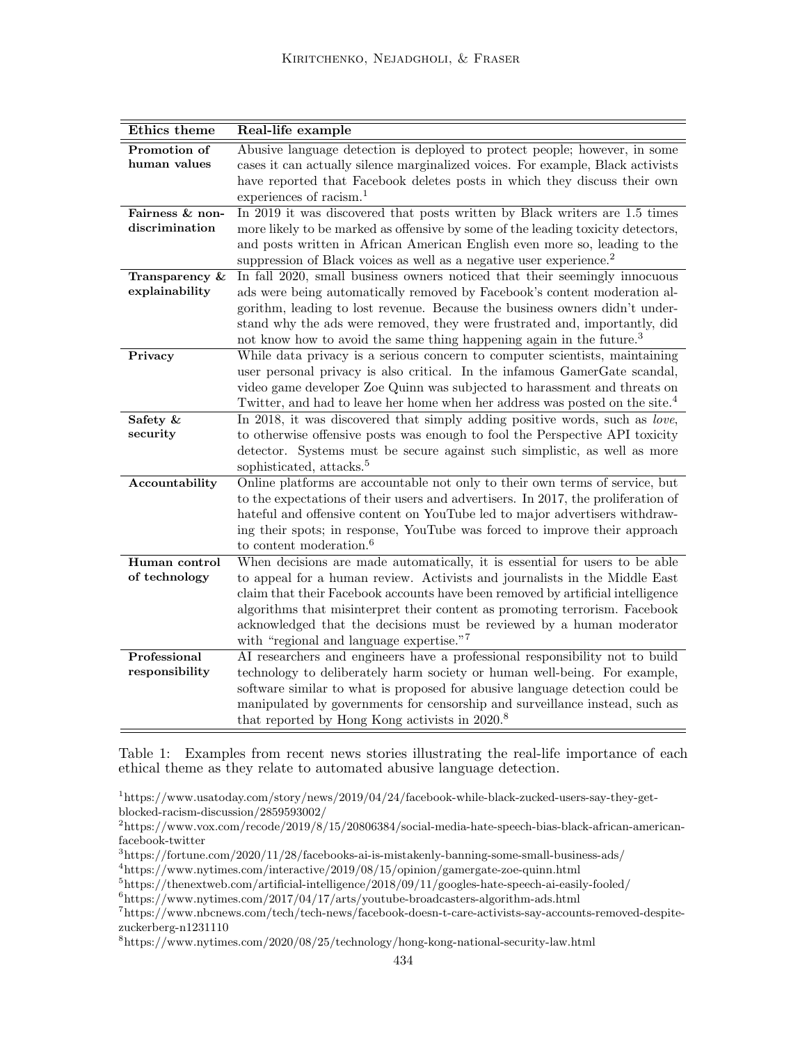| Ethics theme | Real-life example |
|---|---|
| **Promotion of human values** | Abusive language detection is deployed to protect people; however, in some cases it can actually silence marginalized voices. For example, Black activists have reported that Facebook deletes posts in which they discuss their own experiences of racism.[1] |
| **Fairness & non-discrimination** | In 2019 it was discovered that posts written by Black writers are 1.5 times more likely to be marked as offensive by some of the leading toxicity detectors, and posts written in African American English even more so, leading to the suppression of Black voices as well as a negative user experience.[2] |
| **Transparency & explainability** | In fall 2020, small business owners noticed that their seemingly innocuous ads were being automatically removed by Facebook's content moderation algorithm, leading to lost revenue. Because the business owners didn't understand why the ads were removed, they were frustrated and, importantly, did not know how to avoid the same thing happening again in the future.[3] |
| **Privacy** | While data privacy is a serious concern to computer scientists, maintaining user personal privacy is also critical. In the infamous GamerGate scandal, video game developer Zoe Quinn was subjected to harassment and threats on Twitter, and had to leave her home when her address was posted on the site.[4] |
| **Safety & security** | In 2018, it was discovered that simply adding positive words, such as *love*, to otherwise offensive posts was enough to fool the Perspective API toxicity detector. Systems must be secure against such simplistic, as well as more sophisticated, attacks.[5] |
| **Accountability** | Online platforms are accountable not only to their own terms of service, but to the expectations of their users and advertisers. In 2017, the proliferation of hateful and offensive content on YouTube led to major advertisers withdrawing their spots; in response, YouTube was forced to improve their approach to content moderation.[6] |
| **Human control of technology** | When decisions are made automatically, it is essential for users to be able to appeal for a human review. Activists and journalists in the Middle East claim that their Facebook accounts have been removed by artificial intelligence algorithms that misinterpret their content as promoting terrorism. Facebook acknowledged that the decisions must be reviewed by a human moderator with "regional and language expertise."[7] |
| **Professional responsibility** | AI researchers and engineers have a professional responsibility not to build technology to deliberately harm society or human well-being. For example, software similar to what is proposed for abusive language detection could be manipulated by governments for censorship and surveillance instead, such as that reported by Hong Kong activists in 2020.[8] |

Table 1: Examples from recent news stories illustrating the real-life importance of each ethical theme as they relate to automated abusive language detection.

[1] https://www.usatoday.com/story/news/2019/04/24/facebook-while-black-zucked-users-say-they-get-blocked-racism-discussion/2859593002/

[2] https://www.vox.com/recode/2019/8/15/20806384/social-media-hate-speech-bias-black-african-american-facebook-twitter

[3] https://fortune.com/2020/11/28/facebooks-ai-is-mistakenly-banning-some-small-business-ads/

[4] https://www.nytimes.com/interactive/2019/08/15/opinion/gamergate-zoe-quinn.html

[5] https://thenextweb.com/artificial-intelligence/2018/09/11/googles-hate-speech-ai-easily-fooled/

[6] https://www.nytimes.com/2017/04/17/arts/youtube-broadcasters-algorithm-ads.html

[7] https://www.nbcnews.com/tech/tech-news/facebook-doesn-t-care-activists-say-accounts-removed-despite-zuckerberg-n1231110

[8] https://www.nytimes.com/2020/08/25/technology/hong-kong-national-security-law.html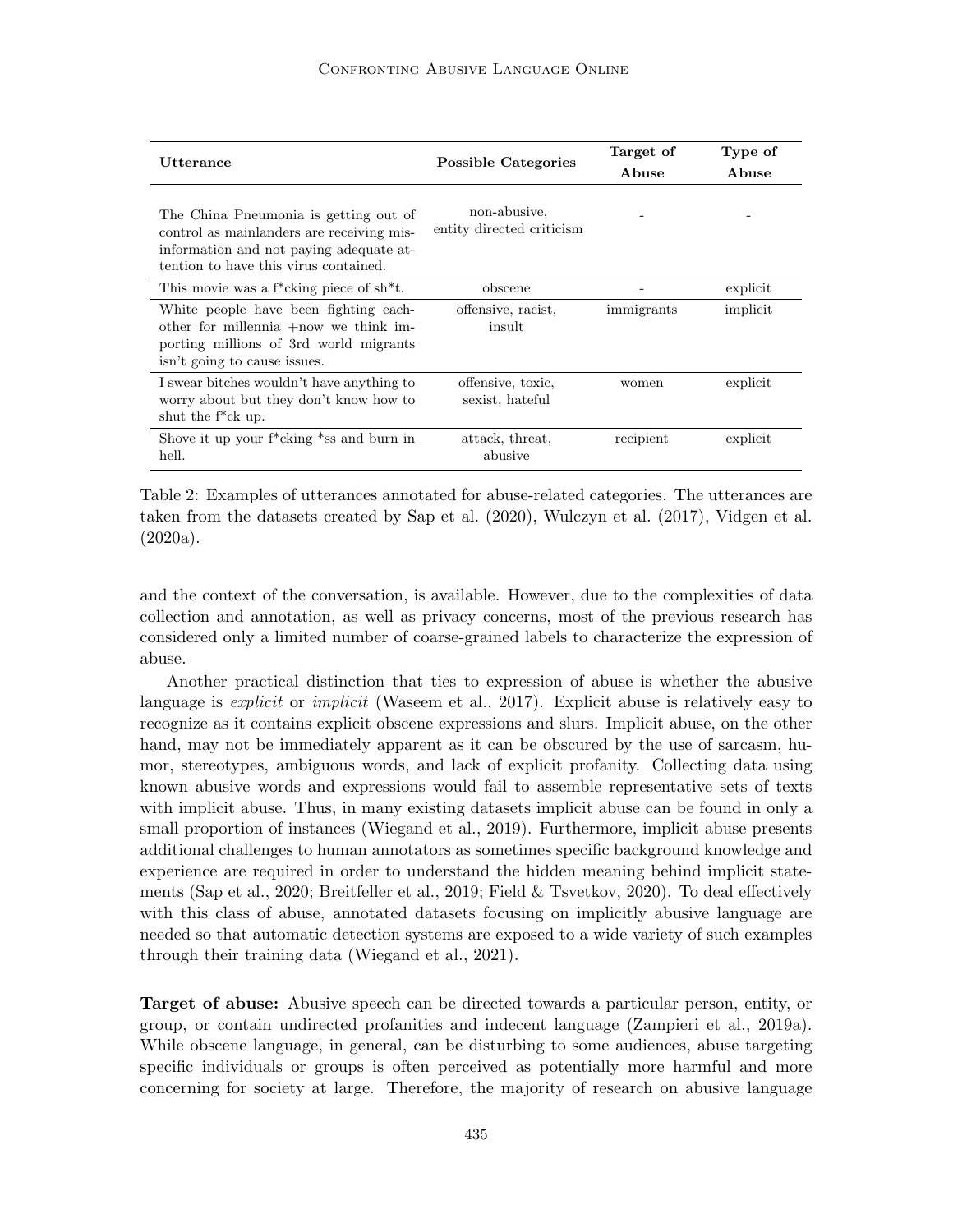| Utterance | Possible Categories | Target of Abuse | Type of Abuse |
|---|---|---|---|
| The China Pneumonia is getting out of control as mainlanders are receiving misinformation and not paying adequate attention to have this virus contained. | non-abusive, entity directed criticism | - | - |
| This movie was a f*cking piece of sh*t. | obscene | - | explicit |
| White people have been fighting eachother for millennia +now we think importing millions of 3rd world migrants isn't going to cause issues. | offensive, racist, insult | immigrants | implicit |
| I swear bitches wouldn't have anything to worry about but they don't know how to shut the f*ck up. | offensive, toxic, sexist, hateful | women | explicit |
| Shove it up your f*cking *ss and burn in hell. | attack, threat, abusive | recipient | explicit |

Table 2: Examples of utterances annotated for abuse-related categories. The utterances are taken from the datasets created by Sap et al. (2020), Wulczyn et al. (2017), Vidgen et al. (2020a).

and the context of the conversation, is available. However, due to the complexities of data collection and annotation, as well as privacy concerns, most of the previous research has considered only a limited number of coarse-grained labels to characterize the expression of abuse.

Another practical distinction that ties to expression of abuse is whether the abusive language is *explicit* or *implicit* (Waseem et al., 2017). Explicit abuse is relatively easy to recognize as it contains explicit obscene expressions and slurs. Implicit abuse, on the other hand, may not be immediately apparent as it can be obscured by the use of sarcasm, humor, stereotypes, ambiguous words, and lack of explicit profanity. Collecting data using known abusive words and expressions would fail to assemble representative sets of texts with implicit abuse. Thus, in many existing datasets implicit abuse can be found in only a small proportion of instances (Wiegand et al., 2019). Furthermore, implicit abuse presents additional challenges to human annotators as sometimes specific background knowledge and experience are required in order to understand the hidden meaning behind implicit statements (Sap et al., 2020; Breitfeller et al., 2019; Field & Tsvetkov, 2020). To deal effectively with this class of abuse, annotated datasets focusing on implicitly abusive language are needed so that automatic detection systems are exposed to a wide variety of such examples through their training data (Wiegand et al., 2021).

**Target of abuse:** Abusive speech can be directed towards a particular person, entity, or group, or contain undirected profanities and indecent language (Zampieri et al., 2019a). While obscene language, in general, can be disturbing to some audiences, abuse targeting specific individuals or groups is often perceived as potentially more harmful and more concerning for society at large. Therefore, the majority of research on abusive language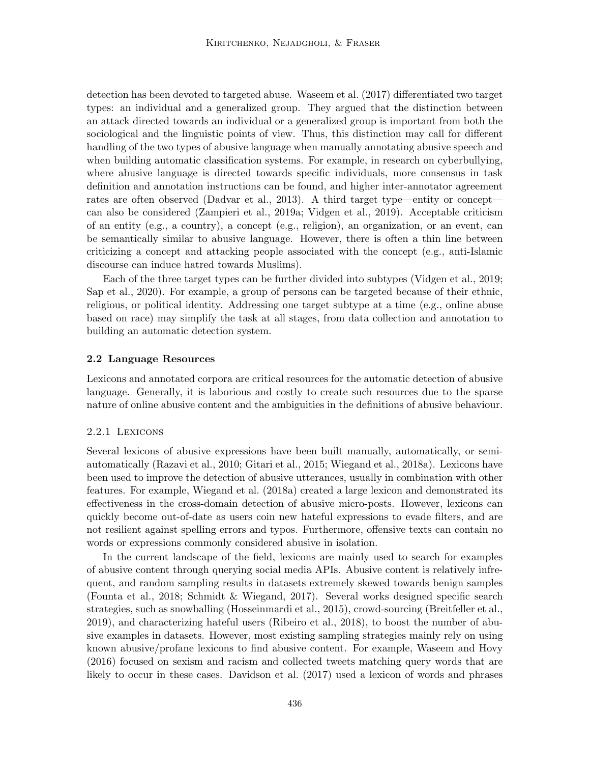detection has been devoted to targeted abuse. Waseem et al. (2017) differentiated two target types: an individual and a generalized group. They argued that the distinction between an attack directed towards an individual or a generalized group is important from both the sociological and the linguistic points of view. Thus, this distinction may call for different handling of the two types of abusive language when manually annotating abusive speech and when building automatic classification systems. For example, in research on cyberbullying, where abusive language is directed towards specific individuals, more consensus in task definition and annotation instructions can be found, and higher inter-annotator agreement rates are often observed (Dadvar et al., 2013). A third target type—entity or concept—can also be considered (Zampieri et al., 2019a; Vidgen et al., 2019). Acceptable criticism of an entity (e.g., a country), a concept (e.g., religion), an organization, or an event, can be semantically similar to abusive language. However, there is often a thin line between criticizing a concept and attacking people associated with the concept (e.g., anti-Islamic discourse can induce hatred towards Muslims).

Each of the three target types can be further divided into subtypes (Vidgen et al., 2019; Sap et al., 2020). For example, a group of persons can be targeted because of their ethnic, religious, or political identity. Addressing one target subtype at a time (e.g., online abuse based on race) may simplify the task at all stages, from data collection and annotation to building an automatic detection system.

### 2.2 Language Resources

Lexicons and annotated corpora are critical resources for the automatic detection of abusive language. Generally, it is laborious and costly to create such resources due to the sparse nature of online abusive content and the ambiguities in the definitions of abusive behaviour.

#### 2.2.1 Lexicons

Several lexicons of abusive expressions have been built manually, automatically, or semi-automatically (Razavi et al., 2010; Gitari et al., 2015; Wiegand et al., 2018a). Lexicons have been used to improve the detection of abusive utterances, usually in combination with other features. For example, Wiegand et al. (2018a) created a large lexicon and demonstrated its effectiveness in the cross-domain detection of abusive micro-posts. However, lexicons can quickly become out-of-date as users coin new hateful expressions to evade filters, and are not resilient against spelling errors and typos. Furthermore, offensive texts can contain no words or expressions commonly considered abusive in isolation.

In the current landscape of the field, lexicons are mainly used to search for examples of abusive content through querying social media APIs. Abusive content is relatively infrequent, and random sampling results in datasets extremely skewed towards benign samples (Founta et al., 2018; Schmidt & Wiegand, 2017). Several works designed specific search strategies, such as snowballing (Hosseinmardi et al., 2015), crowd-sourcing (Breitfeller et al., 2019), and characterizing hateful users (Ribeiro et al., 2018), to boost the number of abusive examples in datasets. However, most existing sampling strategies mainly rely on using known abusive/profane lexicons to find abusive content. For example, Waseem and Hovy (2016) focused on sexism and racism and collected tweets matching query words that are likely to occur in these cases. Davidson et al. (2017) used a lexicon of words and phrases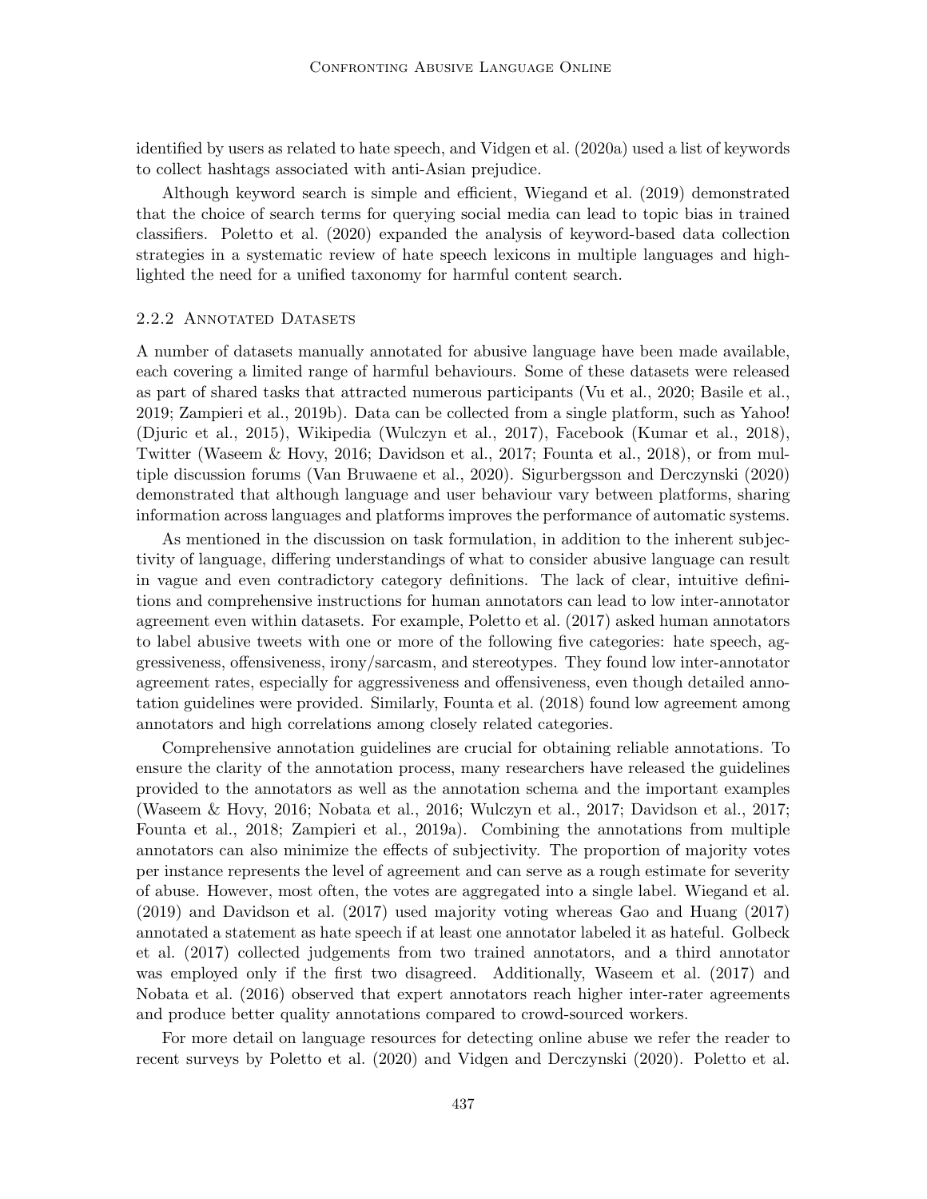identified by users as related to hate speech, and Vidgen et al. (2020a) used a list of keywords to collect hashtags associated with anti-Asian prejudice.

Although keyword search is simple and efficient, Wiegand et al. (2019) demonstrated that the choice of search terms for querying social media can lead to topic bias in trained classifiers. Poletto et al. (2020) expanded the analysis of keyword-based data collection strategies in a systematic review of hate speech lexicons in multiple languages and highlighted the need for a unified taxonomy for harmful content search.

### 2.2.2 Annotated Datasets

A number of datasets manually annotated for abusive language have been made available, each covering a limited range of harmful behaviours. Some of these datasets were released as part of shared tasks that attracted numerous participants (Vu et al., 2020; Basile et al., 2019; Zampieri et al., 2019b). Data can be collected from a single platform, such as Yahoo! (Djuric et al., 2015), Wikipedia (Wulczyn et al., 2017), Facebook (Kumar et al., 2018), Twitter (Waseem & Hovy, 2016; Davidson et al., 2017; Founta et al., 2018), or from multiple discussion forums (Van Bruwaene et al., 2020). Sigurbergsson and Derczynski (2020) demonstrated that although language and user behaviour vary between platforms, sharing information across languages and platforms improves the performance of automatic systems.

As mentioned in the discussion on task formulation, in addition to the inherent subjectivity of language, differing understandings of what to consider abusive language can result in vague and even contradictory category definitions. The lack of clear, intuitive definitions and comprehensive instructions for human annotators can lead to low inter-annotator agreement even within datasets. For example, Poletto et al. (2017) asked human annotators to label abusive tweets with one or more of the following five categories: hate speech, aggressiveness, offensiveness, irony/sarcasm, and stereotypes. They found low inter-annotator agreement rates, especially for aggressiveness and offensiveness, even though detailed annotation guidelines were provided. Similarly, Founta et al. (2018) found low agreement among annotators and high correlations among closely related categories.

Comprehensive annotation guidelines are crucial for obtaining reliable annotations. To ensure the clarity of the annotation process, many researchers have released the guidelines provided to the annotators as well as the annotation schema and the important examples (Waseem & Hovy, 2016; Nobata et al., 2016; Wulczyn et al., 2017; Davidson et al., 2017; Founta et al., 2018; Zampieri et al., 2019a). Combining the annotations from multiple annotators can also minimize the effects of subjectivity. The proportion of majority votes per instance represents the level of agreement and can serve as a rough estimate for severity of abuse. However, most often, the votes are aggregated into a single label. Wiegand et al. (2019) and Davidson et al. (2017) used majority voting whereas Gao and Huang (2017) annotated a statement as hate speech if at least one annotator labeled it as hateful. Golbeck et al. (2017) collected judgements from two trained annotators, and a third annotator was employed only if the first two disagreed. Additionally, Waseem et al. (2017) and Nobata et al. (2016) observed that expert annotators reach higher inter-rater agreements and produce better quality annotations compared to crowd-sourced workers.

For more detail on language resources for detecting online abuse we refer the reader to recent surveys by Poletto et al. (2020) and Vidgen and Derczynski (2020). Poletto et al.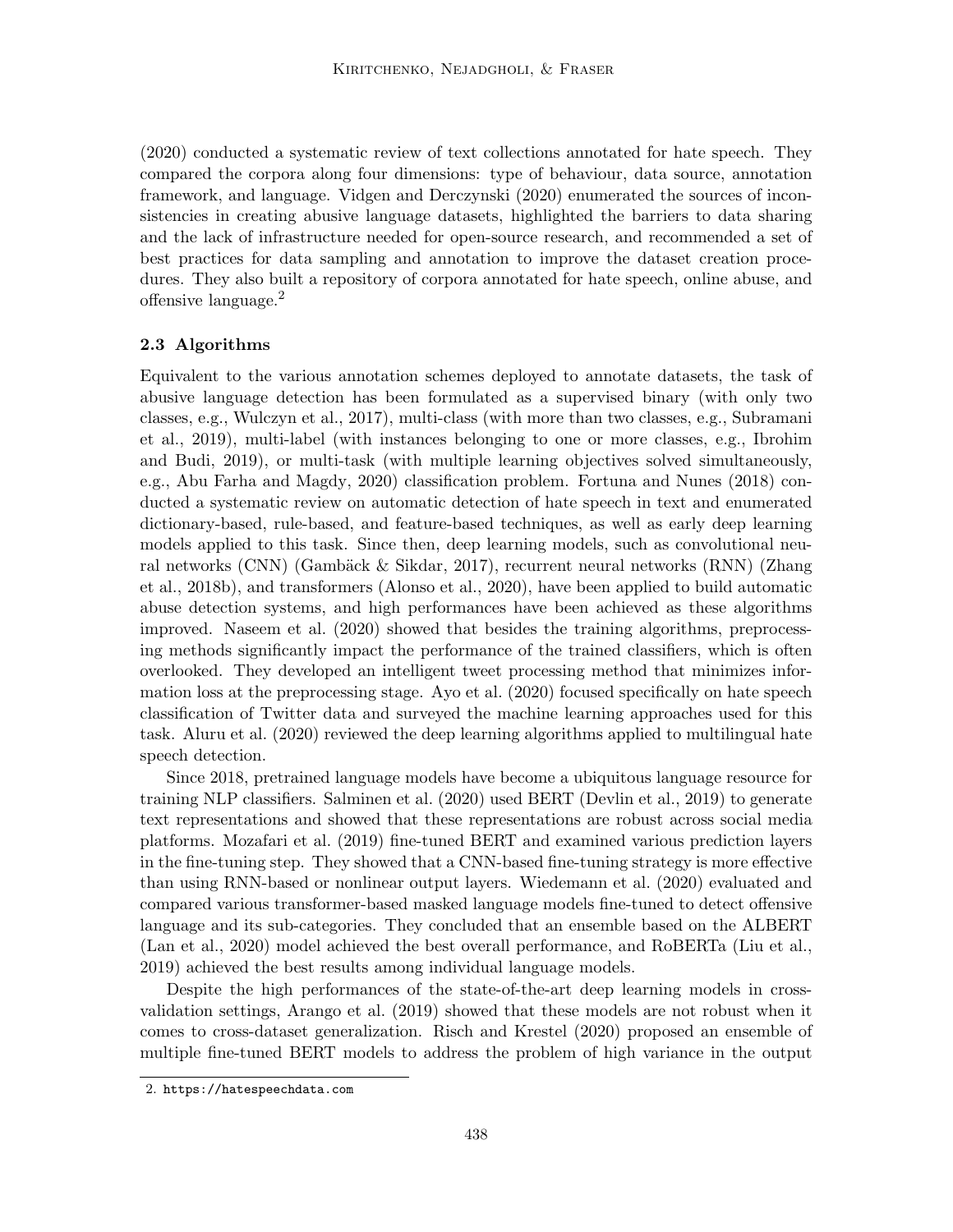(2020) conducted a systematic review of text collections annotated for hate speech. They compared the corpora along four dimensions: type of behaviour, data source, annotation framework, and language. Vidgen and Derczynski (2020) enumerated the sources of inconsistencies in creating abusive language datasets, highlighted the barriers to data sharing and the lack of infrastructure needed for open-source research, and recommended a set of best practices for data sampling and annotation to improve the dataset creation procedures. They also built a repository of corpora annotated for hate speech, online abuse, and offensive language.[2]

### 2.3 Algorithms

Equivalent to the various annotation schemes deployed to annotate datasets, the task of abusive language detection has been formulated as a supervised binary (with only two classes, e.g., Wulczyn et al., 2017), multi-class (with more than two classes, e.g., Subramani et al., 2019), multi-label (with instances belonging to one or more classes, e.g., Ibrohim and Budi, 2019), or multi-task (with multiple learning objectives solved simultaneously, e.g., Abu Farha and Magdy, 2020) classification problem. Fortuna and Nunes (2018) conducted a systematic review on automatic detection of hate speech in text and enumerated dictionary-based, rule-based, and feature-based techniques, as well as early deep learning models applied to this task. Since then, deep learning models, such as convolutional neural networks (CNN) (Gambäck & Sikdar, 2017), recurrent neural networks (RNN) (Zhang et al., 2018b), and transformers (Alonso et al., 2020), have been applied to build automatic abuse detection systems, and high performances have been achieved as these algorithms improved. Naseem et al. (2020) showed that besides the training algorithms, preprocessing methods significantly impact the performance of the trained classifiers, which is often overlooked. They developed an intelligent tweet processing method that minimizes information loss at the preprocessing stage. Ayo et al. (2020) focused specifically on hate speech classification of Twitter data and surveyed the machine learning approaches used for this task. Aluru et al. (2020) reviewed the deep learning algorithms applied to multilingual hate speech detection.

Since 2018, pretrained language models have become a ubiquitous language resource for training NLP classifiers. Salminen et al. (2020) used BERT (Devlin et al., 2019) to generate text representations and showed that these representations are robust across social media platforms. Mozafari et al. (2019) fine-tuned BERT and examined various prediction layers in the fine-tuning step. They showed that a CNN-based fine-tuning strategy is more effective than using RNN-based or nonlinear output layers. Wiedemann et al. (2020) evaluated and compared various transformer-based masked language models fine-tuned to detect offensive language and its sub-categories. They concluded that an ensemble based on the ALBERT (Lan et al., 2020) model achieved the best overall performance, and RoBERTa (Liu et al., 2019) achieved the best results among individual language models.

Despite the high performances of the state-of-the-art deep learning models in cross-validation settings, Arango et al. (2019) showed that these models are not robust when it comes to cross-dataset generalization. Risch and Krestel (2020) proposed an ensemble of multiple fine-tuned BERT models to address the problem of high variance in the output

2. https://hatespeechdata.com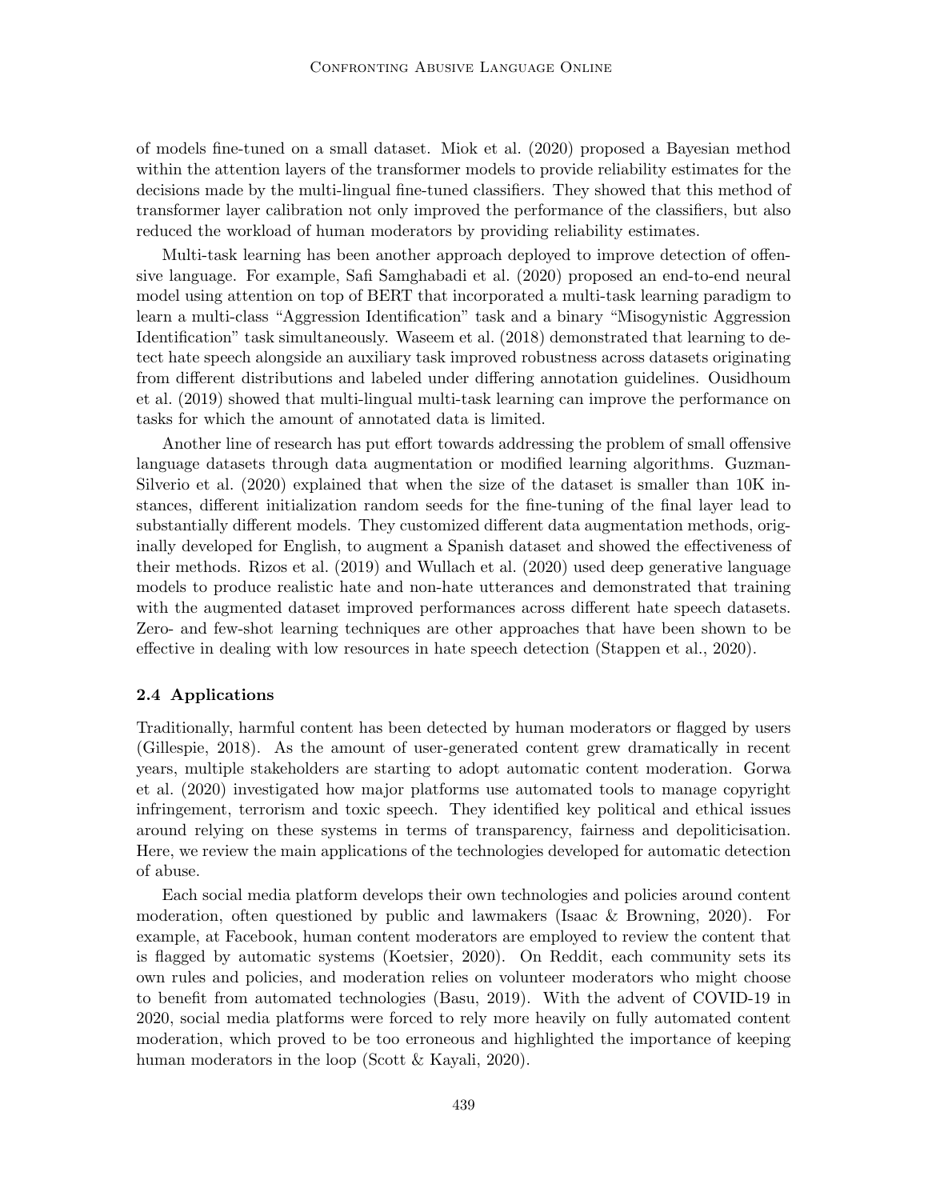of models fine-tuned on a small dataset. Miok et al. (2020) proposed a Bayesian method within the attention layers of the transformer models to provide reliability estimates for the decisions made by the multi-lingual fine-tuned classifiers. They showed that this method of transformer layer calibration not only improved the performance of the classifiers, but also reduced the workload of human moderators by providing reliability estimates.

Multi-task learning has been another approach deployed to improve detection of offensive language. For example, Safi Samghabadi et al. (2020) proposed an end-to-end neural model using attention on top of BERT that incorporated a multi-task learning paradigm to learn a multi-class "Aggression Identification" task and a binary "Misogynistic Aggression Identification" task simultaneously. Waseem et al. (2018) demonstrated that learning to detect hate speech alongside an auxiliary task improved robustness across datasets originating from different distributions and labeled under differing annotation guidelines. Ousidhoum et al. (2019) showed that multi-lingual multi-task learning can improve the performance on tasks for which the amount of annotated data is limited.

Another line of research has put effort towards addressing the problem of small offensive language datasets through data augmentation or modified learning algorithms. Guzman-Silverio et al. (2020) explained that when the size of the dataset is smaller than 10K instances, different initialization random seeds for the fine-tuning of the final layer lead to substantially different models. They customized different data augmentation methods, originally developed for English, to augment a Spanish dataset and showed the effectiveness of their methods. Rizos et al. (2019) and Wullach et al. (2020) used deep generative language models to produce realistic hate and non-hate utterances and demonstrated that training with the augmented dataset improved performances across different hate speech datasets. Zero- and few-shot learning techniques are other approaches that have been shown to be effective in dealing with low resources in hate speech detection (Stappen et al., 2020).

### 2.4 Applications

Traditionally, harmful content has been detected by human moderators or flagged by users (Gillespie, 2018). As the amount of user-generated content grew dramatically in recent years, multiple stakeholders are starting to adopt automatic content moderation. Gorwa et al. (2020) investigated how major platforms use automated tools to manage copyright infringement, terrorism and toxic speech. They identified key political and ethical issues around relying on these systems in terms of transparency, fairness and depoliticisation. Here, we review the main applications of the technologies developed for automatic detection of abuse.

Each social media platform develops their own technologies and policies around content moderation, often questioned by public and lawmakers (Isaac & Browning, 2020). For example, at Facebook, human content moderators are employed to review the content that is flagged by automatic systems (Koetsier, 2020). On Reddit, each community sets its own rules and policies, and moderation relies on volunteer moderators who might choose to benefit from automated technologies (Basu, 2019). With the advent of COVID-19 in 2020, social media platforms were forced to rely more heavily on fully automated content moderation, which proved to be too erroneous and highlighted the importance of keeping human moderators in the loop (Scott & Kayali, 2020).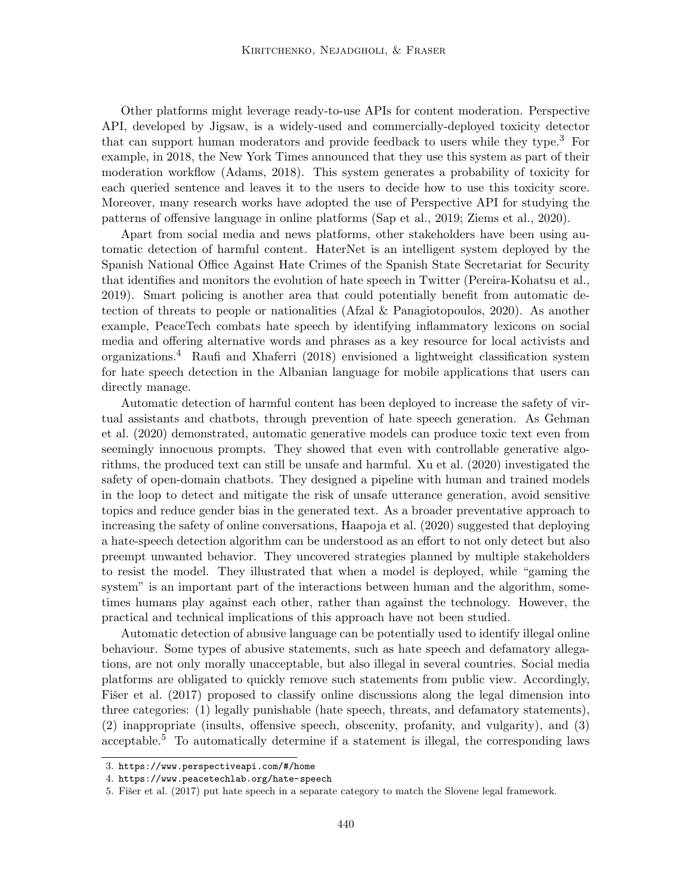Other platforms might leverage ready-to-use APIs for content moderation. Perspective API, developed by Jigsaw, is a widely-used and commercially-deployed toxicity detector that can support human moderators and provide feedback to users while they type.[3] For example, in 2018, the New York Times announced that they use this system as part of their moderation workflow (Adams, 2018). This system generates a probability of toxicity for each queried sentence and leaves it to the users to decide how to use this toxicity score. Moreover, many research works have adopted the use of Perspective API for studying the patterns of offensive language in online platforms (Sap et al., 2019; Ziems et al., 2020).

Apart from social media and news platforms, other stakeholders have been using automatic detection of harmful content. HaterNet is an intelligent system deployed by the Spanish National Office Against Hate Crimes of the Spanish State Secretariat for Security that identifies and monitors the evolution of hate speech in Twitter (Pereira-Kohatsu et al., 2019). Smart policing is another area that could potentially benefit from automatic detection of threats to people or nationalities (Afzal & Panagiotopoulos, 2020). As another example, PeaceTech combats hate speech by identifying inflammatory lexicons on social media and offering alternative words and phrases as a key resource for local activists and organizations.[4] Raufi and Xhaferri (2018) envisioned a lightweight classification system for hate speech detection in the Albanian language for mobile applications that users can directly manage.

Automatic detection of harmful content has been deployed to increase the safety of virtual assistants and chatbots, through prevention of hate speech generation. As Gehman et al. (2020) demonstrated, automatic generative models can produce toxic text even from seemingly innocuous prompts. They showed that even with controllable generative algorithms, the produced text can still be unsafe and harmful. Xu et al. (2020) investigated the safety of open-domain chatbots. They designed a pipeline with human and trained models in the loop to detect and mitigate the risk of unsafe utterance generation, avoid sensitive topics and reduce gender bias in the generated text. As a broader preventative approach to increasing the safety of online conversations, Haapoja et al. (2020) suggested that deploying a hate-speech detection algorithm can be understood as an effort to not only detect but also preempt unwanted behavior. They uncovered strategies planned by multiple stakeholders to resist the model. They illustrated that when a model is deployed, while "gaming the system" is an important part of the interactions between human and the algorithm, sometimes humans play against each other, rather than against the technology. However, the practical and technical implications of this approach have not been studied.

Automatic detection of abusive language can be potentially used to identify illegal online behaviour. Some types of abusive statements, such as hate speech and defamatory allegations, are not only morally unacceptable, but also illegal in several countries. Social media platforms are obligated to quickly remove such statements from public view. Accordingly, Fišer et al. (2017) proposed to classify online discussions along the legal dimension into three categories: (1) legally punishable (hate speech, threats, and defamatory statements), (2) inappropriate (insults, offensive speech, obscenity, profanity, and vulgarity), and (3) acceptable.[5] To automatically determine if a statement is illegal, the corresponding laws

---

3. https://www.perspectiveapi.com/#/home
4. https://www.peacetechlab.org/hate-speech
5. Fišer et al. (2017) put hate speech in a separate category to match the Slovene legal framework.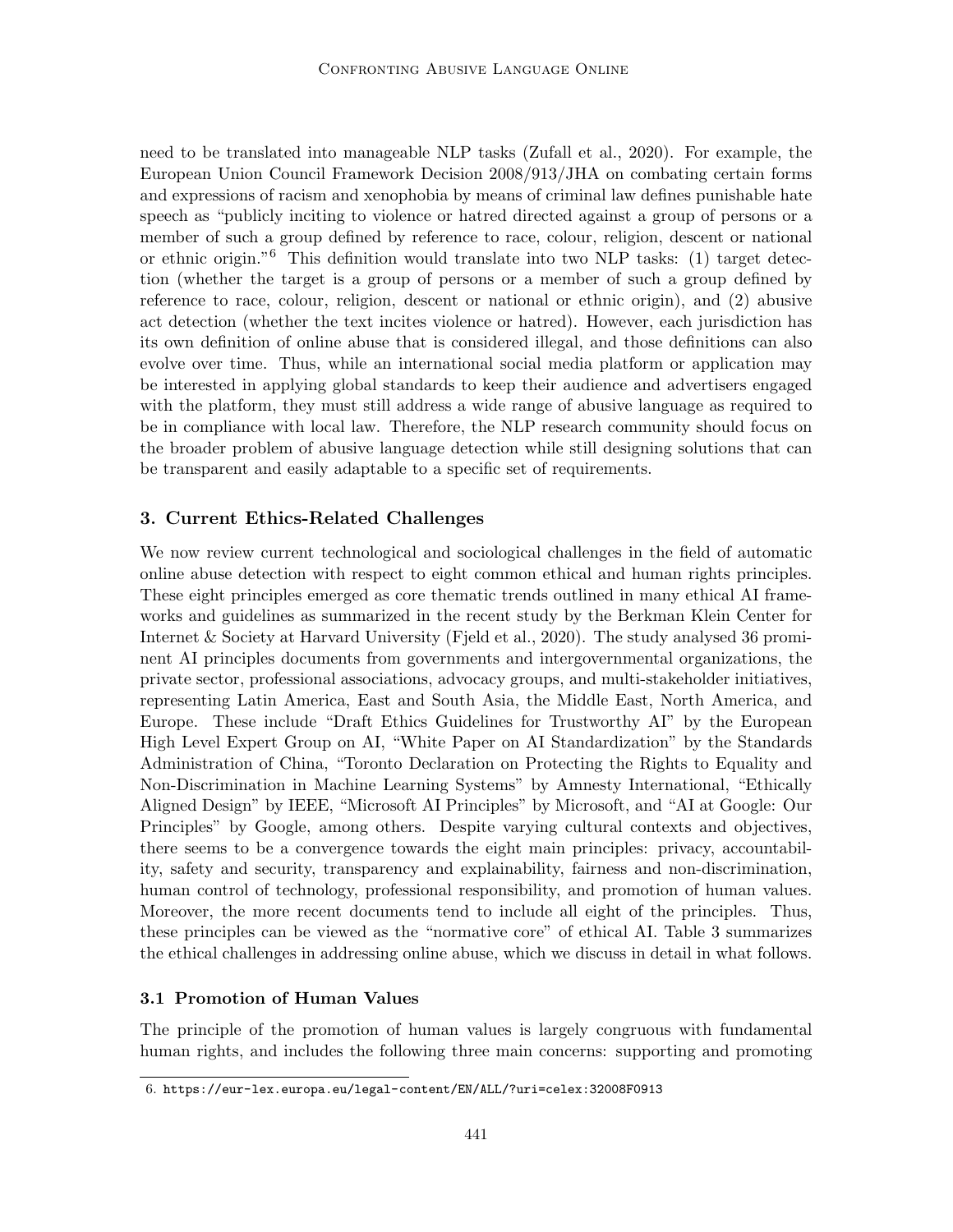need to be translated into manageable NLP tasks (Zufall et al., 2020). For example, the European Union Council Framework Decision 2008/913/JHA on combating certain forms and expressions of racism and xenophobia by means of criminal law defines punishable hate speech as "publicly inciting to violence or hatred directed against a group of persons or a member of such a group defined by reference to race, colour, religion, descent or national or ethnic origin."[6] This definition would translate into two NLP tasks: (1) target detection (whether the target is a group of persons or a member of such a group defined by reference to race, colour, religion, descent or national or ethnic origin), and (2) abusive act detection (whether the text incites violence or hatred). However, each jurisdiction has its own definition of online abuse that is considered illegal, and those definitions can also evolve over time. Thus, while an international social media platform or application may be interested in applying global standards to keep their audience and advertisers engaged with the platform, they must still address a wide range of abusive language as required to be in compliance with local law. Therefore, the NLP research community should focus on the broader problem of abusive language detection while still designing solutions that can be transparent and easily adaptable to a specific set of requirements.

## 3. Current Ethics-Related Challenges

We now review current technological and sociological challenges in the field of automatic online abuse detection with respect to eight common ethical and human rights principles. These eight principles emerged as core thematic trends outlined in many ethical AI frameworks and guidelines as summarized in the recent study by the Berkman Klein Center for Internet & Society at Harvard University (Fjeld et al., 2020). The study analysed 36 prominent AI principles documents from governments and intergovernmental organizations, the private sector, professional associations, advocacy groups, and multi-stakeholder initiatives, representing Latin America, East and South Asia, the Middle East, North America, and Europe. These include "Draft Ethics Guidelines for Trustworthy AI" by the European High Level Expert Group on AI, "White Paper on AI Standardization" by the Standards Administration of China, "Toronto Declaration on Protecting the Rights to Equality and Non-Discrimination in Machine Learning Systems" by Amnesty International, "Ethically Aligned Design" by IEEE, "Microsoft AI Principles" by Microsoft, and "AI at Google: Our Principles" by Google, among others. Despite varying cultural contexts and objectives, there seems to be a convergence towards the eight main principles: privacy, accountability, safety and security, transparency and explainability, fairness and non-discrimination, human control of technology, professional responsibility, and promotion of human values. Moreover, the more recent documents tend to include all eight of the principles. Thus, these principles can be viewed as the "normative core" of ethical AI. Table 3 summarizes the ethical challenges in addressing online abuse, which we discuss in detail in what follows.

### 3.1 Promotion of Human Values

The principle of the promotion of human values is largely congruous with fundamental human rights, and includes the following three main concerns: supporting and promoting

6. https://eur-lex.europa.eu/legal-content/EN/ALL/?uri=celex:32008F0913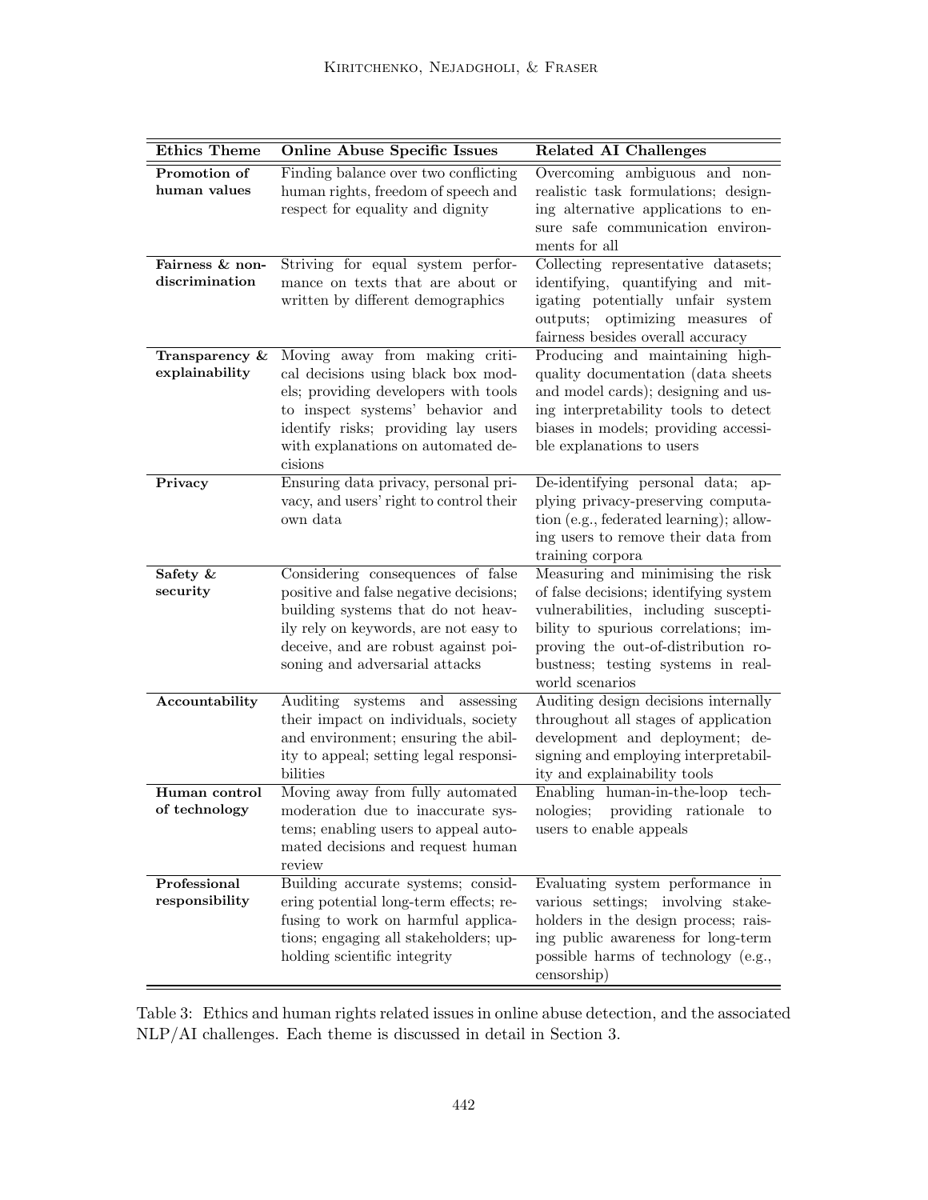| Ethics Theme | Online Abuse Specific Issues | Related AI Challenges |
|---|---|---|
| **Promotion of human values** | Finding balance over two conflicting human rights, freedom of speech and respect for equality and dignity | Overcoming ambiguous and non-realistic task formulations; designing alternative applications to ensure safe communication environments for all |
| **Fairness & non-discrimination** | Striving for equal system performance on texts that are about or written by different demographics | Collecting representative datasets; identifying, quantifying and mitigating potentially unfair system outputs; optimizing measures of fairness besides overall accuracy |
| **Transparency & explainability** | Moving away from making critical decisions using black box models; providing developers with tools to inspect systems' behavior and identify risks; providing lay users with explanations on automated decisions | Producing and maintaining high-quality documentation (data sheets and model cards); designing and using interpretability tools to detect biases in models; providing accessible explanations to users |
| **Privacy** | Ensuring data privacy, personal privacy, and users' right to control their own data | De-identifying personal data; applying privacy-preserving computation (e.g., federated learning); allowing users to remove their data from training corpora |
| **Safety & security** | Considering consequences of false positive and false negative decisions; building systems that do not heavily rely on keywords, are not easy to deceive, and are robust against poisoning and adversarial attacks | Measuring and minimising the risk of false decisions; identifying system vulnerabilities, including susceptibility to spurious correlations; improving the out-of-distribution robustness; testing systems in real-world scenarios |
| **Accountability** | Auditing systems and assessing their impact on individuals, society and environment; ensuring the ability to appeal; setting legal responsibilities | Auditing design decisions internally throughout all stages of application development and deployment; designing and employing interpretability and explainability tools |
| **Human control of technology** | Moving away from fully automated moderation due to inaccurate systems; enabling users to appeal automated decisions and request human review | Enabling human-in-the-loop technologies; providing rationale to users to enable appeals |
| **Professional responsibility** | Building accurate systems; considering potential long-term effects; refusing to work on harmful applications; engaging all stakeholders; upholding scientific integrity | Evaluating system performance in various settings; involving stakeholders in the design process; raising public awareness for long-term possible harms of technology (e.g., censorship) |

Table 3: Ethics and human rights related issues in online abuse detection, and the associated NLP/AI challenges. Each theme is discussed in detail in Section 3.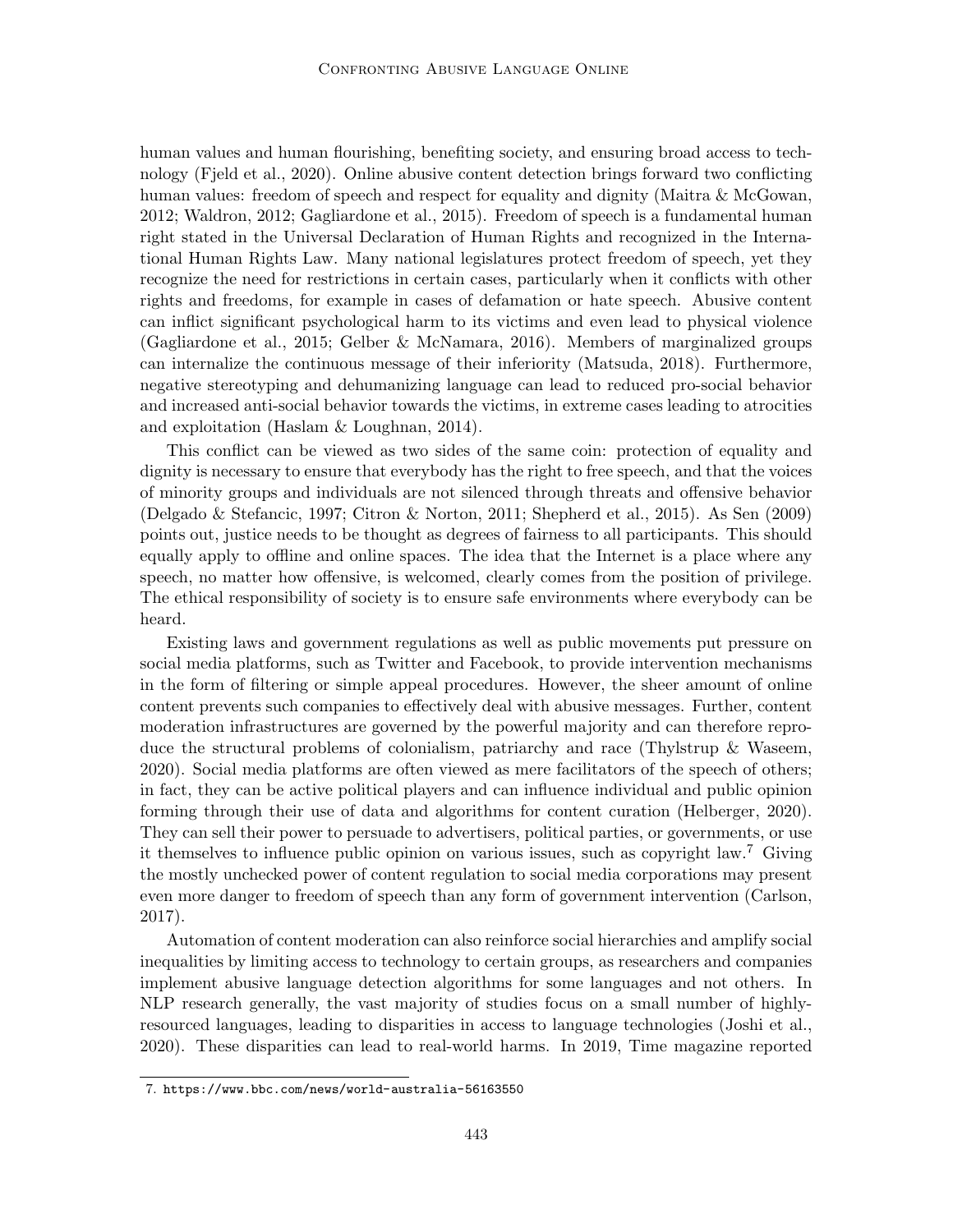human values and human flourishing, benefiting society, and ensuring broad access to technology (Fjeld et al., 2020). Online abusive content detection brings forward two conflicting human values: freedom of speech and respect for equality and dignity (Maitra & McGowan, 2012; Waldron, 2012; Gagliardone et al., 2015). Freedom of speech is a fundamental human right stated in the Universal Declaration of Human Rights and recognized in the International Human Rights Law. Many national legislatures protect freedom of speech, yet they recognize the need for restrictions in certain cases, particularly when it conflicts with other rights and freedoms, for example in cases of defamation or hate speech. Abusive content can inflict significant psychological harm to its victims and even lead to physical violence (Gagliardone et al., 2015; Gelber & McNamara, 2016). Members of marginalized groups can internalize the continuous message of their inferiority (Matsuda, 2018). Furthermore, negative stereotyping and dehumanizing language can lead to reduced pro-social behavior and increased anti-social behavior towards the victims, in extreme cases leading to atrocities and exploitation (Haslam & Loughnan, 2014).

This conflict can be viewed as two sides of the same coin: protection of equality and dignity is necessary to ensure that everybody has the right to free speech, and that the voices of minority groups and individuals are not silenced through threats and offensive behavior (Delgado & Stefancic, 1997; Citron & Norton, 2011; Shepherd et al., 2015). As Sen (2009) points out, justice needs to be thought as degrees of fairness to all participants. This should equally apply to offline and online spaces. The idea that the Internet is a place where any speech, no matter how offensive, is welcomed, clearly comes from the position of privilege. The ethical responsibility of society is to ensure safe environments where everybody can be heard.

Existing laws and government regulations as well as public movements put pressure on social media platforms, such as Twitter and Facebook, to provide intervention mechanisms in the form of filtering or simple appeal procedures. However, the sheer amount of online content prevents such companies to effectively deal with abusive messages. Further, content moderation infrastructures are governed by the powerful majority and can therefore reproduce the structural problems of colonialism, patriarchy and race (Thylstrup & Waseem, 2020). Social media platforms are often viewed as mere facilitators of the speech of others; in fact, they can be active political players and can influence individual and public opinion forming through their use of data and algorithms for content curation (Helberger, 2020). They can sell their power to persuade to advertisers, political parties, or governments, or use it themselves to influence public opinion on various issues, such as copyright law.[7] Giving the mostly unchecked power of content regulation to social media corporations may present even more danger to freedom of speech than any form of government intervention (Carlson, 2017).

Automation of content moderation can also reinforce social hierarchies and amplify social inequalities by limiting access to technology to certain groups, as researchers and companies implement abusive language detection algorithms for some languages and not others. In NLP research generally, the vast majority of studies focus on a small number of highly-resourced languages, leading to disparities in access to language technologies (Joshi et al., 2020). These disparities can lead to real-world harms. In 2019, Time magazine reported

7. https://www.bbc.com/news/world-australia-56163550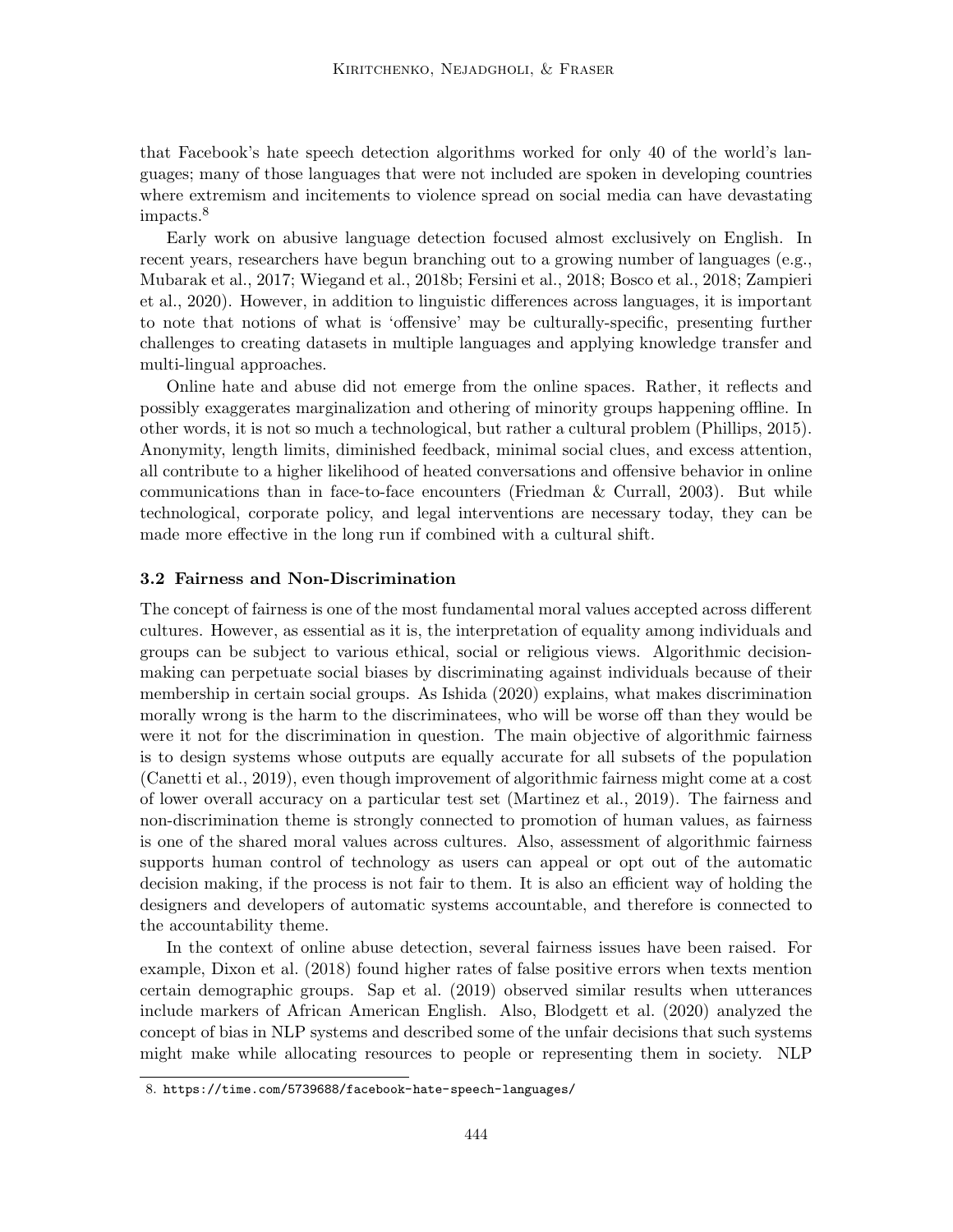that Facebook's hate speech detection algorithms worked for only 40 of the world's languages; many of those languages that were not included are spoken in developing countries where extremism and incitements to violence spread on social media can have devastating impacts.[8]

Early work on abusive language detection focused almost exclusively on English. In recent years, researchers have begun branching out to a growing number of languages (e.g., Mubarak et al., 2017; Wiegand et al., 2018b; Fersini et al., 2018; Bosco et al., 2018; Zampieri et al., 2020). However, in addition to linguistic differences across languages, it is important to note that notions of what is 'offensive' may be culturally-specific, presenting further challenges to creating datasets in multiple languages and applying knowledge transfer and multi-lingual approaches.

Online hate and abuse did not emerge from the online spaces. Rather, it reflects and possibly exaggerates marginalization and othering of minority groups happening offline. In other words, it is not so much a technological, but rather a cultural problem (Phillips, 2015). Anonymity, length limits, diminished feedback, minimal social clues, and excess attention, all contribute to a higher likelihood of heated conversations and offensive behavior in online communications than in face-to-face encounters (Friedman & Currall, 2003). But while technological, corporate policy, and legal interventions are necessary today, they can be made more effective in the long run if combined with a cultural shift.

### 3.2 Fairness and Non-Discrimination

The concept of fairness is one of the most fundamental moral values accepted across different cultures. However, as essential as it is, the interpretation of equality among individuals and groups can be subject to various ethical, social or religious views. Algorithmic decision-making can perpetuate social biases by discriminating against individuals because of their membership in certain social groups. As Ishida (2020) explains, what makes discrimination morally wrong is the harm to the discriminatees, who will be worse off than they would be were it not for the discrimination in question. The main objective of algorithmic fairness is to design systems whose outputs are equally accurate for all subsets of the population (Canetti et al., 2019), even though improvement of algorithmic fairness might come at a cost of lower overall accuracy on a particular test set (Martinez et al., 2019). The fairness and non-discrimination theme is strongly connected to promotion of human values, as fairness is one of the shared moral values across cultures. Also, assessment of algorithmic fairness supports human control of technology as users can appeal or opt out of the automatic decision making, if the process is not fair to them. It is also an efficient way of holding the designers and developers of automatic systems accountable, and therefore is connected to the accountability theme.

In the context of online abuse detection, several fairness issues have been raised. For example, Dixon et al. (2018) found higher rates of false positive errors when texts mention certain demographic groups. Sap et al. (2019) observed similar results when utterances include markers of African American English. Also, Blodgett et al. (2020) analyzed the concept of bias in NLP systems and described some of the unfair decisions that such systems might make while allocating resources to people or representing them in society. NLP

8. https://time.com/5739688/facebook-hate-speech-languages/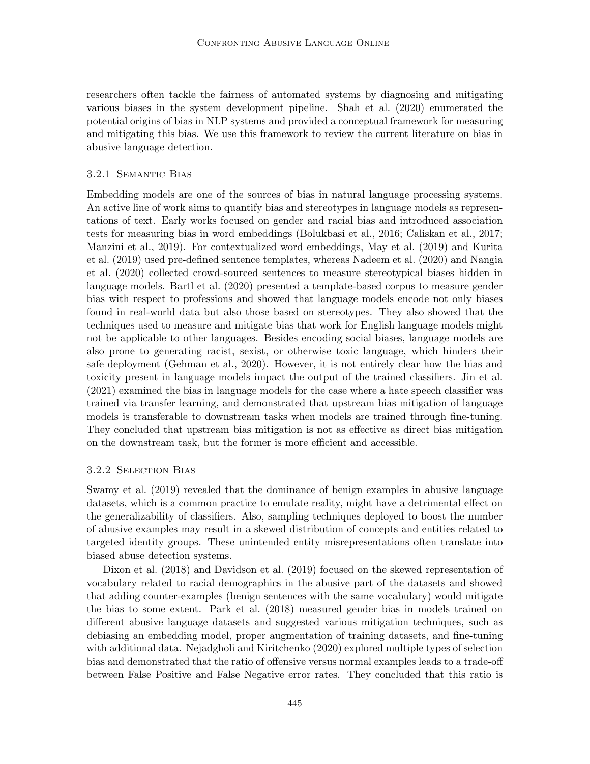researchers often tackle the fairness of automated systems by diagnosing and mitigating various biases in the system development pipeline. Shah et al. (2020) enumerated the potential origins of bias in NLP systems and provided a conceptual framework for measuring and mitigating this bias. We use this framework to review the current literature on bias in abusive language detection.

### 3.2.1 Semantic Bias

Embedding models are one of the sources of bias in natural language processing systems. An active line of work aims to quantify bias and stereotypes in language models as representations of text. Early works focused on gender and racial bias and introduced association tests for measuring bias in word embeddings (Bolukbasi et al., 2016; Caliskan et al., 2017; Manzini et al., 2019). For contextualized word embeddings, May et al. (2019) and Kurita et al. (2019) used pre-defined sentence templates, whereas Nadeem et al. (2020) and Nangia et al. (2020) collected crowd-sourced sentences to measure stereotypical biases hidden in language models. Bartl et al. (2020) presented a template-based corpus to measure gender bias with respect to professions and showed that language models encode not only biases found in real-world data but also those based on stereotypes. They also showed that the techniques used to measure and mitigate bias that work for English language models might not be applicable to other languages. Besides encoding social biases, language models are also prone to generating racist, sexist, or otherwise toxic language, which hinders their safe deployment (Gehman et al., 2020). However, it is not entirely clear how the bias and toxicity present in language models impact the output of the trained classifiers. Jin et al. (2021) examined the bias in language models for the case where a hate speech classifier was trained via transfer learning, and demonstrated that upstream bias mitigation of language models is transferable to downstream tasks when models are trained through fine-tuning. They concluded that upstream bias mitigation is not as effective as direct bias mitigation on the downstream task, but the former is more efficient and accessible.

### 3.2.2 Selection Bias

Swamy et al. (2019) revealed that the dominance of benign examples in abusive language datasets, which is a common practice to emulate reality, might have a detrimental effect on the generalizability of classifiers. Also, sampling techniques deployed to boost the number of abusive examples may result in a skewed distribution of concepts and entities related to targeted identity groups. These unintended entity misrepresentations often translate into biased abuse detection systems.

Dixon et al. (2018) and Davidson et al. (2019) focused on the skewed representation of vocabulary related to racial demographics in the abusive part of the datasets and showed that adding counter-examples (benign sentences with the same vocabulary) would mitigate the bias to some extent. Park et al. (2018) measured gender bias in models trained on different abusive language datasets and suggested various mitigation techniques, such as debiasing an embedding model, proper augmentation of training datasets, and fine-tuning with additional data. Nejadgholi and Kiritchenko (2020) explored multiple types of selection bias and demonstrated that the ratio of offensive versus normal examples leads to a trade-off between False Positive and False Negative error rates. They concluded that this ratio is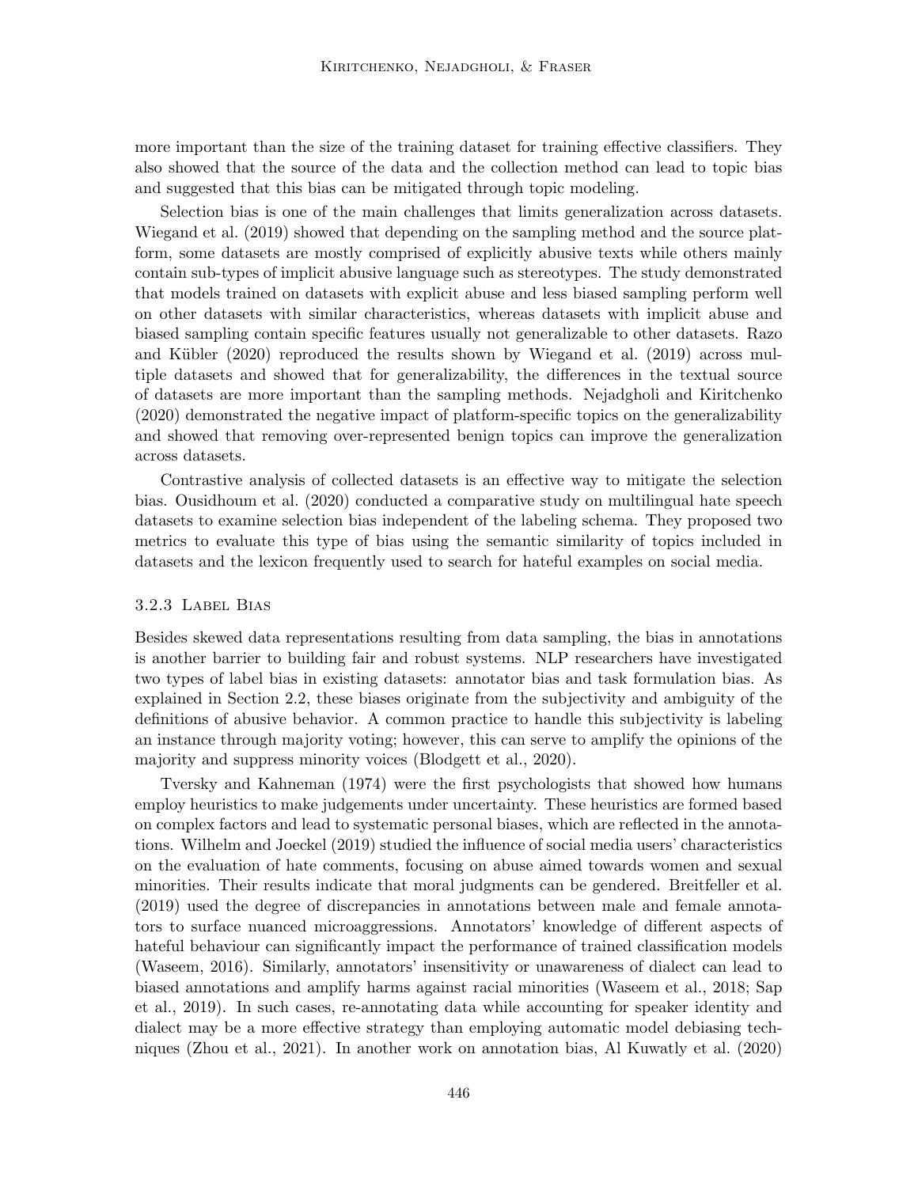more important than the size of the training dataset for training effective classifiers. They also showed that the source of the data and the collection method can lead to topic bias and suggested that this bias can be mitigated through topic modeling.

Selection bias is one of the main challenges that limits generalization across datasets. Wiegand et al. (2019) showed that depending on the sampling method and the source platform, some datasets are mostly comprised of explicitly abusive texts while others mainly contain sub-types of implicit abusive language such as stereotypes. The study demonstrated that models trained on datasets with explicit abuse and less biased sampling perform well on other datasets with similar characteristics, whereas datasets with implicit abuse and biased sampling contain specific features usually not generalizable to other datasets. Razo and Kübler (2020) reproduced the results shown by Wiegand et al. (2019) across multiple datasets and showed that for generalizability, the differences in the textual source of datasets are more important than the sampling methods. Nejadgholi and Kiritchenko (2020) demonstrated the negative impact of platform-specific topics on the generalizability and showed that removing over-represented benign topics can improve the generalization across datasets.

Contrastive analysis of collected datasets is an effective way to mitigate the selection bias. Ousidhoum et al. (2020) conducted a comparative study on multilingual hate speech datasets to examine selection bias independent of the labeling schema. They proposed two metrics to evaluate this type of bias using the semantic similarity of topics included in datasets and the lexicon frequently used to search for hateful examples on social media.

### 3.2.3 Label Bias

Besides skewed data representations resulting from data sampling, the bias in annotations is another barrier to building fair and robust systems. NLP researchers have investigated two types of label bias in existing datasets: annotator bias and task formulation bias. As explained in Section 2.2, these biases originate from the subjectivity and ambiguity of the definitions of abusive behavior. A common practice to handle this subjectivity is labeling an instance through majority voting; however, this can serve to amplify the opinions of the majority and suppress minority voices (Blodgett et al., 2020).

Tversky and Kahneman (1974) were the first psychologists that showed how humans employ heuristics to make judgements under uncertainty. These heuristics are formed based on complex factors and lead to systematic personal biases, which are reflected in the annotations. Wilhelm and Joeckel (2019) studied the influence of social media users' characteristics on the evaluation of hate comments, focusing on abuse aimed towards women and sexual minorities. Their results indicate that moral judgments can be gendered. Breitfeller et al. (2019) used the degree of discrepancies in annotations between male and female annotators to surface nuanced microaggressions. Annotators' knowledge of different aspects of hateful behaviour can significantly impact the performance of trained classification models (Waseem, 2016). Similarly, annotators' insensitivity or unawareness of dialect can lead to biased annotations and amplify harms against racial minorities (Waseem et al., 2018; Sap et al., 2019). In such cases, re-annotating data while accounting for speaker identity and dialect may be a more effective strategy than employing automatic model debiasing techniques (Zhou et al., 2021). In another work on annotation bias, Al Kuwatly et al. (2020)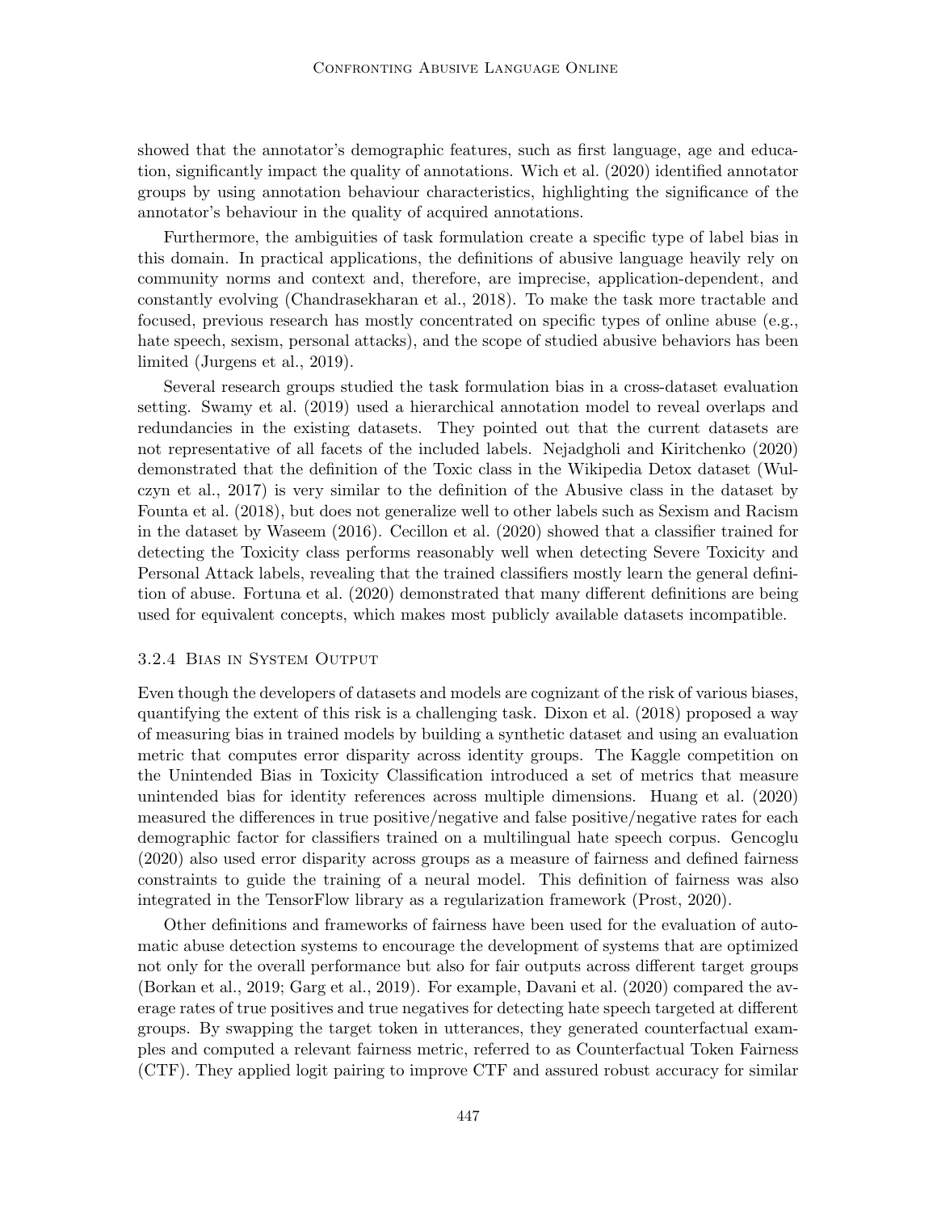showed that the annotator's demographic features, such as first language, age and education, significantly impact the quality of annotations. Wich et al. (2020) identified annotator groups by using annotation behaviour characteristics, highlighting the significance of the annotator's behaviour in the quality of acquired annotations.

Furthermore, the ambiguities of task formulation create a specific type of label bias in this domain. In practical applications, the definitions of abusive language heavily rely on community norms and context and, therefore, are imprecise, application-dependent, and constantly evolving (Chandrasekharan et al., 2018). To make the task more tractable and focused, previous research has mostly concentrated on specific types of online abuse (e.g., hate speech, sexism, personal attacks), and the scope of studied abusive behaviors has been limited (Jurgens et al., 2019).

Several research groups studied the task formulation bias in a cross-dataset evaluation setting. Swamy et al. (2019) used a hierarchical annotation model to reveal overlaps and redundancies in the existing datasets. They pointed out that the current datasets are not representative of all facets of the included labels. Nejadgholi and Kiritchenko (2020) demonstrated that the definition of the Toxic class in the Wikipedia Detox dataset (Wulczyn et al., 2017) is very similar to the definition of the Abusive class in the dataset by Founta et al. (2018), but does not generalize well to other labels such as Sexism and Racism in the dataset by Waseem (2016). Cecillon et al. (2020) showed that a classifier trained for detecting the Toxicity class performs reasonably well when detecting Severe Toxicity and Personal Attack labels, revealing that the trained classifiers mostly learn the general definition of abuse. Fortuna et al. (2020) demonstrated that many different definitions are being used for equivalent concepts, which makes most publicly available datasets incompatible.

#### 3.2.4 Bias in System Output

Even though the developers of datasets and models are cognizant of the risk of various biases, quantifying the extent of this risk is a challenging task. Dixon et al. (2018) proposed a way of measuring bias in trained models by building a synthetic dataset and using an evaluation metric that computes error disparity across identity groups. The Kaggle competition on the Unintended Bias in Toxicity Classification introduced a set of metrics that measure unintended bias for identity references across multiple dimensions. Huang et al. (2020) measured the differences in true positive/negative and false positive/negative rates for each demographic factor for classifiers trained on a multilingual hate speech corpus. Gencoglu (2020) also used error disparity across groups as a measure of fairness and defined fairness constraints to guide the training of a neural model. This definition of fairness was also integrated in the TensorFlow library as a regularization framework (Prost, 2020).

Other definitions and frameworks of fairness have been used for the evaluation of automatic abuse detection systems to encourage the development of systems that are optimized not only for the overall performance but also for fair outputs across different target groups (Borkan et al., 2019; Garg et al., 2019). For example, Davani et al. (2020) compared the average rates of true positives and true negatives for detecting hate speech targeted at different groups. By swapping the target token in utterances, they generated counterfactual examples and computed a relevant fairness metric, referred to as Counterfactual Token Fairness (CTF). They applied logit pairing to improve CTF and assured robust accuracy for similar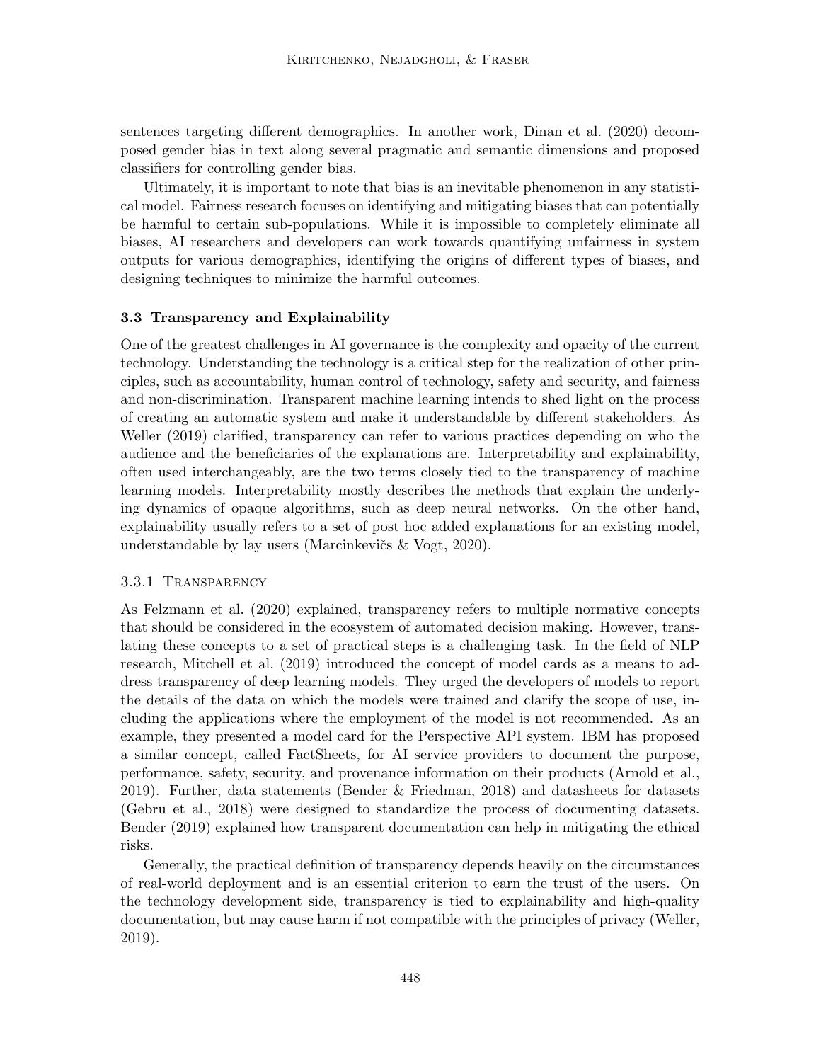sentences targeting different demographics. In another work, Dinan et al. (2020) decomposed gender bias in text along several pragmatic and semantic dimensions and proposed classifiers for controlling gender bias.

Ultimately, it is important to note that bias is an inevitable phenomenon in any statistical model. Fairness research focuses on identifying and mitigating biases that can potentially be harmful to certain sub-populations. While it is impossible to completely eliminate all biases, AI researchers and developers can work towards quantifying unfairness in system outputs for various demographics, identifying the origins of different types of biases, and designing techniques to minimize the harmful outcomes.

### 3.3 Transparency and Explainability

One of the greatest challenges in AI governance is the complexity and opacity of the current technology. Understanding the technology is a critical step for the realization of other principles, such as accountability, human control of technology, safety and security, and fairness and non-discrimination. Transparent machine learning intends to shed light on the process of creating an automatic system and make it understandable by different stakeholders. As Weller (2019) clarified, transparency can refer to various practices depending on who the audience and the beneficiaries of the explanations are. Interpretability and explainability, often used interchangeably, are the two terms closely tied to the transparency of machine learning models. Interpretability mostly describes the methods that explain the underlying dynamics of opaque algorithms, such as deep neural networks. On the other hand, explainability usually refers to a set of post hoc added explanations for an existing model, understandable by lay users (Marcinkevičs & Vogt, 2020).

#### 3.3.1 Transparency

As Felzmann et al. (2020) explained, transparency refers to multiple normative concepts that should be considered in the ecosystem of automated decision making. However, translating these concepts to a set of practical steps is a challenging task. In the field of NLP research, Mitchell et al. (2019) introduced the concept of model cards as a means to address transparency of deep learning models. They urged the developers of models to report the details of the data on which the models were trained and clarify the scope of use, including the applications where the employment of the model is not recommended. As an example, they presented a model card for the Perspective API system. IBM has proposed a similar concept, called FactSheets, for AI service providers to document the purpose, performance, safety, security, and provenance information on their products (Arnold et al., 2019). Further, data statements (Bender & Friedman, 2018) and datasheets for datasets (Gebru et al., 2018) were designed to standardize the process of documenting datasets. Bender (2019) explained how transparent documentation can help in mitigating the ethical risks.

Generally, the practical definition of transparency depends heavily on the circumstances of real-world deployment and is an essential criterion to earn the trust of the users. On the technology development side, transparency is tied to explainability and high-quality documentation, but may cause harm if not compatible with the principles of privacy (Weller, 2019).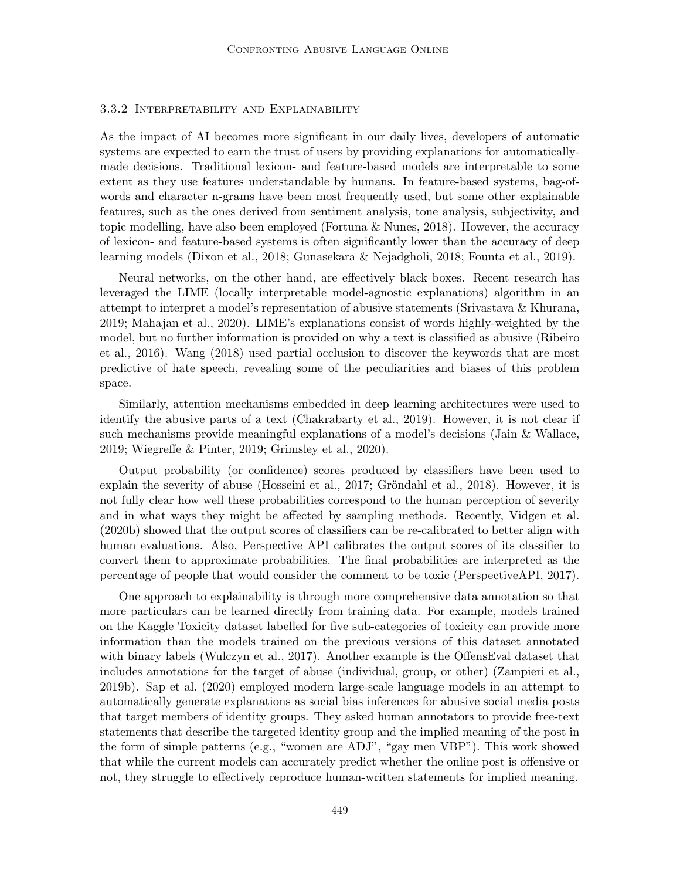#### 3.3.2 Interpretability and Explainability

As the impact of AI becomes more significant in our daily lives, developers of automatic systems are expected to earn the trust of users by providing explanations for automatically-made decisions. Traditional lexicon- and feature-based models are interpretable to some extent as they use features understandable by humans. In feature-based systems, bag-of-words and character n-grams have been most frequently used, but some other explainable features, such as the ones derived from sentiment analysis, tone analysis, subjectivity, and topic modelling, have also been employed (Fortuna & Nunes, 2018). However, the accuracy of lexicon- and feature-based systems is often significantly lower than the accuracy of deep learning models (Dixon et al., 2018; Gunasekara & Nejadgholi, 2018; Founta et al., 2019).

Neural networks, on the other hand, are effectively black boxes. Recent research has leveraged the LIME (locally interpretable model-agnostic explanations) algorithm in an attempt to interpret a model's representation of abusive statements (Srivastava & Khurana, 2019; Mahajan et al., 2020). LIME's explanations consist of words highly-weighted by the model, but no further information is provided on why a text is classified as abusive (Ribeiro et al., 2016). Wang (2018) used partial occlusion to discover the keywords that are most predictive of hate speech, revealing some of the peculiarities and biases of this problem space.

Similarly, attention mechanisms embedded in deep learning architectures were used to identify the abusive parts of a text (Chakrabarty et al., 2019). However, it is not clear if such mechanisms provide meaningful explanations of a model's decisions (Jain & Wallace, 2019; Wiegreffe & Pinter, 2019; Grimsley et al., 2020).

Output probability (or confidence) scores produced by classifiers have been used to explain the severity of abuse (Hosseini et al., 2017; Gröndahl et al., 2018). However, it is not fully clear how well these probabilities correspond to the human perception of severity and in what ways they might be affected by sampling methods. Recently, Vidgen et al. (2020b) showed that the output scores of classifiers can be re-calibrated to better align with human evaluations. Also, Perspective API calibrates the output scores of its classifier to convert them to approximate probabilities. The final probabilities are interpreted as the percentage of people that would consider the comment to be toxic (PerspectiveAPI, 2017).

One approach to explainability is through more comprehensive data annotation so that more particulars can be learned directly from training data. For example, models trained on the Kaggle Toxicity dataset labelled for five sub-categories of toxicity can provide more information than the models trained on the previous versions of this dataset annotated with binary labels (Wulczyn et al., 2017). Another example is the OffensEval dataset that includes annotations for the target of abuse (individual, group, or other) (Zampieri et al., 2019b). Sap et al. (2020) employed modern large-scale language models in an attempt to automatically generate explanations as social bias inferences for abusive social media posts that target members of identity groups. They asked human annotators to provide free-text statements that describe the targeted identity group and the implied meaning of the post in the form of simple patterns (e.g., "women are ADJ", "gay men VBP"). This work showed that while the current models can accurately predict whether the online post is offensive or not, they struggle to effectively reproduce human-written statements for implied meaning.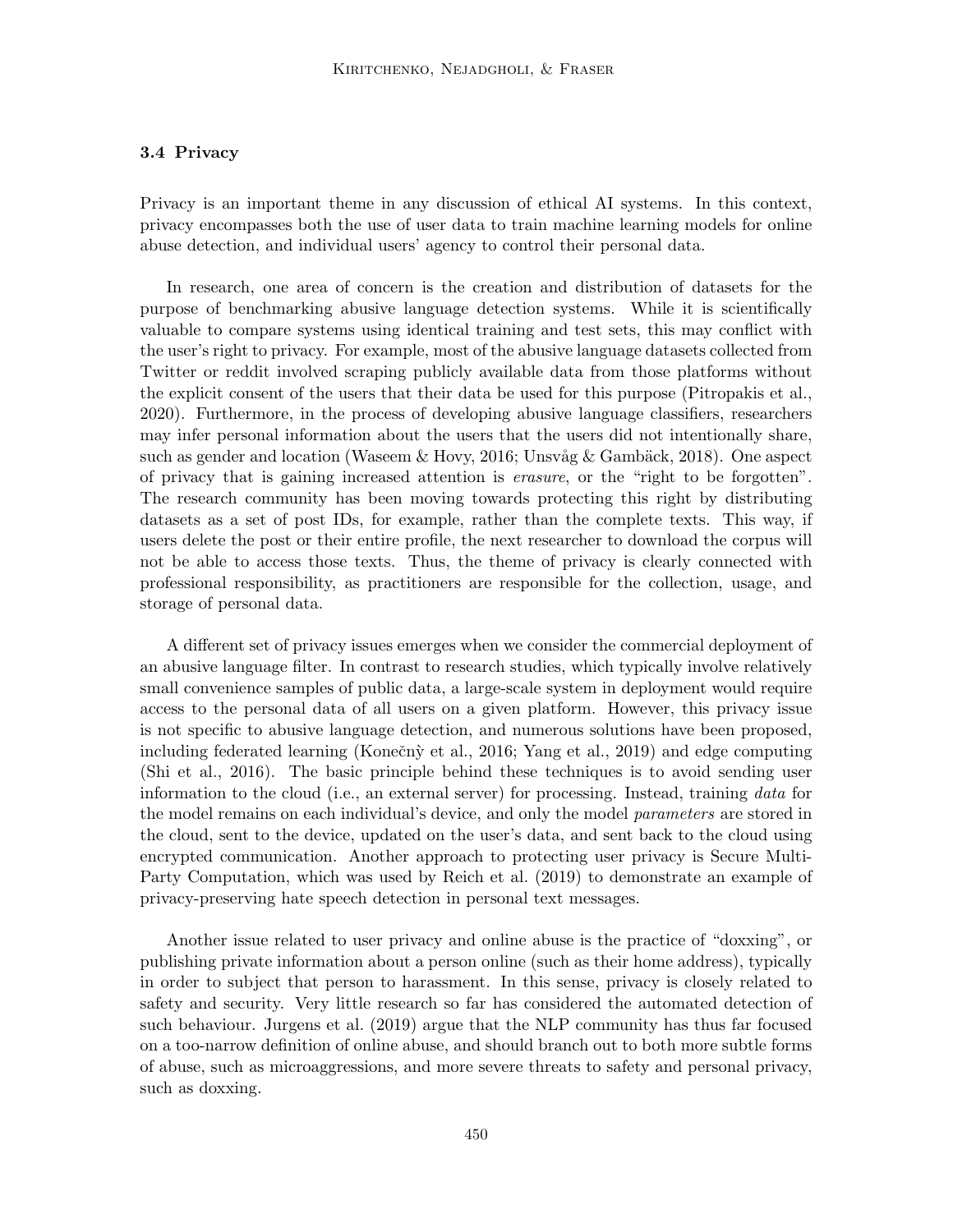### 3.4 Privacy

Privacy is an important theme in any discussion of ethical AI systems. In this context, privacy encompasses both the use of user data to train machine learning models for online abuse detection, and individual users' agency to control their personal data.

In research, one area of concern is the creation and distribution of datasets for the purpose of benchmarking abusive language detection systems. While it is scientifically valuable to compare systems using identical training and test sets, this may conflict with the user's right to privacy. For example, most of the abusive language datasets collected from Twitter or reddit involved scraping publicly available data from those platforms without the explicit consent of the users that their data be used for this purpose (Pitropakis et al., 2020). Furthermore, in the process of developing abusive language classifiers, researchers may infer personal information about the users that the users did not intentionally share, such as gender and location (Waseem & Hovy, 2016; Unsvåg & Gambäck, 2018). One aspect of privacy that is gaining increased attention is *erasure*, or the "right to be forgotten". The research community has been moving towards protecting this right by distributing datasets as a set of post IDs, for example, rather than the complete texts. This way, if users delete the post or their entire profile, the next researcher to download the corpus will not be able to access those texts. Thus, the theme of privacy is clearly connected with professional responsibility, as practitioners are responsible for the collection, usage, and storage of personal data.

A different set of privacy issues emerges when we consider the commercial deployment of an abusive language filter. In contrast to research studies, which typically involve relatively small convenience samples of public data, a large-scale system in deployment would require access to the personal data of all users on a given platform. However, this privacy issue is not specific to abusive language detection, and numerous solutions have been proposed, including federated learning (Konečný et al., 2016; Yang et al., 2019) and edge computing (Shi et al., 2016). The basic principle behind these techniques is to avoid sending user information to the cloud (i.e., an external server) for processing. Instead, training *data* for the model remains on each individual's device, and only the model *parameters* are stored in the cloud, sent to the device, updated on the user's data, and sent back to the cloud using encrypted communication. Another approach to protecting user privacy is Secure Multi-Party Computation, which was used by Reich et al. (2019) to demonstrate an example of privacy-preserving hate speech detection in personal text messages.

Another issue related to user privacy and online abuse is the practice of "doxxing", or publishing private information about a person online (such as their home address), typically in order to subject that person to harassment. In this sense, privacy is closely related to safety and security. Very little research so far has considered the automated detection of such behaviour. Jurgens et al. (2019) argue that the NLP community has thus far focused on a too-narrow definition of online abuse, and should branch out to both more subtle forms of abuse, such as microaggressions, and more severe threats to safety and personal privacy, such as doxxing.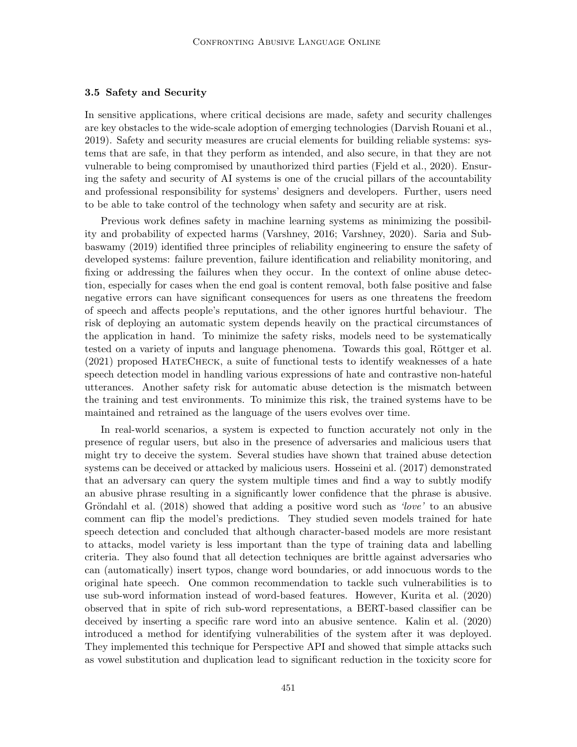### 3.5 Safety and Security

In sensitive applications, where critical decisions are made, safety and security challenges are key obstacles to the wide-scale adoption of emerging technologies (Darvish Rouani et al., 2019). Safety and security measures are crucial elements for building reliable systems: systems that are safe, in that they perform as intended, and also secure, in that they are not vulnerable to being compromised by unauthorized third parties (Fjeld et al., 2020). Ensuring the safety and security of AI systems is one of the crucial pillars of the accountability and professional responsibility for systems' designers and developers. Further, users need to be able to take control of the technology when safety and security are at risk.

Previous work defines safety in machine learning systems as minimizing the possibility and probability of expected harms (Varshney, 2016; Varshney, 2020). Saria and Subbaswamy (2019) identified three principles of reliability engineering to ensure the safety of developed systems: failure prevention, failure identification and reliability monitoring, and fixing or addressing the failures when they occur. In the context of online abuse detection, especially for cases when the end goal is content removal, both false positive and false negative errors can have significant consequences for users as one threatens the freedom of speech and affects people's reputations, and the other ignores hurtful behaviour. The risk of deploying an automatic system depends heavily on the practical circumstances of the application in hand. To minimize the safety risks, models need to be systematically tested on a variety of inputs and language phenomena. Towards this goal, Röttger et al. (2021) proposed HateCheck, a suite of functional tests to identify weaknesses of a hate speech detection model in handling various expressions of hate and contrastive non-hateful utterances. Another safety risk for automatic abuse detection is the mismatch between the training and test environments. To minimize this risk, the trained systems have to be maintained and retrained as the language of the users evolves over time.

In real-world scenarios, a system is expected to function accurately not only in the presence of regular users, but also in the presence of adversaries and malicious users that might try to deceive the system. Several studies have shown that trained abuse detection systems can be deceived or attacked by malicious users. Hosseini et al. (2017) demonstrated that an adversary can query the system multiple times and find a way to subtly modify an abusive phrase resulting in a significantly lower confidence that the phrase is abusive. Gröndahl et al. (2018) showed that adding a positive word such as *'love'* to an abusive comment can flip the model's predictions. They studied seven models trained for hate speech detection and concluded that although character-based models are more resistant to attacks, model variety is less important than the type of training data and labelling criteria. They also found that all detection techniques are brittle against adversaries who can (automatically) insert typos, change word boundaries, or add innocuous words to the original hate speech. One common recommendation to tackle such vulnerabilities is to use sub-word information instead of word-based features. However, Kurita et al. (2020) observed that in spite of rich sub-word representations, a BERT-based classifier can be deceived by inserting a specific rare word into an abusive sentence. Kalin et al. (2020) introduced a method for identifying vulnerabilities of the system after it was deployed. They implemented this technique for Perspective API and showed that simple attacks such as vowel substitution and duplication lead to significant reduction in the toxicity score for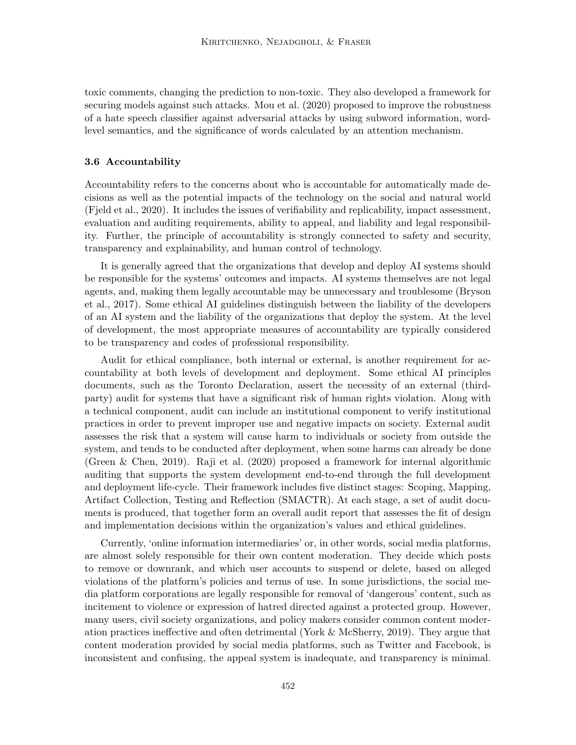toxic comments, changing the prediction to non-toxic. They also developed a framework for securing models against such attacks. Mou et al. (2020) proposed to improve the robustness of a hate speech classifier against adversarial attacks by using subword information, word-level semantics, and the significance of words calculated by an attention mechanism.

### 3.6 Accountability

Accountability refers to the concerns about who is accountable for automatically made decisions as well as the potential impacts of the technology on the social and natural world (Fjeld et al., 2020). It includes the issues of verifiability and replicability, impact assessment, evaluation and auditing requirements, ability to appeal, and liability and legal responsibility. Further, the principle of accountability is strongly connected to safety and security, transparency and explainability, and human control of technology.

It is generally agreed that the organizations that develop and deploy AI systems should be responsible for the systems' outcomes and impacts. AI systems themselves are not legal agents, and, making them legally accountable may be unnecessary and troublesome (Bryson et al., 2017). Some ethical AI guidelines distinguish between the liability of the developers of an AI system and the liability of the organizations that deploy the system. At the level of development, the most appropriate measures of accountability are typically considered to be transparency and codes of professional responsibility.

Audit for ethical compliance, both internal or external, is another requirement for accountability at both levels of development and deployment. Some ethical AI principles documents, such as the Toronto Declaration, assert the necessity of an external (third-party) audit for systems that have a significant risk of human rights violation. Along with a technical component, audit can include an institutional component to verify institutional practices in order to prevent improper use and negative impacts on society. External audit assesses the risk that a system will cause harm to individuals or society from outside the system, and tends to be conducted after deployment, when some harms can already be done (Green & Chen, 2019). Raji et al. (2020) proposed a framework for internal algorithmic auditing that supports the system development end-to-end through the full development and deployment life-cycle. Their framework includes five distinct stages: Scoping, Mapping, Artifact Collection, Testing and Reflection (SMACTR). At each stage, a set of audit documents is produced, that together form an overall audit report that assesses the fit of design and implementation decisions within the organization's values and ethical guidelines.

Currently, 'online information intermediaries' or, in other words, social media platforms, are almost solely responsible for their own content moderation. They decide which posts to remove or downrank, and which user accounts to suspend or delete, based on alleged violations of the platform's policies and terms of use. In some jurisdictions, the social media platform corporations are legally responsible for removal of 'dangerous' content, such as incitement to violence or expression of hatred directed against a protected group. However, many users, civil society organizations, and policy makers consider common content moderation practices ineffective and often detrimental (York & McSherry, 2019). They argue that content moderation provided by social media platforms, such as Twitter and Facebook, is inconsistent and confusing, the appeal system is inadequate, and transparency is minimal.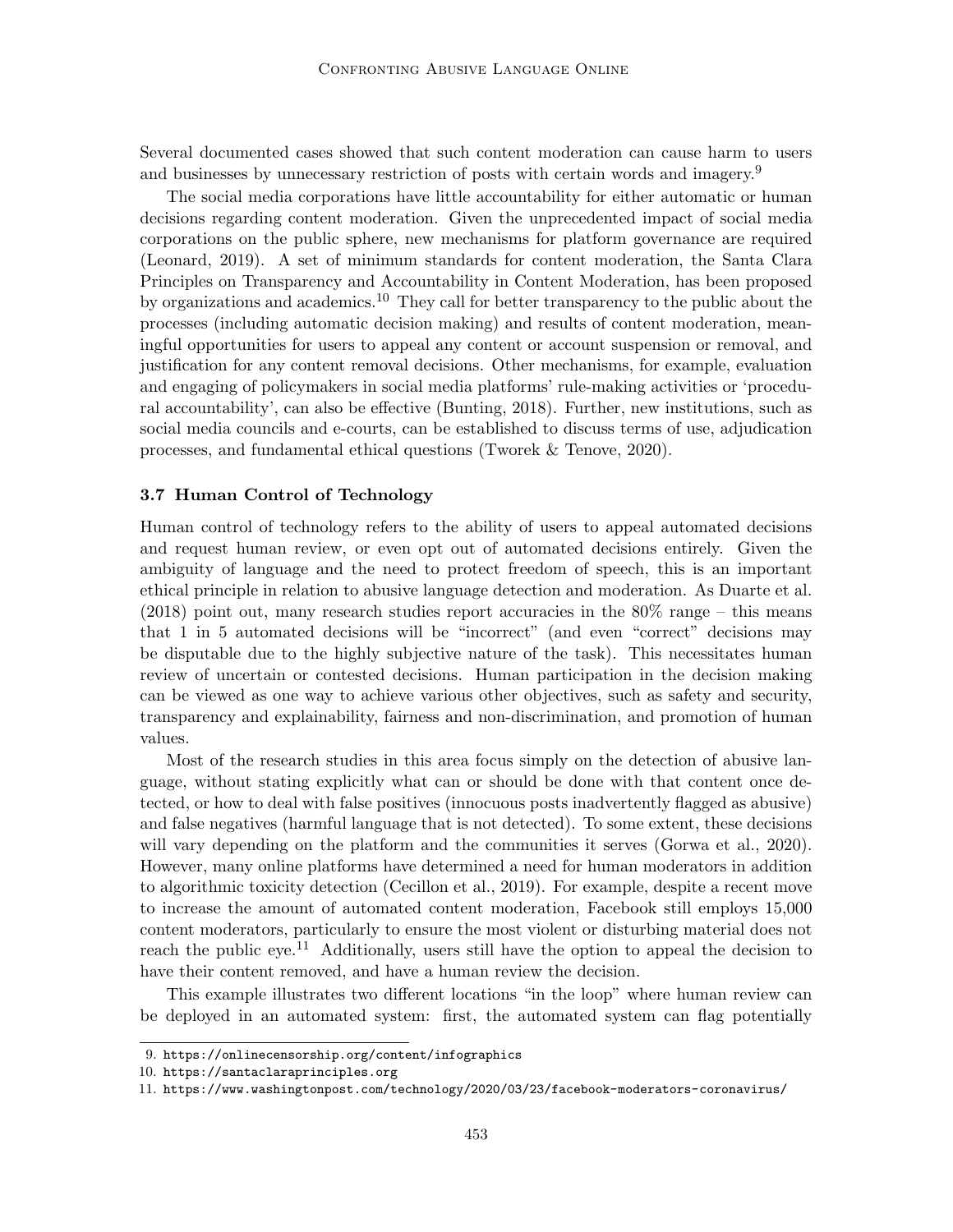Several documented cases showed that such content moderation can cause harm to users and businesses by unnecessary restriction of posts with certain words and imagery.[9]

The social media corporations have little accountability for either automatic or human decisions regarding content moderation. Given the unprecedented impact of social media corporations on the public sphere, new mechanisms for platform governance are required (Leonard, 2019). A set of minimum standards for content moderation, the Santa Clara Principles on Transparency and Accountability in Content Moderation, has been proposed by organizations and academics.[10] They call for better transparency to the public about the processes (including automatic decision making) and results of content moderation, meaningful opportunities for users to appeal any content or account suspension or removal, and justification for any content removal decisions. Other mechanisms, for example, evaluation and engaging of policymakers in social media platforms' rule-making activities or 'procedural accountability', can also be effective (Bunting, 2018). Further, new institutions, such as social media councils and e-courts, can be established to discuss terms of use, adjudication processes, and fundamental ethical questions (Tworek & Tenove, 2020).

### 3.7 Human Control of Technology

Human control of technology refers to the ability of users to appeal automated decisions and request human review, or even opt out of automated decisions entirely. Given the ambiguity of language and the need to protect freedom of speech, this is an important ethical principle in relation to abusive language detection and moderation. As Duarte et al. (2018) point out, many research studies report accuracies in the 80% range – this means that 1 in 5 automated decisions will be "incorrect" (and even "correct" decisions may be disputable due to the highly subjective nature of the task). This necessitates human review of uncertain or contested decisions. Human participation in the decision making can be viewed as one way to achieve various other objectives, such as safety and security, transparency and explainability, fairness and non-discrimination, and promotion of human values.

Most of the research studies in this area focus simply on the detection of abusive language, without stating explicitly what can or should be done with that content once detected, or how to deal with false positives (innocuous posts inadvertently flagged as abusive) and false negatives (harmful language that is not detected). To some extent, these decisions will vary depending on the platform and the communities it serves (Gorwa et al., 2020). However, many online platforms have determined a need for human moderators in addition to algorithmic toxicity detection (Cecillon et al., 2019). For example, despite a recent move to increase the amount of automated content moderation, Facebook still employs 15,000 content moderators, particularly to ensure the most violent or disturbing material does not reach the public eye.[11] Additionally, users still have the option to appeal the decision to have their content removed, and have a human review the decision.

This example illustrates two different locations "in the loop" where human review can be deployed in an automated system: first, the automated system can flag potentially

---

9. https://onlinecensorship.org/content/infographics

10. https://santaclaraprinciples.org

11. https://www.washingtonpost.com/technology/2020/03/23/facebook-moderators-coronavirus/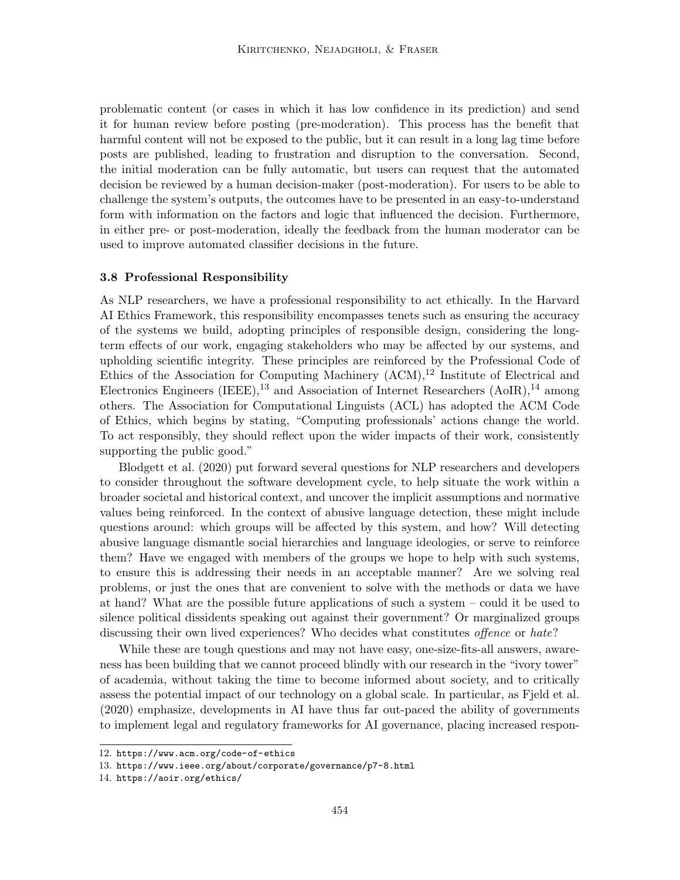problematic content (or cases in which it has low confidence in its prediction) and send it for human review before posting (pre-moderation). This process has the benefit that harmful content will not be exposed to the public, but it can result in a long lag time before posts are published, leading to frustration and disruption to the conversation. Second, the initial moderation can be fully automatic, but users can request that the automated decision be reviewed by a human decision-maker (post-moderation). For users to be able to challenge the system's outputs, the outcomes have to be presented in an easy-to-understand form with information on the factors and logic that influenced the decision. Furthermore, in either pre- or post-moderation, ideally the feedback from the human moderator can be used to improve automated classifier decisions in the future.

### 3.8 Professional Responsibility

As NLP researchers, we have a professional responsibility to act ethically. In the Harvard AI Ethics Framework, this responsibility encompasses tenets such as ensuring the accuracy of the systems we build, adopting principles of responsible design, considering the long-term effects of our work, engaging stakeholders who may be affected by our systems, and upholding scientific integrity. These principles are reinforced by the Professional Code of Ethics of the Association for Computing Machinery (ACM),[12] Institute of Electrical and Electronics Engineers (IEEE),[13] and Association of Internet Researchers (AoIR),[14] among others. The Association for Computational Linguists (ACL) has adopted the ACM Code of Ethics, which begins by stating, "Computing professionals' actions change the world. To act responsibly, they should reflect upon the wider impacts of their work, consistently supporting the public good."

Blodgett et al. (2020) put forward several questions for NLP researchers and developers to consider throughout the software development cycle, to help situate the work within a broader societal and historical context, and uncover the implicit assumptions and normative values being reinforced. In the context of abusive language detection, these might include questions around: which groups will be affected by this system, and how? Will detecting abusive language dismantle social hierarchies and language ideologies, or serve to reinforce them? Have we engaged with members of the groups we hope to help with such systems, to ensure this is addressing their needs in an acceptable manner? Are we solving real problems, or just the ones that are convenient to solve with the methods or data we have at hand? What are the possible future applications of such a system – could it be used to silence political dissidents speaking out against their government? Or marginalized groups discussing their own lived experiences? Who decides what constitutes *offence* or *hate*?

While these are tough questions and may not have easy, one-size-fits-all answers, awareness has been building that we cannot proceed blindly with our research in the "ivory tower" of academia, without taking the time to become informed about society, and to critically assess the potential impact of our technology on a global scale. In particular, as Fjeld et al. (2020) emphasize, developments in AI have thus far out-paced the ability of governments to implement legal and regulatory frameworks for AI governance, placing increased respon-

12. https://www.acm.org/code-of-ethics
13. https://www.ieee.org/about/corporate/governance/p7-8.html
14. https://aoir.org/ethics/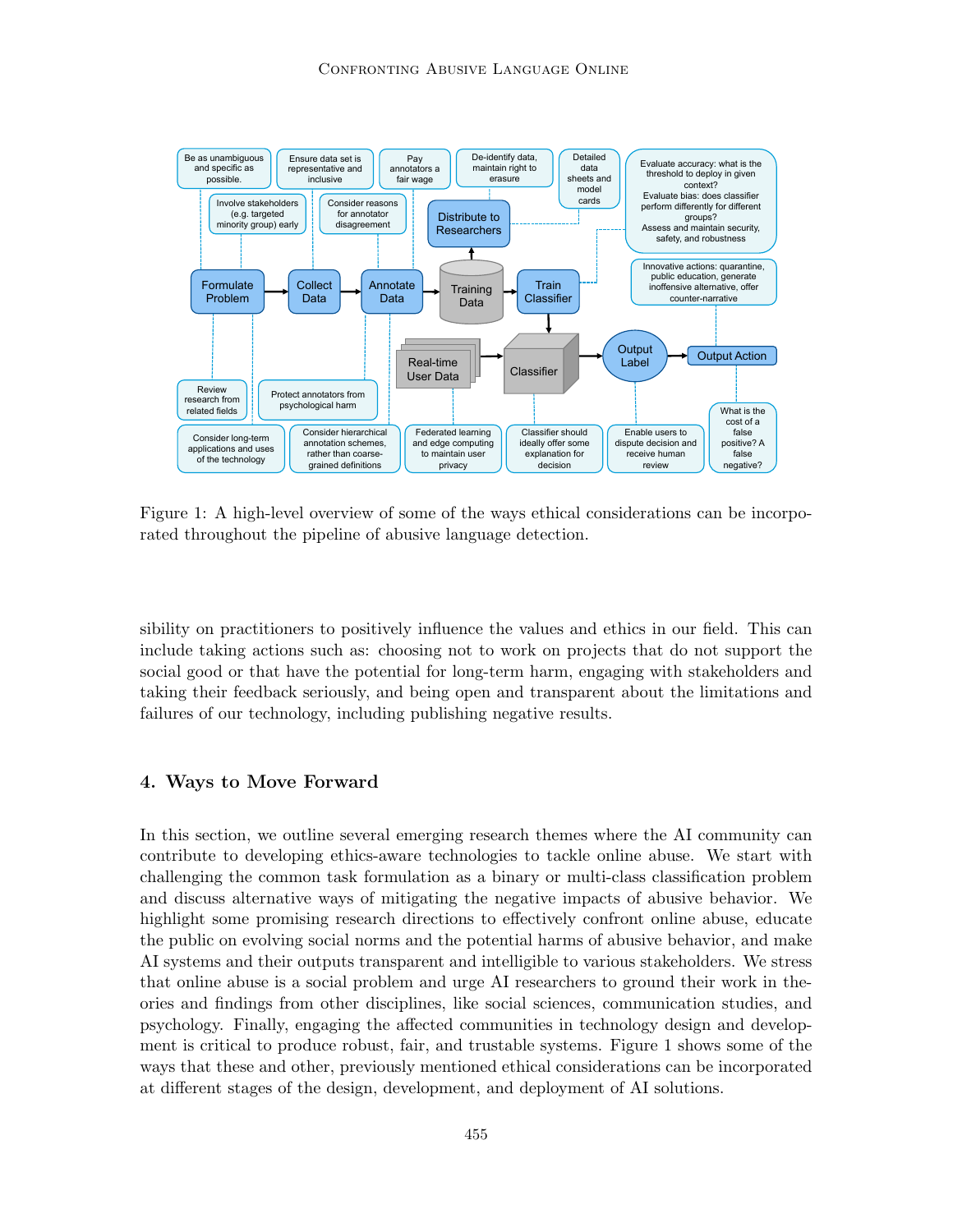Figure 1: A high-level overview of some of the ways ethical considerations can be incorporated throughout the pipeline of abusive language detection.

sibility on practitioners to positively influence the values and ethics in our field. This can include taking actions such as: choosing not to work on projects that do not support the social good or that have the potential for long-term harm, engaging with stakeholders and taking their feedback seriously, and being open and transparent about the limitations and failures of our technology, including publishing negative results.

## 4. Ways to Move Forward

In this section, we outline several emerging research themes where the AI community can contribute to developing ethics-aware technologies to tackle online abuse. We start with challenging the common task formulation as a binary or multi-class classification problem and discuss alternative ways of mitigating the negative impacts of abusive behavior. We highlight some promising research directions to effectively confront online abuse, educate the public on evolving social norms and the potential harms of abusive behavior, and make AI systems and their outputs transparent and intelligible to various stakeholders. We stress that online abuse is a social problem and urge AI researchers to ground their work in theories and findings from other disciplines, like social sciences, communication studies, and psychology. Finally, engaging the affected communities in technology design and development is critical to produce robust, fair, and trustable systems. Figure 1 shows some of the ways that these and other, previously mentioned ethical considerations can be incorporated at different stages of the design, development, and deployment of AI solutions.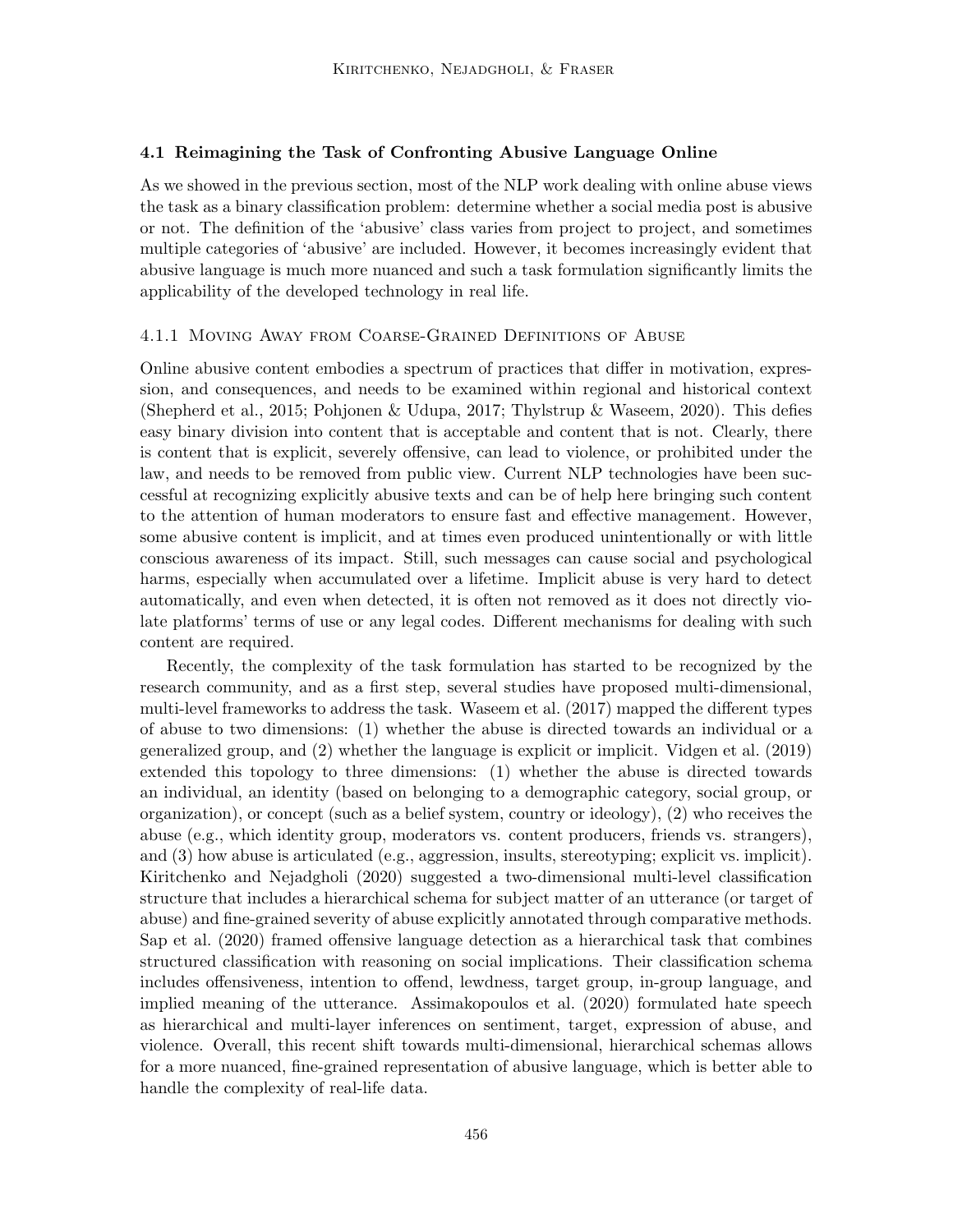### 4.1 Reimagining the Task of Confronting Abusive Language Online

As we showed in the previous section, most of the NLP work dealing with online abuse views the task as a binary classification problem: determine whether a social media post is abusive or not. The definition of the 'abusive' class varies from project to project, and sometimes multiple categories of 'abusive' are included. However, it becomes increasingly evident that abusive language is much more nuanced and such a task formulation significantly limits the applicability of the developed technology in real life.

#### 4.1.1 Moving Away from Coarse-Grained Definitions of Abuse

Online abusive content embodies a spectrum of practices that differ in motivation, expression, and consequences, and needs to be examined within regional and historical context (Shepherd et al., 2015; Pohjonen & Udupa, 2017; Thylstrup & Waseem, 2020). This defies easy binary division into content that is acceptable and content that is not. Clearly, there is content that is explicit, severely offensive, can lead to violence, or prohibited under the law, and needs to be removed from public view. Current NLP technologies have been successful at recognizing explicitly abusive texts and can be of help here bringing such content to the attention of human moderators to ensure fast and effective management. However, some abusive content is implicit, and at times even produced unintentionally or with little conscious awareness of its impact. Still, such messages can cause social and psychological harms, especially when accumulated over a lifetime. Implicit abuse is very hard to detect automatically, and even when detected, it is often not removed as it does not directly violate platforms' terms of use or any legal codes. Different mechanisms for dealing with such content are required.

Recently, the complexity of the task formulation has started to be recognized by the research community, and as a first step, several studies have proposed multi-dimensional, multi-level frameworks to address the task. Waseem et al. (2017) mapped the different types of abuse to two dimensions: (1) whether the abuse is directed towards an individual or a generalized group, and (2) whether the language is explicit or implicit. Vidgen et al. (2019) extended this topology to three dimensions: (1) whether the abuse is directed towards an individual, an identity (based on belonging to a demographic category, social group, or organization), or concept (such as a belief system, country or ideology), (2) who receives the abuse (e.g., which identity group, moderators vs. content producers, friends vs. strangers), and (3) how abuse is articulated (e.g., aggression, insults, stereotyping; explicit vs. implicit). Kiritchenko and Nejadgholi (2020) suggested a two-dimensional multi-level classification structure that includes a hierarchical schema for subject matter of an utterance (or target of abuse) and fine-grained severity of abuse explicitly annotated through comparative methods. Sap et al. (2020) framed offensive language detection as a hierarchical task that combines structured classification with reasoning on social implications. Their classification schema includes offensiveness, intention to offend, lewdness, target group, in-group language, and implied meaning of the utterance. Assimakopoulos et al. (2020) formulated hate speech as hierarchical and multi-layer inferences on sentiment, target, expression of abuse, and violence. Overall, this recent shift towards multi-dimensional, hierarchical schemas allows for a more nuanced, fine-grained representation of abusive language, which is better able to handle the complexity of real-life data.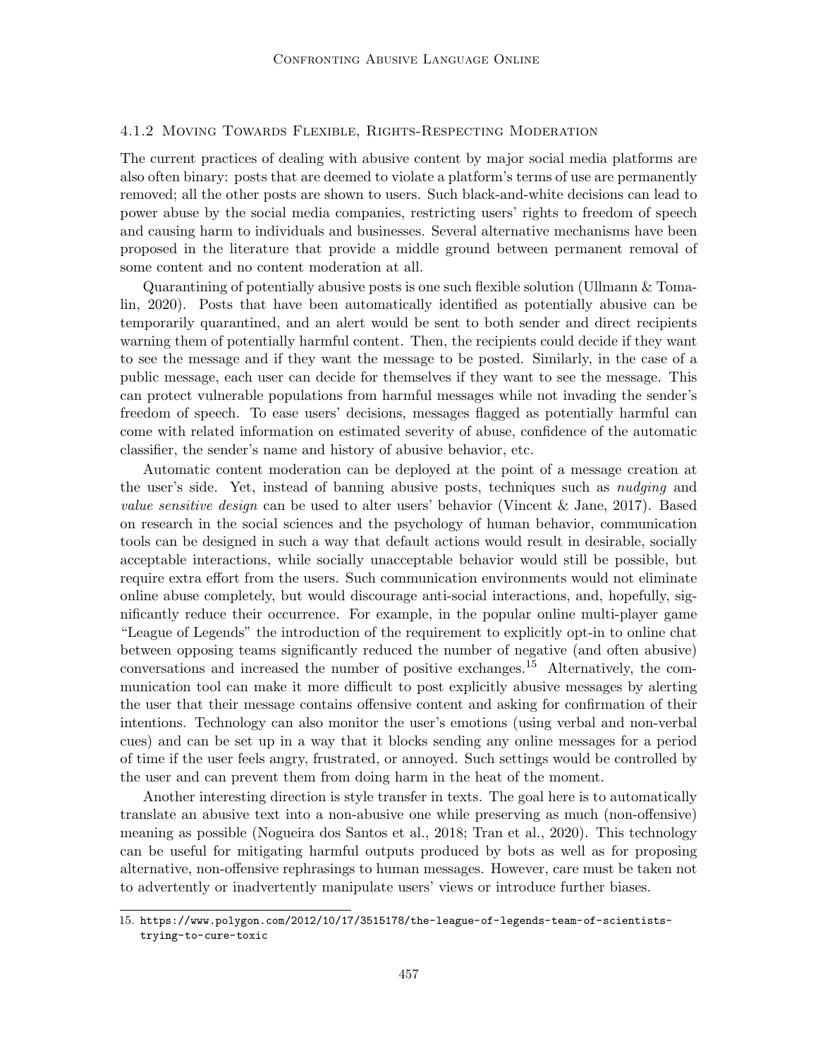#### 4.1.2 Moving Towards Flexible, Rights-Respecting Moderation

The current practices of dealing with abusive content by major social media platforms are also often binary: posts that are deemed to violate a platform's terms of use are permanently removed; all the other posts are shown to users. Such black-and-white decisions can lead to power abuse by the social media companies, restricting users' rights to freedom of speech and causing harm to individuals and businesses. Several alternative mechanisms have been proposed in the literature that provide a middle ground between permanent removal of some content and no content moderation at all.

Quarantining of potentially abusive posts is one such flexible solution (Ullmann & Tomalin, 2020). Posts that have been automatically identified as potentially abusive can be temporarily quarantined, and an alert would be sent to both sender and direct recipients warning them of potentially harmful content. Then, the recipients could decide if they want to see the message and if they want the message to be posted. Similarly, in the case of a public message, each user can decide for themselves if they want to see the message. This can protect vulnerable populations from harmful messages while not invading the sender's freedom of speech. To ease users' decisions, messages flagged as potentially harmful can come with related information on estimated severity of abuse, confidence of the automatic classifier, the sender's name and history of abusive behavior, etc.

Automatic content moderation can be deployed at the point of a message creation at the user's side. Yet, instead of banning abusive posts, techniques such as *nudging* and *value sensitive design* can be used to alter users' behavior (Vincent & Jane, 2017). Based on research in the social sciences and the psychology of human behavior, communication tools can be designed in such a way that default actions would result in desirable, socially acceptable interactions, while socially unacceptable behavior would still be possible, but require extra effort from the users. Such communication environments would not eliminate online abuse completely, but would discourage anti-social interactions, and, hopefully, significantly reduce their occurrence. For example, in the popular online multi-player game "League of Legends" the introduction of the requirement to explicitly opt-in to online chat between opposing teams significantly reduced the number of negative (and often abusive) conversations and increased the number of positive exchanges.[15] Alternatively, the communication tool can make it more difficult to post explicitly abusive messages by alerting the user that their message contains offensive content and asking for confirmation of their intentions. Technology can also monitor the user's emotions (using verbal and non-verbal cues) and can be set up in a way that it blocks sending any online messages for a period of time if the user feels angry, frustrated, or annoyed. Such settings would be controlled by the user and can prevent them from doing harm in the heat of the moment.

Another interesting direction is style transfer in texts. The goal here is to automatically translate an abusive text into a non-abusive one while preserving as much (non-offensive) meaning as possible (Nogueira dos Santos et al., 2018; Tran et al., 2020). This technology can be useful for mitigating harmful outputs produced by bots as well as for proposing alternative, non-offensive rephrasings to human messages. However, care must be taken not to advertently or inadvertently manipulate users' views or introduce further biases.

15. `https://www.polygon.com/2012/10/17/3515178/the-league-of-legends-team-of-scientists-trying-to-cure-toxic`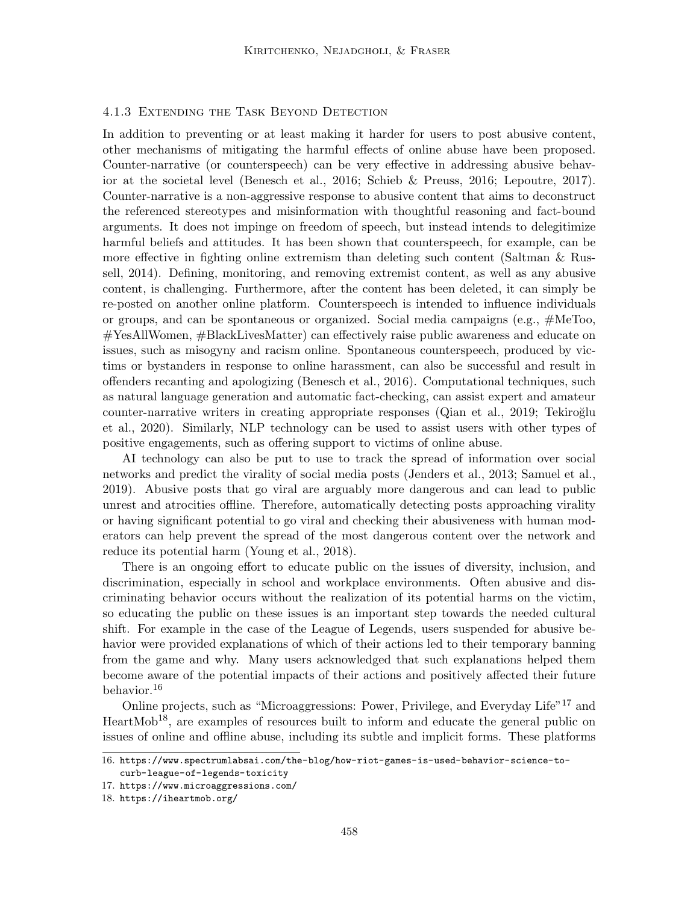#### 4.1.3 Extending the Task Beyond Detection

In addition to preventing or at least making it harder for users to post abusive content, other mechanisms of mitigating the harmful effects of online abuse have been proposed. Counter-narrative (or counterspeech) can be very effective in addressing abusive behavior at the societal level (Benesch et al., 2016; Schieb & Preuss, 2016; Lepoutre, 2017). Counter-narrative is a non-aggressive response to abusive content that aims to deconstruct the referenced stereotypes and misinformation with thoughtful reasoning and fact-bound arguments. It does not impinge on freedom of speech, but instead intends to delegitimize harmful beliefs and attitudes. It has been shown that counterspeech, for example, can be more effective in fighting online extremism than deleting such content (Saltman & Russell, 2014). Defining, monitoring, and removing extremist content, as well as any abusive content, is challenging. Furthermore, after the content has been deleted, it can simply be re-posted on another online platform. Counterspeech is intended to influence individuals or groups, and can be spontaneous or organized. Social media campaigns (e.g., #MeToo, #YesAllWomen, #BlackLivesMatter) can effectively raise public awareness and educate on issues, such as misogyny and racism online. Spontaneous counterspeech, produced by victims or bystanders in response to online harassment, can also be successful and result in offenders recanting and apologizing (Benesch et al., 2016). Computational techniques, such as natural language generation and automatic fact-checking, can assist expert and amateur counter-narrative writers in creating appropriate responses (Qian et al., 2019; Tekiroğlu et al., 2020). Similarly, NLP technology can be used to assist users with other types of positive engagements, such as offering support to victims of online abuse.

AI technology can also be put to use to track the spread of information over social networks and predict the virality of social media posts (Jenders et al., 2013; Samuel et al., 2019). Abusive posts that go viral are arguably more dangerous and can lead to public unrest and atrocities offline. Therefore, automatically detecting posts approaching virality or having significant potential to go viral and checking their abusiveness with human moderators can help prevent the spread of the most dangerous content over the network and reduce its potential harm (Young et al., 2018).

There is an ongoing effort to educate public on the issues of diversity, inclusion, and discrimination, especially in school and workplace environments. Often abusive and discriminating behavior occurs without the realization of its potential harms on the victim, so educating the public on these issues is an important step towards the needed cultural shift. For example in the case of the League of Legends, users suspended for abusive behavior were provided explanations of which of their actions led to their temporary banning from the game and why. Many users acknowledged that such explanations helped them become aware of the potential impacts of their actions and positively affected their future behavior.[16]

Online projects, such as "Microaggressions: Power, Privilege, and Everyday Life"[17] and HeartMob[18], are examples of resources built to inform and educate the general public on issues of online and offline abuse, including its subtle and implicit forms. These platforms

16. https://www.spectrumlabsai.com/the-blog/how-riot-games-is-used-behavior-science-to-curb-league-of-legends-toxicity
17. https://www.microaggressions.com/
18. https://iheartmob.org/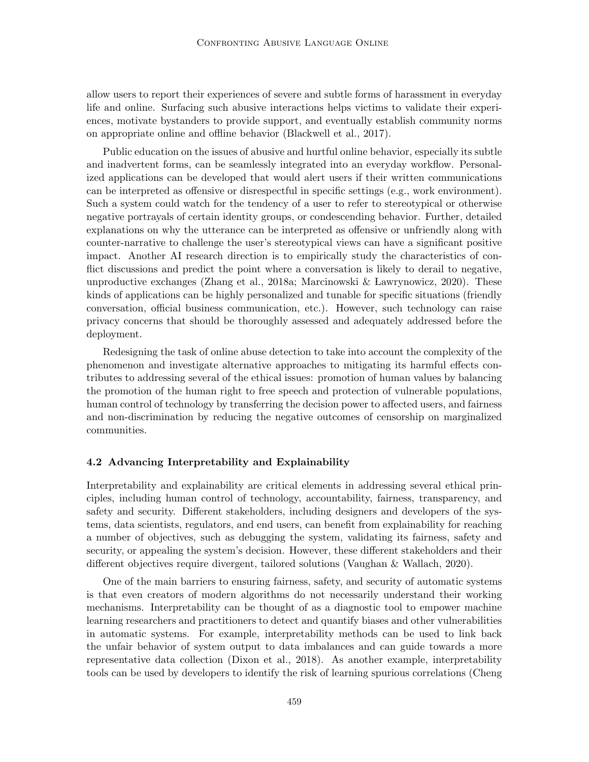allow users to report their experiences of severe and subtle forms of harassment in everyday life and online. Surfacing such abusive interactions helps victims to validate their experiences, motivate bystanders to provide support, and eventually establish community norms on appropriate online and offline behavior (Blackwell et al., 2017).

Public education on the issues of abusive and hurtful online behavior, especially its subtle and inadvertent forms, can be seamlessly integrated into an everyday workflow. Personalized applications can be developed that would alert users if their written communications can be interpreted as offensive or disrespectful in specific settings (e.g., work environment). Such a system could watch for the tendency of a user to refer to stereotypical or otherwise negative portrayals of certain identity groups, or condescending behavior. Further, detailed explanations on why the utterance can be interpreted as offensive or unfriendly along with counter-narrative to challenge the user's stereotypical views can have a significant positive impact. Another AI research direction is to empirically study the characteristics of conflict discussions and predict the point where a conversation is likely to derail to negative, unproductive exchanges (Zhang et al., 2018a; Marcinowski & Ławrynowicz, 2020). These kinds of applications can be highly personalized and tunable for specific situations (friendly conversation, official business communication, etc.). However, such technology can raise privacy concerns that should be thoroughly assessed and adequately addressed before the deployment.

Redesigning the task of online abuse detection to take into account the complexity of the phenomenon and investigate alternative approaches to mitigating its harmful effects contributes to addressing several of the ethical issues: promotion of human values by balancing the promotion of the human right to free speech and protection of vulnerable populations, human control of technology by transferring the decision power to affected users, and fairness and non-discrimination by reducing the negative outcomes of censorship on marginalized communities.

### 4.2 Advancing Interpretability and Explainability

Interpretability and explainability are critical elements in addressing several ethical principles, including human control of technology, accountability, fairness, transparency, and safety and security. Different stakeholders, including designers and developers of the systems, data scientists, regulators, and end users, can benefit from explainability for reaching a number of objectives, such as debugging the system, validating its fairness, safety and security, or appealing the system's decision. However, these different stakeholders and their different objectives require divergent, tailored solutions (Vaughan & Wallach, 2020).

One of the main barriers to ensuring fairness, safety, and security of automatic systems is that even creators of modern algorithms do not necessarily understand their working mechanisms. Interpretability can be thought of as a diagnostic tool to empower machine learning researchers and practitioners to detect and quantify biases and other vulnerabilities in automatic systems. For example, interpretability methods can be used to link back the unfair behavior of system output to data imbalances and can guide towards a more representative data collection (Dixon et al., 2018). As another example, interpretability tools can be used by developers to identify the risk of learning spurious correlations (Cheng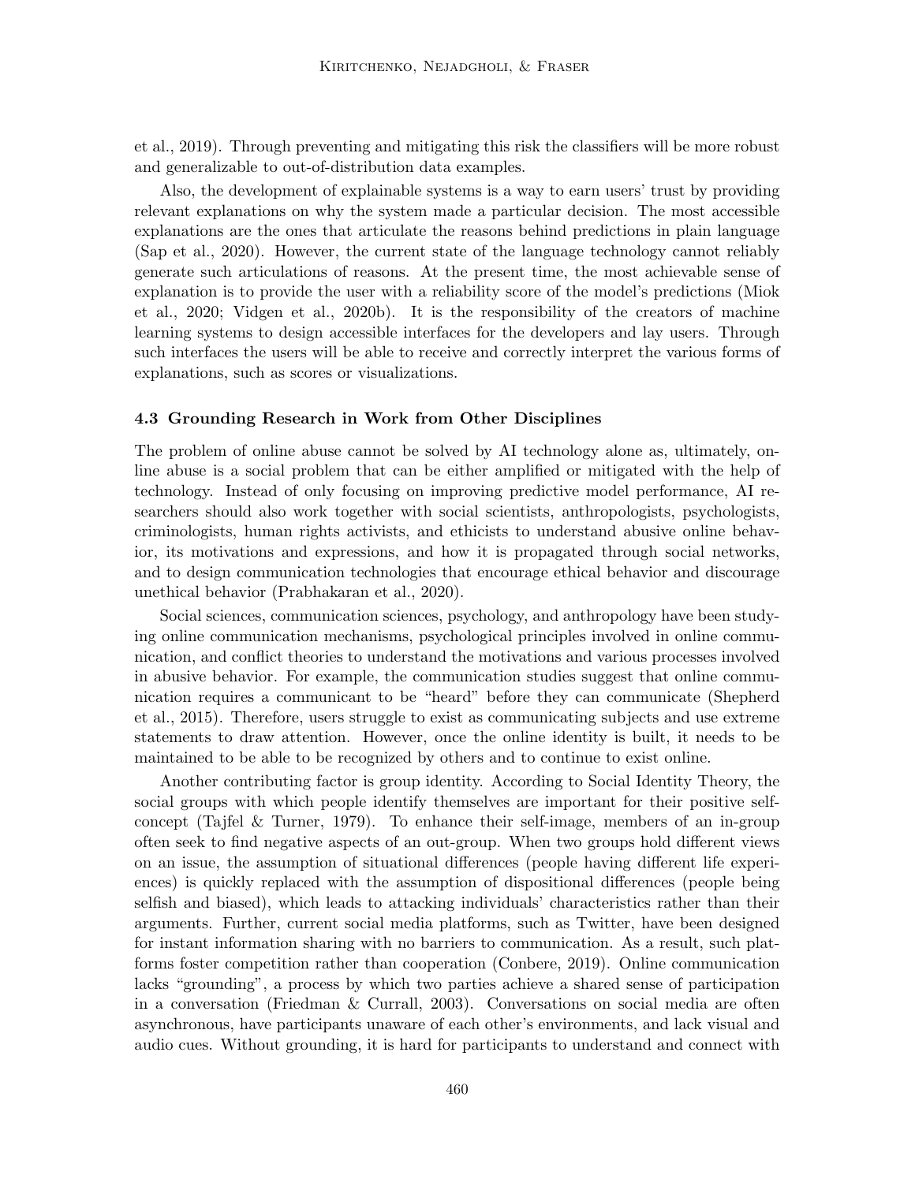et al., 2019). Through preventing and mitigating this risk the classifiers will be more robust and generalizable to out-of-distribution data examples.

Also, the development of explainable systems is a way to earn users' trust by providing relevant explanations on why the system made a particular decision. The most accessible explanations are the ones that articulate the reasons behind predictions in plain language (Sap et al., 2020). However, the current state of the language technology cannot reliably generate such articulations of reasons. At the present time, the most achievable sense of explanation is to provide the user with a reliability score of the model's predictions (Miok et al., 2020; Vidgen et al., 2020b). It is the responsibility of the creators of machine learning systems to design accessible interfaces for the developers and lay users. Through such interfaces the users will be able to receive and correctly interpret the various forms of explanations, such as scores or visualizations.

### 4.3 Grounding Research in Work from Other Disciplines

The problem of online abuse cannot be solved by AI technology alone as, ultimately, online abuse is a social problem that can be either amplified or mitigated with the help of technology. Instead of only focusing on improving predictive model performance, AI researchers should also work together with social scientists, anthropologists, psychologists, criminologists, human rights activists, and ethicists to understand abusive online behavior, its motivations and expressions, and how it is propagated through social networks, and to design communication technologies that encourage ethical behavior and discourage unethical behavior (Prabhakaran et al., 2020).

Social sciences, communication sciences, psychology, and anthropology have been studying online communication mechanisms, psychological principles involved in online communication, and conflict theories to understand the motivations and various processes involved in abusive behavior. For example, the communication studies suggest that online communication requires a communicant to be "heard" before they can communicate (Shepherd et al., 2015). Therefore, users struggle to exist as communicating subjects and use extreme statements to draw attention. However, once the online identity is built, it needs to be maintained to be able to be recognized by others and to continue to exist online.

Another contributing factor is group identity. According to Social Identity Theory, the social groups with which people identify themselves are important for their positive self-concept (Tajfel & Turner, 1979). To enhance their self-image, members of an in-group often seek to find negative aspects of an out-group. When two groups hold different views on an issue, the assumption of situational differences (people having different life experiences) is quickly replaced with the assumption of dispositional differences (people being selfish and biased), which leads to attacking individuals' characteristics rather than their arguments. Further, current social media platforms, such as Twitter, have been designed for instant information sharing with no barriers to communication. As a result, such platforms foster competition rather than cooperation (Conbere, 2019). Online communication lacks "grounding", a process by which two parties achieve a shared sense of participation in a conversation (Friedman & Currall, 2003). Conversations on social media are often asynchronous, have participants unaware of each other's environments, and lack visual and audio cues. Without grounding, it is hard for participants to understand and connect with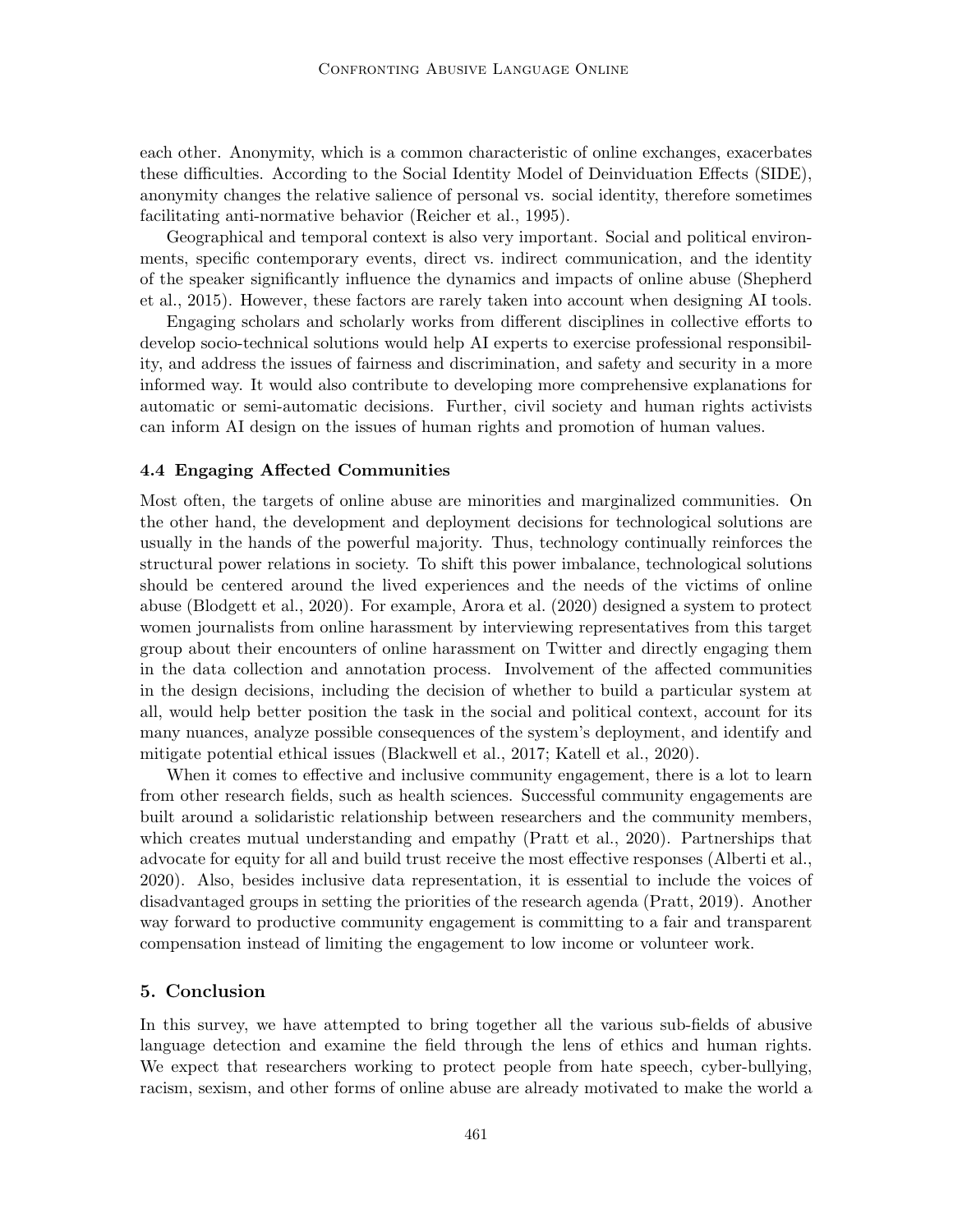each other. Anonymity, which is a common characteristic of online exchanges, exacerbates these difficulties. According to the Social Identity Model of Deinviduation Effects (SIDE), anonymity changes the relative salience of personal vs. social identity, therefore sometimes facilitating anti-normative behavior (Reicher et al., 1995).

Geographical and temporal context is also very important. Social and political environments, specific contemporary events, direct vs. indirect communication, and the identity of the speaker significantly influence the dynamics and impacts of online abuse (Shepherd et al., 2015). However, these factors are rarely taken into account when designing AI tools.

Engaging scholars and scholarly works from different disciplines in collective efforts to develop socio-technical solutions would help AI experts to exercise professional responsibility, and address the issues of fairness and discrimination, and safety and security in a more informed way. It would also contribute to developing more comprehensive explanations for automatic or semi-automatic decisions. Further, civil society and human rights activists can inform AI design on the issues of human rights and promotion of human values.

### 4.4 Engaging Affected Communities

Most often, the targets of online abuse are minorities and marginalized communities. On the other hand, the development and deployment decisions for technological solutions are usually in the hands of the powerful majority. Thus, technology continually reinforces the structural power relations in society. To shift this power imbalance, technological solutions should be centered around the lived experiences and the needs of the victims of online abuse (Blodgett et al., 2020). For example, Arora et al. (2020) designed a system to protect women journalists from online harassment by interviewing representatives from this target group about their encounters of online harassment on Twitter and directly engaging them in the data collection and annotation process. Involvement of the affected communities in the design decisions, including the decision of whether to build a particular system at all, would help better position the task in the social and political context, account for its many nuances, analyze possible consequences of the system's deployment, and identify and mitigate potential ethical issues (Blackwell et al., 2017; Katell et al., 2020).

When it comes to effective and inclusive community engagement, there is a lot to learn from other research fields, such as health sciences. Successful community engagements are built around a solidaristic relationship between researchers and the community members, which creates mutual understanding and empathy (Pratt et al., 2020). Partnerships that advocate for equity for all and build trust receive the most effective responses (Alberti et al., 2020). Also, besides inclusive data representation, it is essential to include the voices of disadvantaged groups in setting the priorities of the research agenda (Pratt, 2019). Another way forward to productive community engagement is committing to a fair and transparent compensation instead of limiting the engagement to low income or volunteer work.

## 5. Conclusion

In this survey, we have attempted to bring together all the various sub-fields of abusive language detection and examine the field through the lens of ethics and human rights. We expect that researchers working to protect people from hate speech, cyber-bullying, racism, sexism, and other forms of online abuse are already motivated to make the world a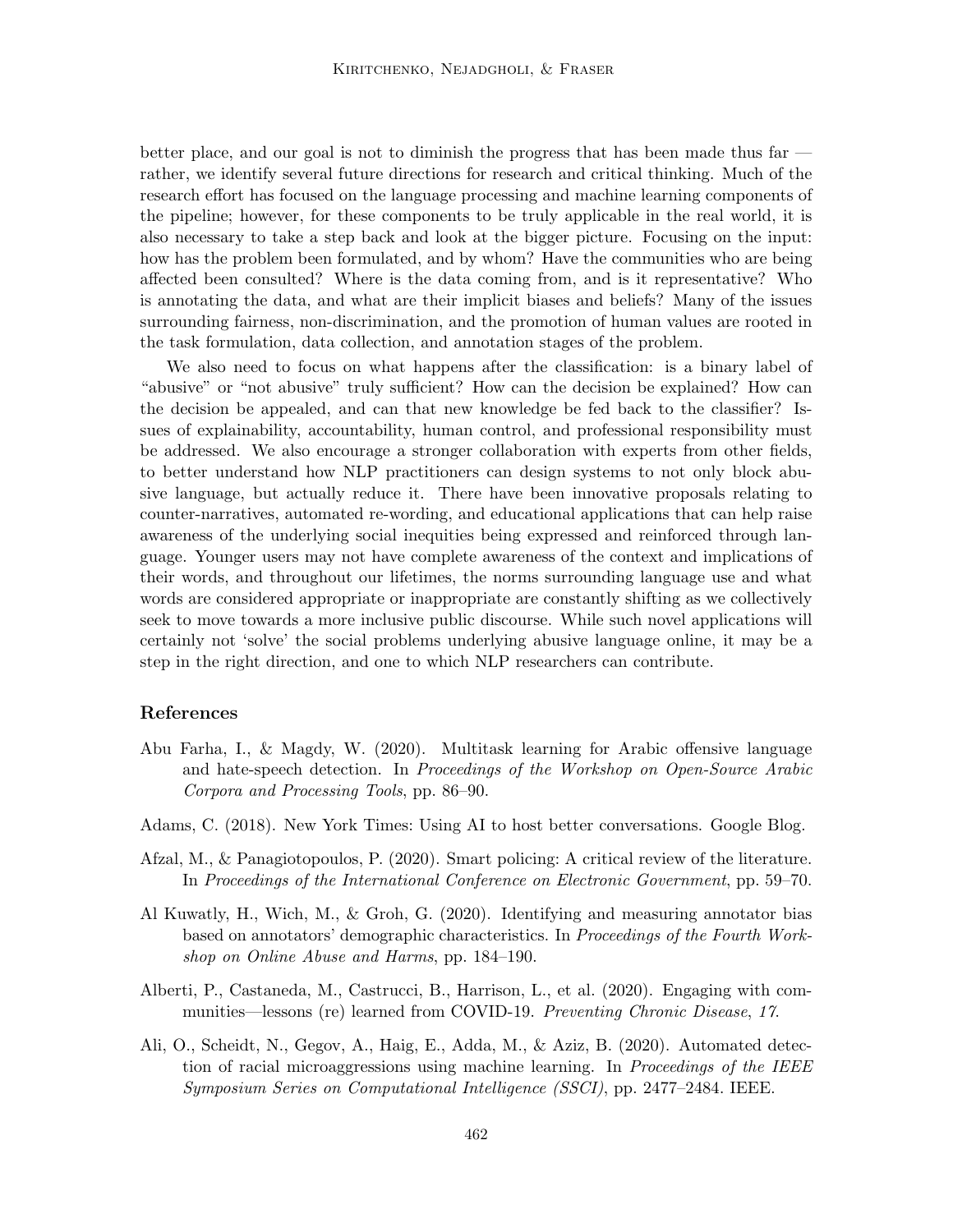better place, and our goal is not to diminish the progress that has been made thus far — rather, we identify several future directions for research and critical thinking. Much of the research effort has focused on the language processing and machine learning components of the pipeline; however, for these components to be truly applicable in the real world, it is also necessary to take a step back and look at the bigger picture. Focusing on the input: how has the problem been formulated, and by whom? Have the communities who are being affected been consulted? Where is the data coming from, and is it representative? Who is annotating the data, and what are their implicit biases and beliefs? Many of the issues surrounding fairness, non-discrimination, and the promotion of human values are rooted in the task formulation, data collection, and annotation stages of the problem.

We also need to focus on what happens after the classification: is a binary label of "abusive" or "not abusive" truly sufficient? How can the decision be explained? How can the decision be appealed, and can that new knowledge be fed back to the classifier? Issues of explainability, accountability, human control, and professional responsibility must be addressed. We also encourage a stronger collaboration with experts from other fields, to better understand how NLP practitioners can design systems to not only block abusive language, but actually reduce it. There have been innovative proposals relating to counter-narratives, automated re-wording, and educational applications that can help raise awareness of the underlying social inequities being expressed and reinforced through language. Younger users may not have complete awareness of the context and implications of their words, and throughout our lifetimes, the norms surrounding language use and what words are considered appropriate or inappropriate are constantly shifting as we collectively seek to move towards a more inclusive public discourse. While such novel applications will certainly not 'solve' the social problems underlying abusive language online, it may be a step in the right direction, and one to which NLP researchers can contribute.

## References

Abu Farha, I., & Magdy, W. (2020). Multitask learning for Arabic offensive language and hate-speech detection. In *Proceedings of the Workshop on Open-Source Arabic Corpora and Processing Tools*, pp. 86–90.

Adams, C. (2018). New York Times: Using AI to host better conversations. Google Blog.

Afzal, M., & Panagiotopoulos, P. (2020). Smart policing: A critical review of the literature. In *Proceedings of the International Conference on Electronic Government*, pp. 59–70.

Al Kuwatly, H., Wich, M., & Groh, G. (2020). Identifying and measuring annotator bias based on annotators' demographic characteristics. In *Proceedings of the Fourth Workshop on Online Abuse and Harms*, pp. 184–190.

Alberti, P., Castaneda, M., Castrucci, B., Harrison, L., et al. (2020). Engaging with communities—lessons (re) learned from COVID-19. *Preventing Chronic Disease*, *17*.

Ali, O., Scheidt, N., Gegov, A., Haig, E., Adda, M., & Aziz, B. (2020). Automated detection of racial microaggressions using machine learning. In *Proceedings of the IEEE Symposium Series on Computational Intelligence (SSCI)*, pp. 2477–2484. IEEE.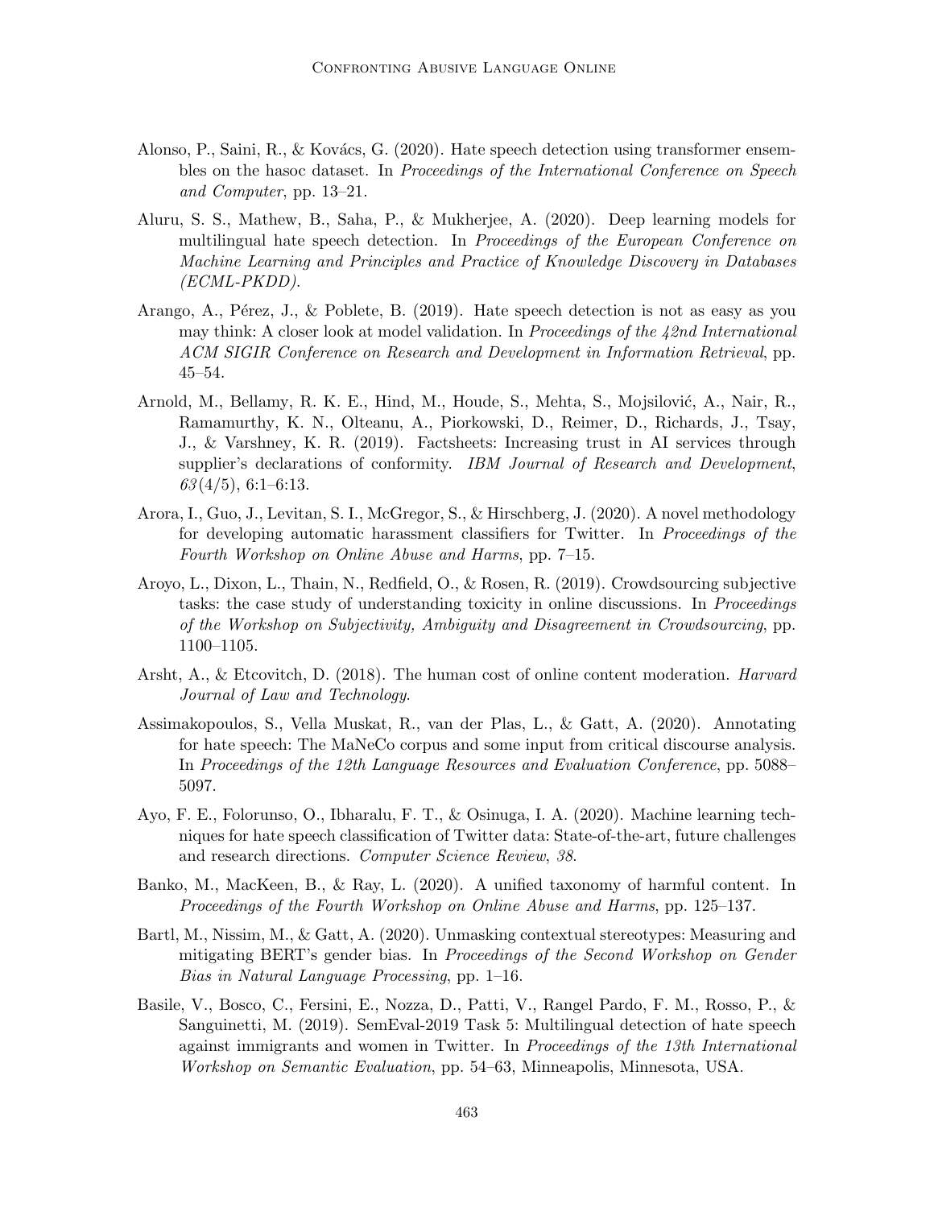Alonso, P., Saini, R., & Kovács, G. (2020). Hate speech detection using transformer ensembles on the hasoc dataset. In *Proceedings of the International Conference on Speech and Computer*, pp. 13–21.

Aluru, S. S., Mathew, B., Saha, P., & Mukherjee, A. (2020). Deep learning models for multilingual hate speech detection. In *Proceedings of the European Conference on Machine Learning and Principles and Practice of Knowledge Discovery in Databases (ECML-PKDD)*.

Arango, A., Pérez, J., & Poblete, B. (2019). Hate speech detection is not as easy as you may think: A closer look at model validation. In *Proceedings of the 42nd International ACM SIGIR Conference on Research and Development in Information Retrieval*, pp. 45–54.

Arnold, M., Bellamy, R. K. E., Hind, M., Houde, S., Mehta, S., Mojsilović, A., Nair, R., Ramamurthy, K. N., Olteanu, A., Piorkowski, D., Reimer, D., Richards, J., Tsay, J., & Varshney, K. R. (2019). Factsheets: Increasing trust in AI services through supplier's declarations of conformity. *IBM Journal of Research and Development*, *63*(4/5), 6:1–6:13.

Arora, I., Guo, J., Levitan, S. I., McGregor, S., & Hirschberg, J. (2020). A novel methodology for developing automatic harassment classifiers for Twitter. In *Proceedings of the Fourth Workshop on Online Abuse and Harms*, pp. 7–15.

Aroyo, L., Dixon, L., Thain, N., Redfield, O., & Rosen, R. (2019). Crowdsourcing subjective tasks: the case study of understanding toxicity in online discussions. In *Proceedings of the Workshop on Subjectivity, Ambiguity and Disagreement in Crowdsourcing*, pp. 1100–1105.

Arsht, A., & Etcovitch, D. (2018). The human cost of online content moderation. *Harvard Journal of Law and Technology*.

Assimakopoulos, S., Vella Muskat, R., van der Plas, L., & Gatt, A. (2020). Annotating for hate speech: The MaNeCo corpus and some input from critical discourse analysis. In *Proceedings of the 12th Language Resources and Evaluation Conference*, pp. 5088–5097.

Ayo, F. E., Folorunso, O., Ibharalu, F. T., & Osinuga, I. A. (2020). Machine learning techniques for hate speech classification of Twitter data: State-of-the-art, future challenges and research directions. *Computer Science Review*, *38*.

Banko, M., MacKeen, B., & Ray, L. (2020). A unified taxonomy of harmful content. In *Proceedings of the Fourth Workshop on Online Abuse and Harms*, pp. 125–137.

Bartl, M., Nissim, M., & Gatt, A. (2020). Unmasking contextual stereotypes: Measuring and mitigating BERT's gender bias. In *Proceedings of the Second Workshop on Gender Bias in Natural Language Processing*, pp. 1–16.

Basile, V., Bosco, C., Fersini, E., Nozza, D., Patti, V., Rangel Pardo, F. M., Rosso, P., & Sanguinetti, M. (2019). SemEval-2019 Task 5: Multilingual detection of hate speech against immigrants and women in Twitter. In *Proceedings of the 13th International Workshop on Semantic Evaluation*, pp. 54–63, Minneapolis, Minnesota, USA.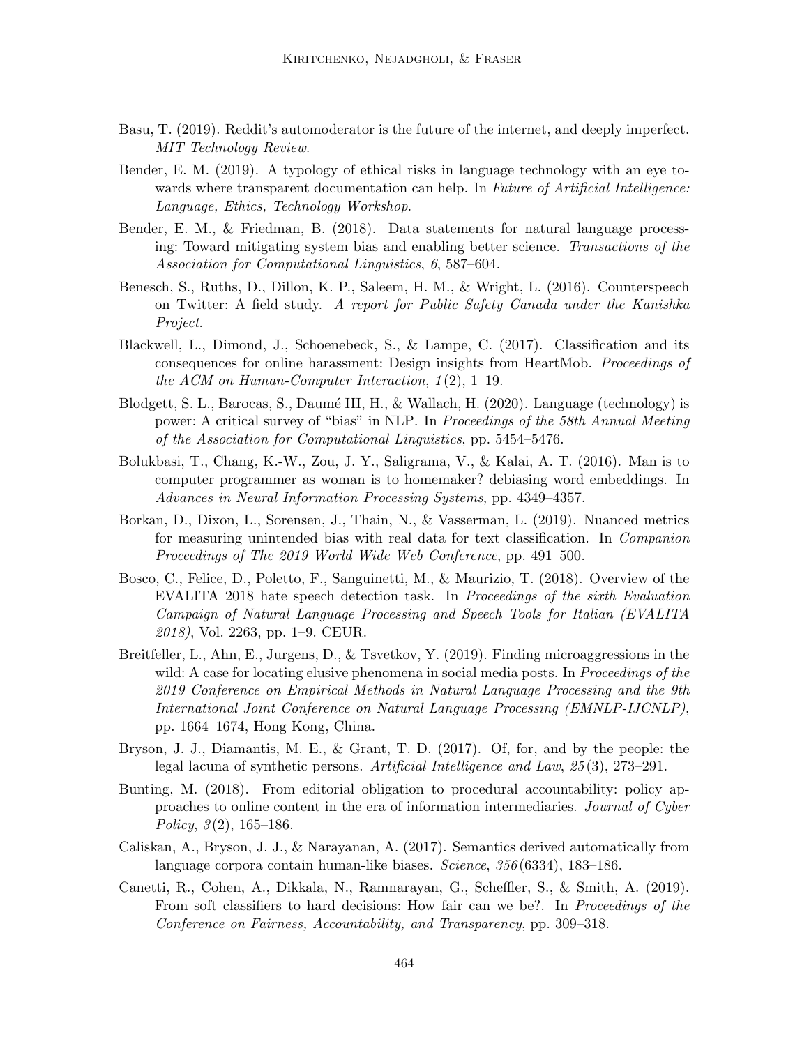Basu, T. (2019). Reddit's automoderator is the future of the internet, and deeply imperfect. *MIT Technology Review*.

Bender, E. M. (2019). A typology of ethical risks in language technology with an eye towards where transparent documentation can help. In *Future of Artificial Intelligence: Language, Ethics, Technology Workshop*.

Bender, E. M., & Friedman, B. (2018). Data statements for natural language processing: Toward mitigating system bias and enabling better science. *Transactions of the Association for Computational Linguistics*, *6*, 587–604.

Benesch, S., Ruths, D., Dillon, K. P., Saleem, H. M., & Wright, L. (2016). Counterspeech on Twitter: A field study. *A report for Public Safety Canada under the Kanishka Project*.

Blackwell, L., Dimond, J., Schoenebeck, S., & Lampe, C. (2017). Classification and its consequences for online harassment: Design insights from HeartMob. *Proceedings of the ACM on Human-Computer Interaction*, *1*(2), 1–19.

Blodgett, S. L., Barocas, S., Daumé III, H., & Wallach, H. (2020). Language (technology) is power: A critical survey of "bias" in NLP. In *Proceedings of the 58th Annual Meeting of the Association for Computational Linguistics*, pp. 5454–5476.

Bolukbasi, T., Chang, K.-W., Zou, J. Y., Saligrama, V., & Kalai, A. T. (2016). Man is to computer programmer as woman is to homemaker? debiasing word embeddings. In *Advances in Neural Information Processing Systems*, pp. 4349–4357.

Borkan, D., Dixon, L., Sorensen, J., Thain, N., & Vasserman, L. (2019). Nuanced metrics for measuring unintended bias with real data for text classification. In *Companion Proceedings of The 2019 World Wide Web Conference*, pp. 491–500.

Bosco, C., Felice, D., Poletto, F., Sanguinetti, M., & Maurizio, T. (2018). Overview of the EVALITA 2018 hate speech detection task. In *Proceedings of the sixth Evaluation Campaign of Natural Language Processing and Speech Tools for Italian (EVALITA 2018)*, Vol. 2263, pp. 1–9. CEUR.

Breitfeller, L., Ahn, E., Jurgens, D., & Tsvetkov, Y. (2019). Finding microaggressions in the wild: A case for locating elusive phenomena in social media posts. In *Proceedings of the 2019 Conference on Empirical Methods in Natural Language Processing and the 9th International Joint Conference on Natural Language Processing (EMNLP-IJCNLP)*, pp. 1664–1674, Hong Kong, China.

Bryson, J. J., Diamantis, M. E., & Grant, T. D. (2017). Of, for, and by the people: the legal lacuna of synthetic persons. *Artificial Intelligence and Law*, *25*(3), 273–291.

Bunting, M. (2018). From editorial obligation to procedural accountability: policy approaches to online content in the era of information intermediaries. *Journal of Cyber Policy*, *3*(2), 165–186.

Caliskan, A., Bryson, J. J., & Narayanan, A. (2017). Semantics derived automatically from language corpora contain human-like biases. *Science*, *356*(6334), 183–186.

Canetti, R., Cohen, A., Dikkala, N., Ramnarayan, G., Scheffler, S., & Smith, A. (2019). From soft classifiers to hard decisions: How fair can we be?. In *Proceedings of the Conference on Fairness, Accountability, and Transparency*, pp. 309–318.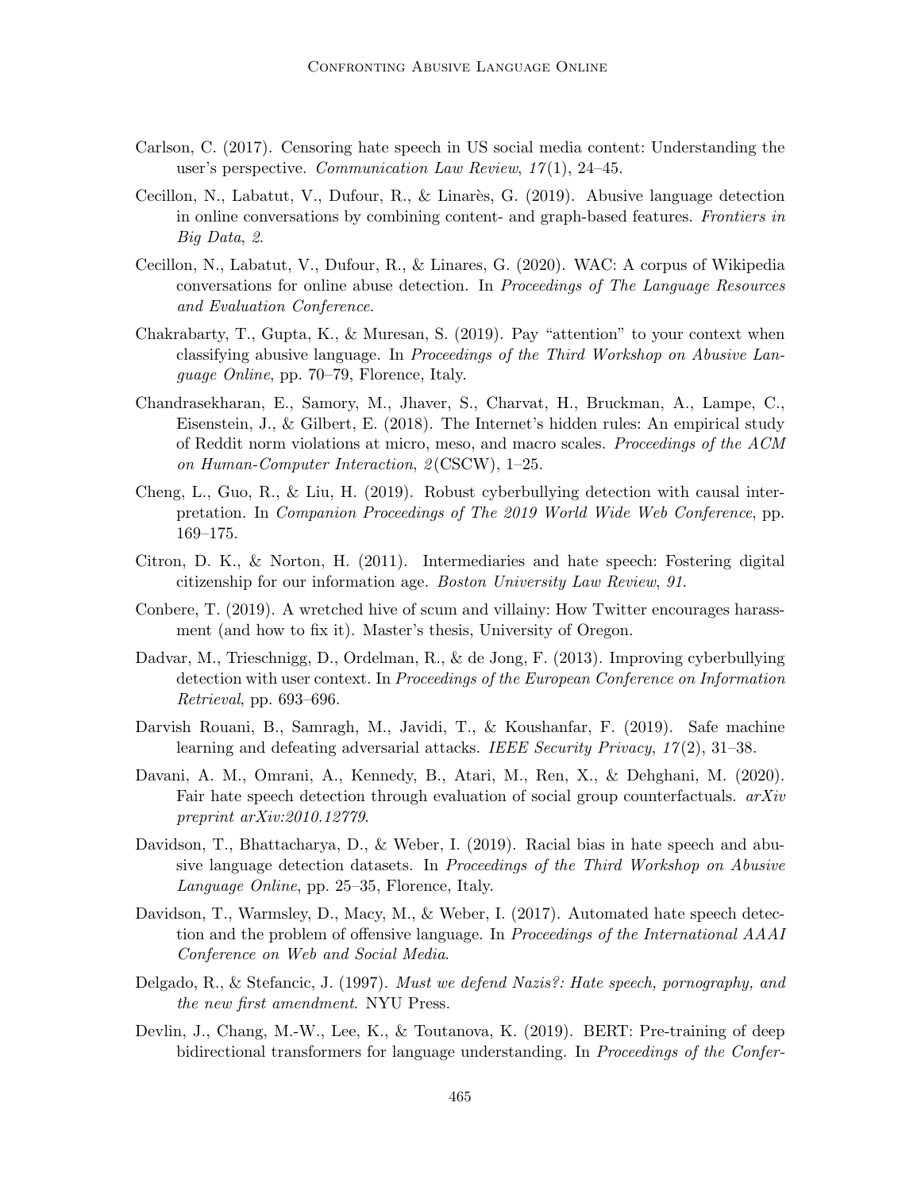Carlson, C. (2017). Censoring hate speech in US social media content: Understanding the user's perspective. *Communication Law Review*, *17*(1), 24–45.

Cecillon, N., Labatut, V., Dufour, R., & Linarès, G. (2019). Abusive language detection in online conversations by combining content- and graph-based features. *Frontiers in Big Data*, *2*.

Cecillon, N., Labatut, V., Dufour, R., & Linares, G. (2020). WAC: A corpus of Wikipedia conversations for online abuse detection. In *Proceedings of The Language Resources and Evaluation Conference*.

Chakrabarty, T., Gupta, K., & Muresan, S. (2019). Pay "attention" to your context when classifying abusive language. In *Proceedings of the Third Workshop on Abusive Language Online*, pp. 70–79, Florence, Italy.

Chandrasekharan, E., Samory, M., Jhaver, S., Charvat, H., Bruckman, A., Lampe, C., Eisenstein, J., & Gilbert, E. (2018). The Internet's hidden rules: An empirical study of Reddit norm violations at micro, meso, and macro scales. *Proceedings of the ACM on Human-Computer Interaction*, *2*(CSCW), 1–25.

Cheng, L., Guo, R., & Liu, H. (2019). Robust cyberbullying detection with causal interpretation. In *Companion Proceedings of The 2019 World Wide Web Conference*, pp. 169–175.

Citron, D. K., & Norton, H. (2011). Intermediaries and hate speech: Fostering digital citizenship for our information age. *Boston University Law Review*, *91*.

Conbere, T. (2019). A wretched hive of scum and villainy: How Twitter encourages harassment (and how to fix it). Master's thesis, University of Oregon.

Dadvar, M., Trieschnigg, D., Ordelman, R., & de Jong, F. (2013). Improving cyberbullying detection with user context. In *Proceedings of the European Conference on Information Retrieval*, pp. 693–696.

Darvish Rouani, B., Samragh, M., Javidi, T., & Koushanfar, F. (2019). Safe machine learning and defeating adversarial attacks. *IEEE Security Privacy*, *17*(2), 31–38.

Davani, A. M., Omrani, A., Kennedy, B., Atari, M., Ren, X., & Dehghani, M. (2020). Fair hate speech detection through evaluation of social group counterfactuals. *arXiv preprint arXiv:2010.12779*.

Davidson, T., Bhattacharya, D., & Weber, I. (2019). Racial bias in hate speech and abusive language detection datasets. In *Proceedings of the Third Workshop on Abusive Language Online*, pp. 25–35, Florence, Italy.

Davidson, T., Warmsley, D., Macy, M., & Weber, I. (2017). Automated hate speech detection and the problem of offensive language. In *Proceedings of the International AAAI Conference on Web and Social Media*.

Delgado, R., & Stefancic, J. (1997). *Must we defend Nazis?: Hate speech, pornography, and the new first amendment*. NYU Press.

Devlin, J., Chang, M.-W., Lee, K., & Toutanova, K. (2019). BERT: Pre-training of deep bidirectional transformers for language understanding. In *Proceedings of the Confer-*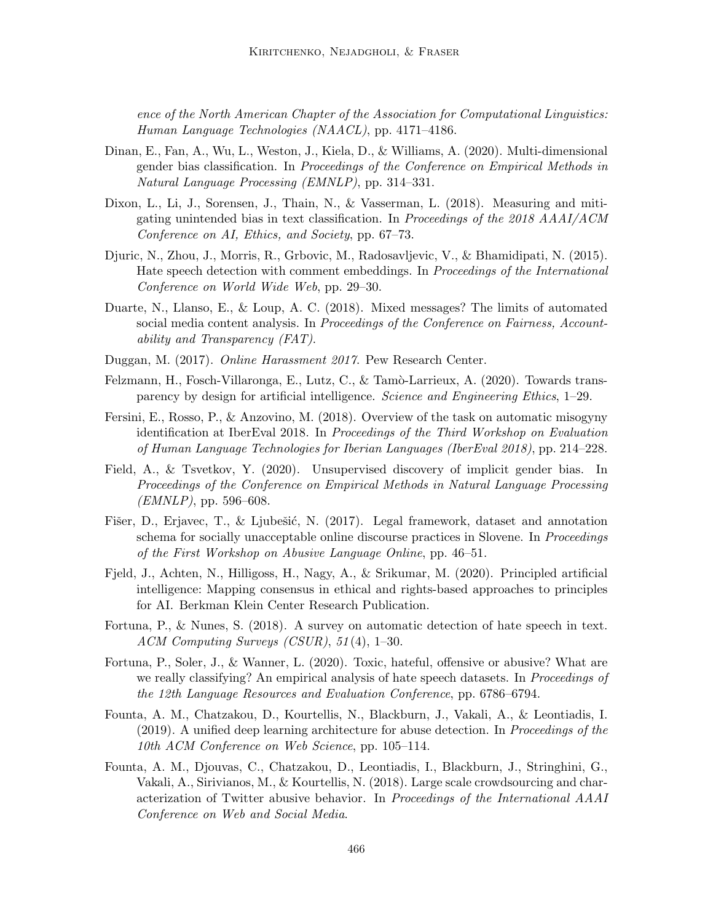ence of the North American Chapter of the Association for Computational Linguistics: Human Language Technologies (NAACL)*, pp. 4171–4186.

Dinan, E., Fan, A., Wu, L., Weston, J., Kiela, D., & Williams, A. (2020). Multi-dimensional gender bias classification. In *Proceedings of the Conference on Empirical Methods in Natural Language Processing (EMNLP)*, pp. 314–331.

Dixon, L., Li, J., Sorensen, J., Thain, N., & Vasserman, L. (2018). Measuring and mitigating unintended bias in text classification. In *Proceedings of the 2018 AAAI/ACM Conference on AI, Ethics, and Society*, pp. 67–73.

Djuric, N., Zhou, J., Morris, R., Grbovic, M., Radosavljevic, V., & Bhamidipati, N. (2015). Hate speech detection with comment embeddings. In *Proceedings of the International Conference on World Wide Web*, pp. 29–30.

Duarte, N., Llanso, E., & Loup, A. C. (2018). Mixed messages? The limits of automated social media content analysis. In *Proceedings of the Conference on Fairness, Accountability and Transparency (FAT)*.

Duggan, M. (2017). *Online Harassment 2017*. Pew Research Center.

Felzmann, H., Fosch-Villaronga, E., Lutz, C., & Tamò-Larrieux, A. (2020). Towards transparency by design for artificial intelligence. *Science and Engineering Ethics*, 1–29.

Fersini, E., Rosso, P., & Anzovino, M. (2018). Overview of the task on automatic misogyny identification at IberEval 2018. In *Proceedings of the Third Workshop on Evaluation of Human Language Technologies for Iberian Languages (IberEval 2018)*, pp. 214–228.

Field, A., & Tsvetkov, Y. (2020). Unsupervised discovery of implicit gender bias. In *Proceedings of the Conference on Empirical Methods in Natural Language Processing (EMNLP)*, pp. 596–608.

Fišer, D., Erjavec, T., & Ljubešić, N. (2017). Legal framework, dataset and annotation schema for socially unacceptable online discourse practices in Slovene. In *Proceedings of the First Workshop on Abusive Language Online*, pp. 46–51.

Fjeld, J., Achten, N., Hilligoss, H., Nagy, A., & Srikumar, M. (2020). Principled artificial intelligence: Mapping consensus in ethical and rights-based approaches to principles for AI. Berkman Klein Center Research Publication.

Fortuna, P., & Nunes, S. (2018). A survey on automatic detection of hate speech in text. *ACM Computing Surveys (CSUR)*, *51*(4), 1–30.

Fortuna, P., Soler, J., & Wanner, L. (2020). Toxic, hateful, offensive or abusive? What are we really classifying? An empirical analysis of hate speech datasets. In *Proceedings of the 12th Language Resources and Evaluation Conference*, pp. 6786–6794.

Founta, A. M., Chatzakou, D., Kourtellis, N., Blackburn, J., Vakali, A., & Leontiadis, I. (2019). A unified deep learning architecture for abuse detection. In *Proceedings of the 10th ACM Conference on Web Science*, pp. 105–114.

Founta, A. M., Djouvas, C., Chatzakou, D., Leontiadis, I., Blackburn, J., Stringhini, G., Vakali, A., Sirivianos, M., & Kourtellis, N. (2018). Large scale crowdsourcing and characterization of Twitter abusive behavior. In *Proceedings of the International AAAI Conference on Web and Social Media*.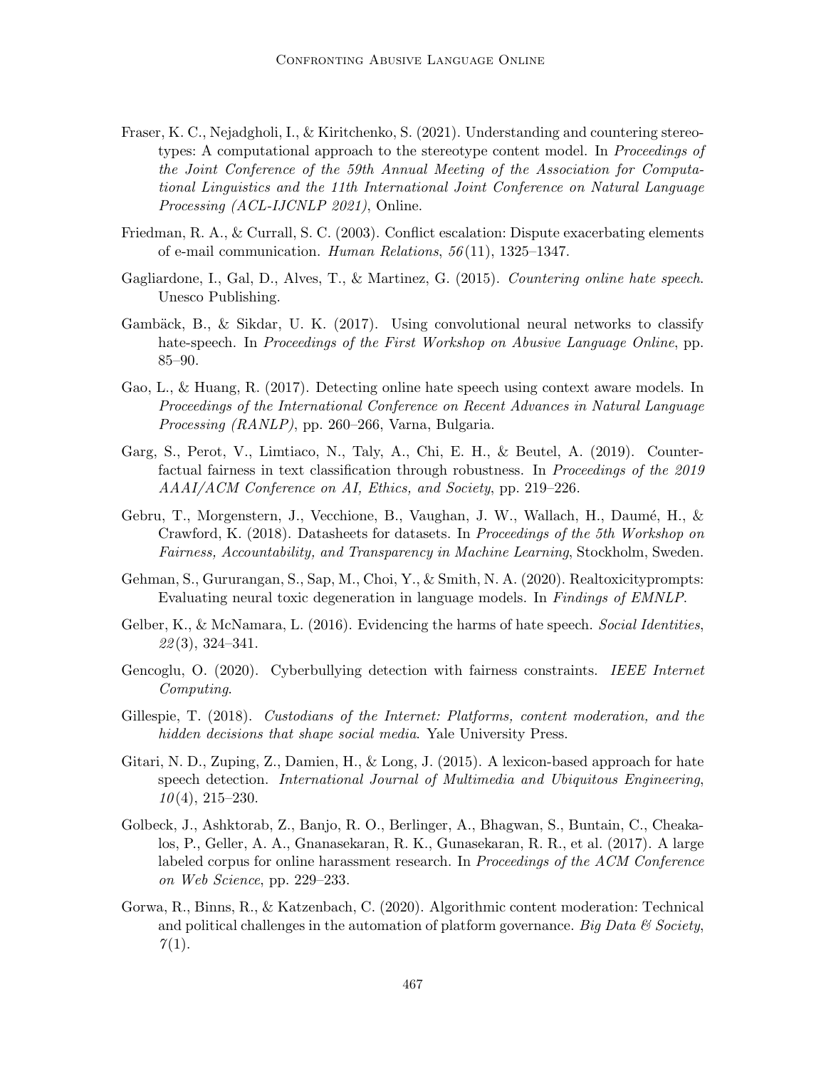Fraser, K. C., Nejadgholi, I., & Kiritchenko, S. (2021). Understanding and countering stereotypes: A computational approach to the stereotype content model. In *Proceedings of the Joint Conference of the 59th Annual Meeting of the Association for Computational Linguistics and the 11th International Joint Conference on Natural Language Processing (ACL-IJCNLP 2021)*, Online.

Friedman, R. A., & Currall, S. C. (2003). Conflict escalation: Dispute exacerbating elements of e-mail communication. *Human Relations*, *56*(11), 1325–1347.

Gagliardone, I., Gal, D., Alves, T., & Martinez, G. (2015). *Countering online hate speech*. Unesco Publishing.

Gambäck, B., & Sikdar, U. K. (2017). Using convolutional neural networks to classify hate-speech. In *Proceedings of the First Workshop on Abusive Language Online*, pp. 85–90.

Gao, L., & Huang, R. (2017). Detecting online hate speech using context aware models. In *Proceedings of the International Conference on Recent Advances in Natural Language Processing (RANLP)*, pp. 260–266, Varna, Bulgaria.

Garg, S., Perot, V., Limtiaco, N., Taly, A., Chi, E. H., & Beutel, A. (2019). Counterfactual fairness in text classification through robustness. In *Proceedings of the 2019 AAAI/ACM Conference on AI, Ethics, and Society*, pp. 219–226.

Gebru, T., Morgenstern, J., Vecchione, B., Vaughan, J. W., Wallach, H., Daumé, H., & Crawford, K. (2018). Datasheets for datasets. In *Proceedings of the 5th Workshop on Fairness, Accountability, and Transparency in Machine Learning*, Stockholm, Sweden.

Gehman, S., Gururangan, S., Sap, M., Choi, Y., & Smith, N. A. (2020). Realtoxicityprompts: Evaluating neural toxic degeneration in language models. In *Findings of EMNLP*.

Gelber, K., & McNamara, L. (2016). Evidencing the harms of hate speech. *Social Identities*, *22*(3), 324–341.

Gencoglu, O. (2020). Cyberbullying detection with fairness constraints. *IEEE Internet Computing*.

Gillespie, T. (2018). *Custodians of the Internet: Platforms, content moderation, and the hidden decisions that shape social media*. Yale University Press.

Gitari, N. D., Zuping, Z., Damien, H., & Long, J. (2015). A lexicon-based approach for hate speech detection. *International Journal of Multimedia and Ubiquitous Engineering*, *10*(4), 215–230.

Golbeck, J., Ashktorab, Z., Banjo, R. O., Berlinger, A., Bhagwan, S., Buntain, C., Cheakalos, P., Geller, A. A., Gnanasekaran, R. K., Gunasekaran, R. R., et al. (2017). A large labeled corpus for online harassment research. In *Proceedings of the ACM Conference on Web Science*, pp. 229–233.

Gorwa, R., Binns, R., & Katzenbach, C. (2020). Algorithmic content moderation: Technical and political challenges in the automation of platform governance. *Big Data & Society*, *7*(1).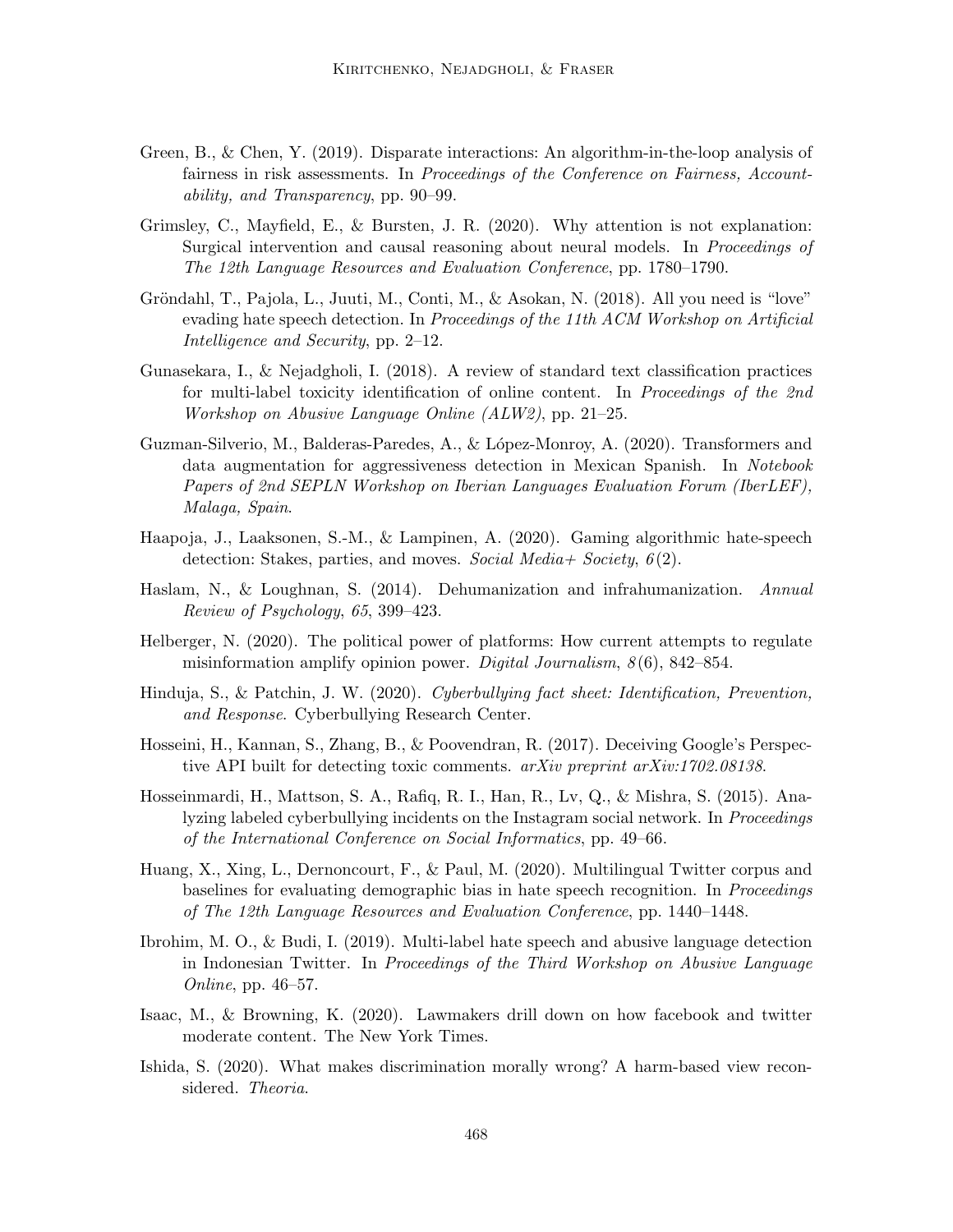Green, B., & Chen, Y. (2019). Disparate interactions: An algorithm-in-the-loop analysis of fairness in risk assessments. In *Proceedings of the Conference on Fairness, Accountability, and Transparency*, pp. 90–99.

Grimsley, C., Mayfield, E., & Bursten, J. R. (2020). Why attention is not explanation: Surgical intervention and causal reasoning about neural models. In *Proceedings of The 12th Language Resources and Evaluation Conference*, pp. 1780–1790.

Gröndahl, T., Pajola, L., Juuti, M., Conti, M., & Asokan, N. (2018). All you need is "love" evading hate speech detection. In *Proceedings of the 11th ACM Workshop on Artificial Intelligence and Security*, pp. 2–12.

Gunasekara, I., & Nejadgholi, I. (2018). A review of standard text classification practices for multi-label toxicity identification of online content. In *Proceedings of the 2nd Workshop on Abusive Language Online (ALW2)*, pp. 21–25.

Guzman-Silverio, M., Balderas-Paredes, A., & López-Monroy, A. (2020). Transformers and data augmentation for aggressiveness detection in Mexican Spanish. In *Notebook Papers of 2nd SEPLN Workshop on Iberian Languages Evaluation Forum (IberLEF), Malaga, Spain*.

Haapoja, J., Laaksonen, S.-M., & Lampinen, A. (2020). Gaming algorithmic hate-speech detection: Stakes, parties, and moves. *Social Media+ Society*, *6*(2).

Haslam, N., & Loughnan, S. (2014). Dehumanization and infrahumanization. *Annual Review of Psychology*, *65*, 399–423.

Helberger, N. (2020). The political power of platforms: How current attempts to regulate misinformation amplify opinion power. *Digital Journalism*, *8*(6), 842–854.

Hinduja, S., & Patchin, J. W. (2020). *Cyberbullying fact sheet: Identification, Prevention, and Response*. Cyberbullying Research Center.

Hosseini, H., Kannan, S., Zhang, B., & Poovendran, R. (2017). Deceiving Google's Perspective API built for detecting toxic comments. *arXiv preprint arXiv:1702.08138*.

Hosseinmardi, H., Mattson, S. A., Rafiq, R. I., Han, R., Lv, Q., & Mishra, S. (2015). Analyzing labeled cyberbullying incidents on the Instagram social network. In *Proceedings of the International Conference on Social Informatics*, pp. 49–66.

Huang, X., Xing, L., Dernoncourt, F., & Paul, M. (2020). Multilingual Twitter corpus and baselines for evaluating demographic bias in hate speech recognition. In *Proceedings of The 12th Language Resources and Evaluation Conference*, pp. 1440–1448.

Ibrohim, M. O., & Budi, I. (2019). Multi-label hate speech and abusive language detection in Indonesian Twitter. In *Proceedings of the Third Workshop on Abusive Language Online*, pp. 46–57.

Isaac, M., & Browning, K. (2020). Lawmakers drill down on how facebook and twitter moderate content. The New York Times.

Ishida, S. (2020). What makes discrimination morally wrong? A harm-based view reconsidered. *Theoria*.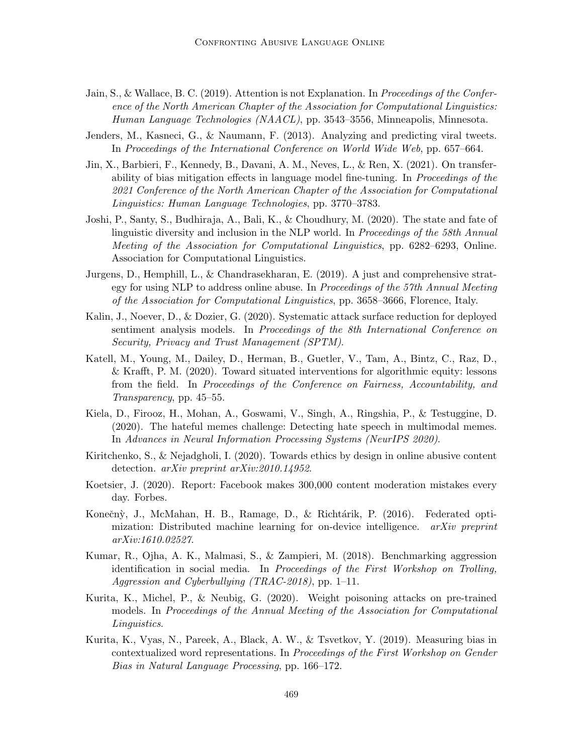Jain, S., & Wallace, B. C. (2019). Attention is not Explanation. In *Proceedings of the Conference of the North American Chapter of the Association for Computational Linguistics: Human Language Technologies (NAACL)*, pp. 3543–3556, Minneapolis, Minnesota.

Jenders, M., Kasneci, G., & Naumann, F. (2013). Analyzing and predicting viral tweets. In *Proceedings of the International Conference on World Wide Web*, pp. 657–664.

Jin, X., Barbieri, F., Kennedy, B., Davani, A. M., Neves, L., & Ren, X. (2021). On transferability of bias mitigation effects in language model fine-tuning. In *Proceedings of the 2021 Conference of the North American Chapter of the Association for Computational Linguistics: Human Language Technologies*, pp. 3770–3783.

Joshi, P., Santy, S., Budhiraja, A., Bali, K., & Choudhury, M. (2020). The state and fate of linguistic diversity and inclusion in the NLP world. In *Proceedings of the 58th Annual Meeting of the Association for Computational Linguistics*, pp. 6282–6293, Online. Association for Computational Linguistics.

Jurgens, D., Hemphill, L., & Chandrasekharan, E. (2019). A just and comprehensive strategy for using NLP to address online abuse. In *Proceedings of the 57th Annual Meeting of the Association for Computational Linguistics*, pp. 3658–3666, Florence, Italy.

Kalin, J., Noever, D., & Dozier, G. (2020). Systematic attack surface reduction for deployed sentiment analysis models. In *Proceedings of the 8th International Conference on Security, Privacy and Trust Management (SPTM)*.

Katell, M., Young, M., Dailey, D., Herman, B., Guetler, V., Tam, A., Bintz, C., Raz, D., & Krafft, P. M. (2020). Toward situated interventions for algorithmic equity: lessons from the field. In *Proceedings of the Conference on Fairness, Accountability, and Transparency*, pp. 45–55.

Kiela, D., Firooz, H., Mohan, A., Goswami, V., Singh, A., Ringshia, P., & Testuggine, D. (2020). The hateful memes challenge: Detecting hate speech in multimodal memes. In *Advances in Neural Information Processing Systems (NeurIPS 2020)*.

Kiritchenko, S., & Nejadgholi, I. (2020). Towards ethics by design in online abusive content detection. *arXiv preprint arXiv:2010.14952*.

Koetsier, J. (2020). Report: Facebook makes 300,000 content moderation mistakes every day. Forbes.

Konečnỳ, J., McMahan, H. B., Ramage, D., & Richtárik, P. (2016). Federated optimization: Distributed machine learning for on-device intelligence. *arXiv preprint arXiv:1610.02527*.

Kumar, R., Ojha, A. K., Malmasi, S., & Zampieri, M. (2018). Benchmarking aggression identification in social media. In *Proceedings of the First Workshop on Trolling, Aggression and Cyberbullying (TRAC-2018)*, pp. 1–11.

Kurita, K., Michel, P., & Neubig, G. (2020). Weight poisoning attacks on pre-trained models. In *Proceedings of the Annual Meeting of the Association for Computational Linguistics*.

Kurita, K., Vyas, N., Pareek, A., Black, A. W., & Tsvetkov, Y. (2019). Measuring bias in contextualized word representations. In *Proceedings of the First Workshop on Gender Bias in Natural Language Processing*, pp. 166–172.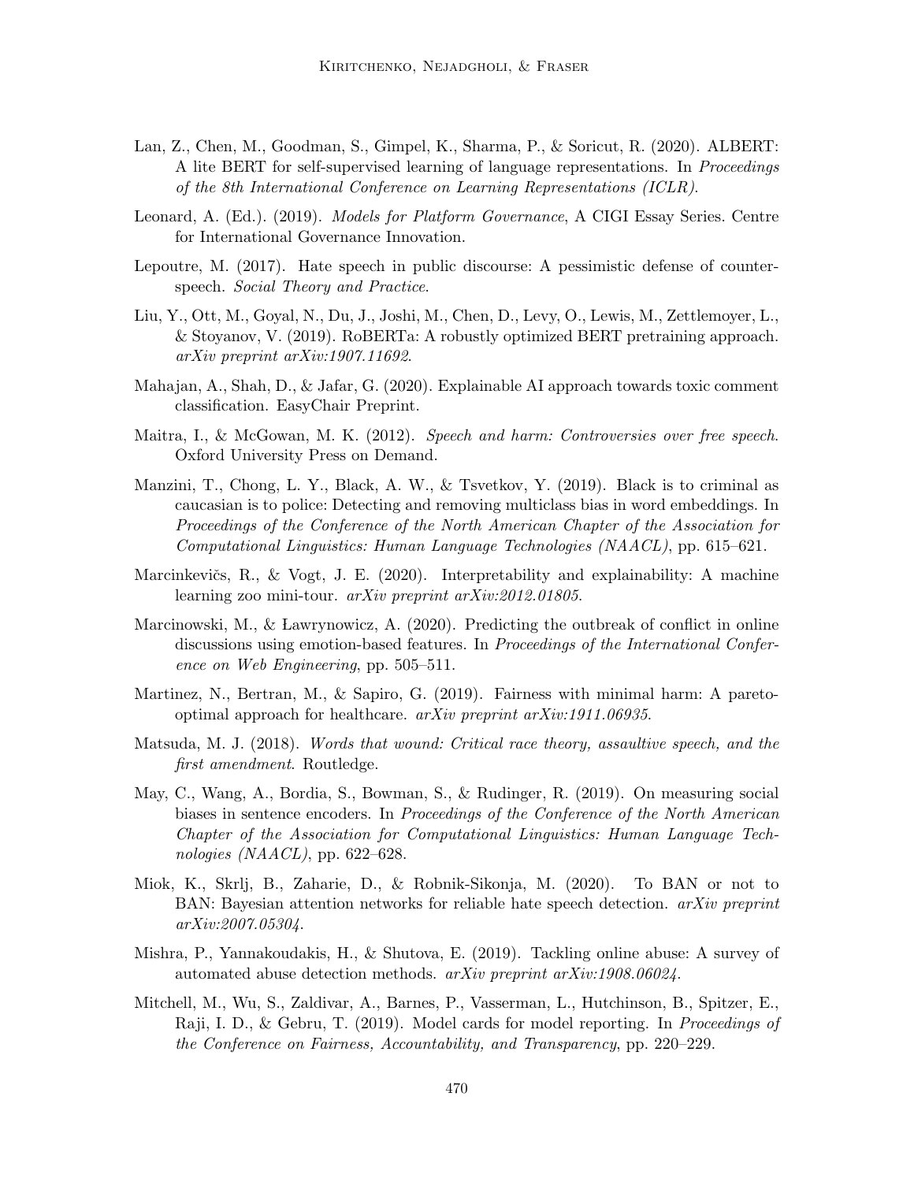Lan, Z., Chen, M., Goodman, S., Gimpel, K., Sharma, P., & Soricut, R. (2020). ALBERT: A lite BERT for self-supervised learning of language representations. In *Proceedings of the 8th International Conference on Learning Representations (ICLR)*.

Leonard, A. (Ed.). (2019). *Models for Platform Governance*, A CIGI Essay Series. Centre for International Governance Innovation.

Lepoutre, M. (2017). Hate speech in public discourse: A pessimistic defense of counter-speech. *Social Theory and Practice*.

Liu, Y., Ott, M., Goyal, N., Du, J., Joshi, M., Chen, D., Levy, O., Lewis, M., Zettlemoyer, L., & Stoyanov, V. (2019). RoBERTa: A robustly optimized BERT pretraining approach. *arXiv preprint arXiv:1907.11692*.

Mahajan, A., Shah, D., & Jafar, G. (2020). Explainable AI approach towards toxic comment classification. EasyChair Preprint.

Maitra, I., & McGowan, M. K. (2012). *Speech and harm: Controversies over free speech*. Oxford University Press on Demand.

Manzini, T., Chong, L. Y., Black, A. W., & Tsvetkov, Y. (2019). Black is to criminal as caucasian is to police: Detecting and removing multiclass bias in word embeddings. In *Proceedings of the Conference of the North American Chapter of the Association for Computational Linguistics: Human Language Technologies (NAACL)*, pp. 615–621.

Marcinkevičs, R., & Vogt, J. E. (2020). Interpretability and explainability: A machine learning zoo mini-tour. *arXiv preprint arXiv:2012.01805*.

Marcinowski, M., & Ławrynowicz, A. (2020). Predicting the outbreak of conflict in online discussions using emotion-based features. In *Proceedings of the International Conference on Web Engineering*, pp. 505–511.

Martinez, N., Bertran, M., & Sapiro, G. (2019). Fairness with minimal harm: A pareto-optimal approach for healthcare. *arXiv preprint arXiv:1911.06935*.

Matsuda, M. J. (2018). *Words that wound: Critical race theory, assaultive speech, and the first amendment*. Routledge.

May, C., Wang, A., Bordia, S., Bowman, S., & Rudinger, R. (2019). On measuring social biases in sentence encoders. In *Proceedings of the Conference of the North American Chapter of the Association for Computational Linguistics: Human Language Technologies (NAACL)*, pp. 622–628.

Miok, K., Skrlj, B., Zaharie, D., & Robnik-Sikonja, M. (2020). To BAN or not to BAN: Bayesian attention networks for reliable hate speech detection. *arXiv preprint arXiv:2007.05304*.

Mishra, P., Yannakoudakis, H., & Shutova, E. (2019). Tackling online abuse: A survey of automated abuse detection methods. *arXiv preprint arXiv:1908.06024*.

Mitchell, M., Wu, S., Zaldivar, A., Barnes, P., Vasserman, L., Hutchinson, B., Spitzer, E., Raji, I. D., & Gebru, T. (2019). Model cards for model reporting. In *Proceedings of the Conference on Fairness, Accountability, and Transparency*, pp. 220–229.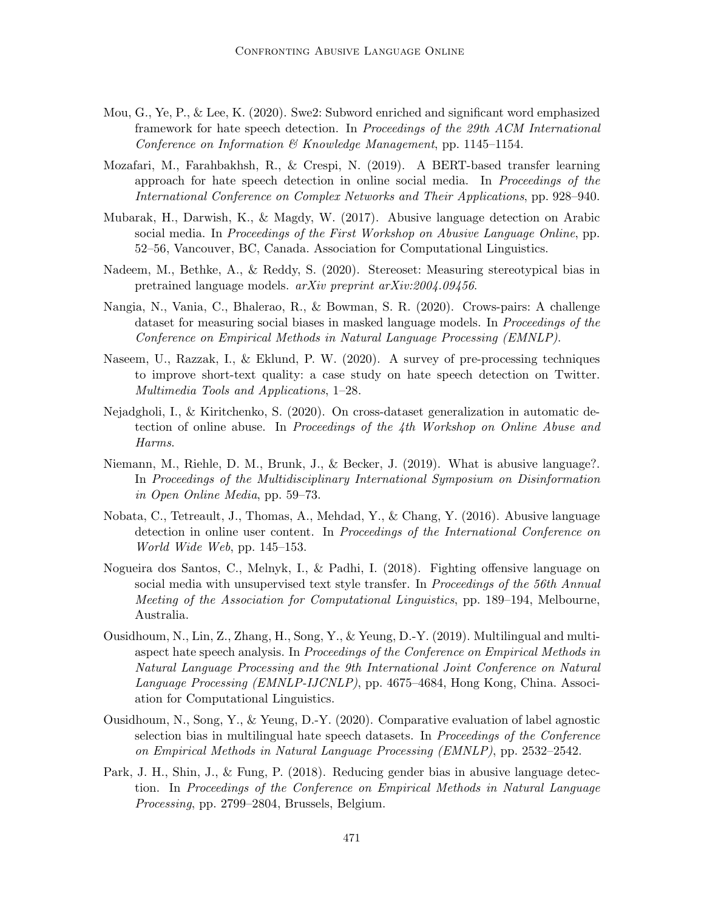Mou, G., Ye, P., & Lee, K. (2020). Swe2: Subword enriched and significant word emphasized framework for hate speech detection. In *Proceedings of the 29th ACM International Conference on Information & Knowledge Management*, pp. 1145–1154.

Mozafari, M., Farahbakhsh, R., & Crespi, N. (2019). A BERT-based transfer learning approach for hate speech detection in online social media. In *Proceedings of the International Conference on Complex Networks and Their Applications*, pp. 928–940.

Mubarak, H., Darwish, K., & Magdy, W. (2017). Abusive language detection on Arabic social media. In *Proceedings of the First Workshop on Abusive Language Online*, pp. 52–56, Vancouver, BC, Canada. Association for Computational Linguistics.

Nadeem, M., Bethke, A., & Reddy, S. (2020). Stereoset: Measuring stereotypical bias in pretrained language models. *arXiv preprint arXiv:2004.09456*.

Nangia, N., Vania, C., Bhalerao, R., & Bowman, S. R. (2020). Crows-pairs: A challenge dataset for measuring social biases in masked language models. In *Proceedings of the Conference on Empirical Methods in Natural Language Processing (EMNLP)*.

Naseem, U., Razzak, I., & Eklund, P. W. (2020). A survey of pre-processing techniques to improve short-text quality: a case study on hate speech detection on Twitter. *Multimedia Tools and Applications*, 1–28.

Nejadgholi, I., & Kiritchenko, S. (2020). On cross-dataset generalization in automatic detection of online abuse. In *Proceedings of the 4th Workshop on Online Abuse and Harms*.

Niemann, M., Riehle, D. M., Brunk, J., & Becker, J. (2019). What is abusive language?. In *Proceedings of the Multidisciplinary International Symposium on Disinformation in Open Online Media*, pp. 59–73.

Nobata, C., Tetreault, J., Thomas, A., Mehdad, Y., & Chang, Y. (2016). Abusive language detection in online user content. In *Proceedings of the International Conference on World Wide Web*, pp. 145–153.

Nogueira dos Santos, C., Melnyk, I., & Padhi, I. (2018). Fighting offensive language on social media with unsupervised text style transfer. In *Proceedings of the 56th Annual Meeting of the Association for Computational Linguistics*, pp. 189–194, Melbourne, Australia.

Ousidhoum, N., Lin, Z., Zhang, H., Song, Y., & Yeung, D.-Y. (2019). Multilingual and multi-aspect hate speech analysis. In *Proceedings of the Conference on Empirical Methods in Natural Language Processing and the 9th International Joint Conference on Natural Language Processing (EMNLP-IJCNLP)*, pp. 4675–4684, Hong Kong, China. Association for Computational Linguistics.

Ousidhoum, N., Song, Y., & Yeung, D.-Y. (2020). Comparative evaluation of label agnostic selection bias in multilingual hate speech datasets. In *Proceedings of the Conference on Empirical Methods in Natural Language Processing (EMNLP)*, pp. 2532–2542.

Park, J. H., Shin, J., & Fung, P. (2018). Reducing gender bias in abusive language detection. In *Proceedings of the Conference on Empirical Methods in Natural Language Processing*, pp. 2799–2804, Brussels, Belgium.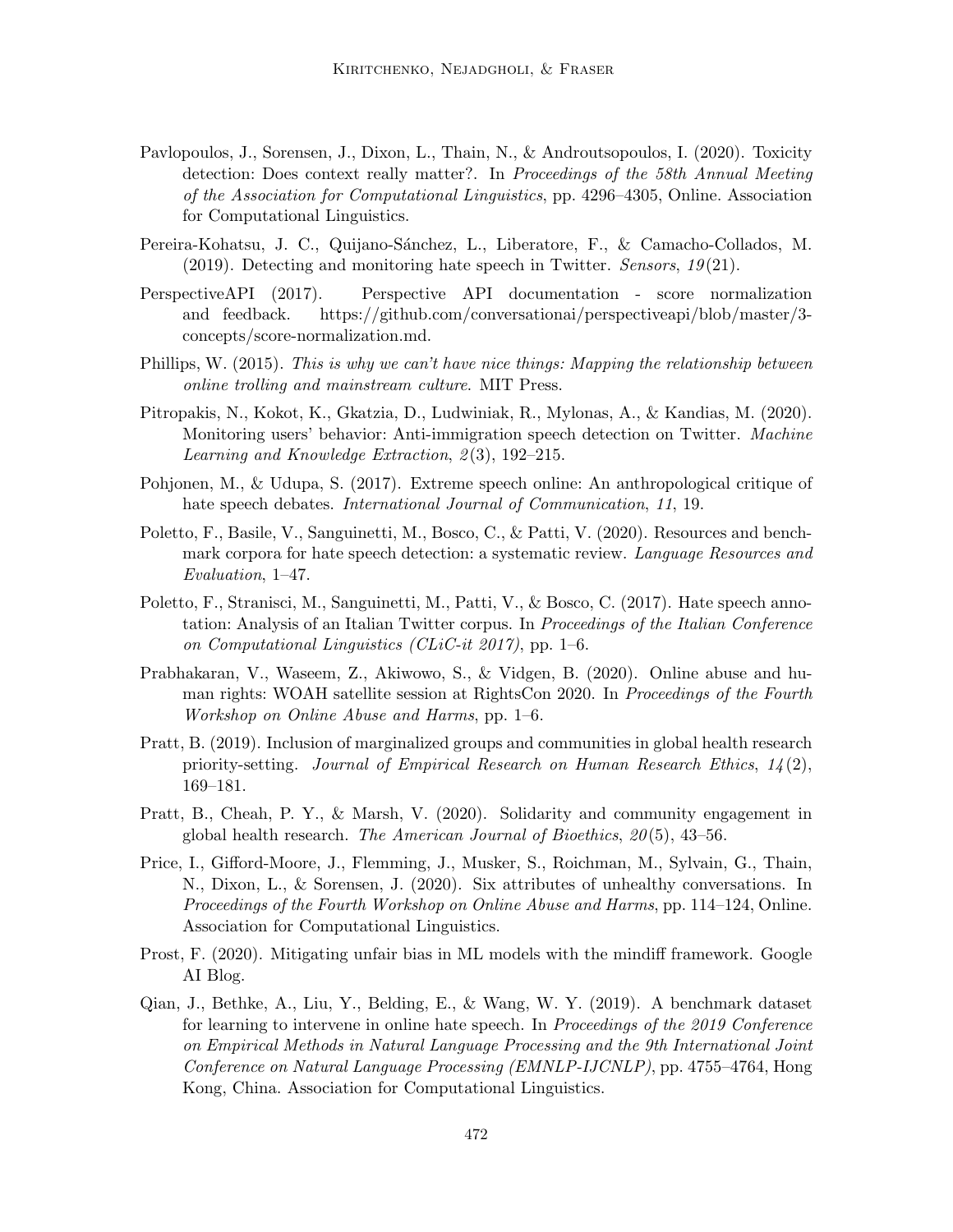Pavlopoulos, J., Sorensen, J., Dixon, L., Thain, N., & Androutsopoulos, I. (2020). Toxicity detection: Does context really matter?. In *Proceedings of the 58th Annual Meeting of the Association for Computational Linguistics*, pp. 4296–4305, Online. Association for Computational Linguistics.

Pereira-Kohatsu, J. C., Quijano-Sánchez, L., Liberatore, F., & Camacho-Collados, M. (2019). Detecting and monitoring hate speech in Twitter. *Sensors*, *19*(21).

PerspectiveAPI (2017). Perspective API documentation - score normalization and feedback. https://github.com/conversationai/perspectiveapi/blob/master/3-concepts/score-normalization.md.

Phillips, W. (2015). *This is why we can't have nice things: Mapping the relationship between online trolling and mainstream culture*. MIT Press.

Pitropakis, N., Kokot, K., Gkatzia, D., Ludwiniak, R., Mylonas, A., & Kandias, M. (2020). Monitoring users' behavior: Anti-immigration speech detection on Twitter. *Machine Learning and Knowledge Extraction*, *2*(3), 192–215.

Pohjonen, M., & Udupa, S. (2017). Extreme speech online: An anthropological critique of hate speech debates. *International Journal of Communication*, *11*, 19.

Poletto, F., Basile, V., Sanguinetti, M., Bosco, C., & Patti, V. (2020). Resources and benchmark corpora for hate speech detection: a systematic review. *Language Resources and Evaluation*, 1–47.

Poletto, F., Stranisci, M., Sanguinetti, M., Patti, V., & Bosco, C. (2017). Hate speech annotation: Analysis of an Italian Twitter corpus. In *Proceedings of the Italian Conference on Computational Linguistics (CLiC-it 2017)*, pp. 1–6.

Prabhakaran, V., Waseem, Z., Akiwowo, S., & Vidgen, B. (2020). Online abuse and human rights: WOAH satellite session at RightsCon 2020. In *Proceedings of the Fourth Workshop on Online Abuse and Harms*, pp. 1–6.

Pratt, B. (2019). Inclusion of marginalized groups and communities in global health research priority-setting. *Journal of Empirical Research on Human Research Ethics*, *14*(2), 169–181.

Pratt, B., Cheah, P. Y., & Marsh, V. (2020). Solidarity and community engagement in global health research. *The American Journal of Bioethics*, *20*(5), 43–56.

Price, I., Gifford-Moore, J., Flemming, J., Musker, S., Roichman, M., Sylvain, G., Thain, N., Dixon, L., & Sorensen, J. (2020). Six attributes of unhealthy conversations. In *Proceedings of the Fourth Workshop on Online Abuse and Harms*, pp. 114–124, Online. Association for Computational Linguistics.

Prost, F. (2020). Mitigating unfair bias in ML models with the mindiff framework. Google AI Blog.

Qian, J., Bethke, A., Liu, Y., Belding, E., & Wang, W. Y. (2019). A benchmark dataset for learning to intervene in online hate speech. In *Proceedings of the 2019 Conference on Empirical Methods in Natural Language Processing and the 9th International Joint Conference on Natural Language Processing (EMNLP-IJCNLP)*, pp. 4755–4764, Hong Kong, China. Association for Computational Linguistics.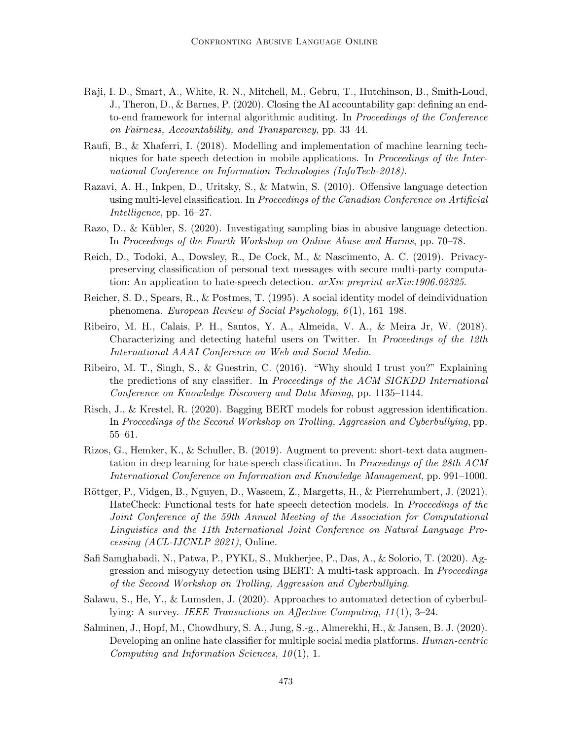Raji, I. D., Smart, A., White, R. N., Mitchell, M., Gebru, T., Hutchinson, B., Smith-Loud, J., Theron, D., & Barnes, P. (2020). Closing the AI accountability gap: defining an end-to-end framework for internal algorithmic auditing. In *Proceedings of the Conference on Fairness, Accountability, and Transparency*, pp. 33–44.

Raufi, B., & Xhaferri, I. (2018). Modelling and implementation of machine learning techniques for hate speech detection in mobile applications. In *Proceedings of the International Conference on Information Technologies (InfoTech-2018)*.

Razavi, A. H., Inkpen, D., Uritsky, S., & Matwin, S. (2010). Offensive language detection using multi-level classification. In *Proceedings of the Canadian Conference on Artificial Intelligence*, pp. 16–27.

Razo, D., & Kübler, S. (2020). Investigating sampling bias in abusive language detection. In *Proceedings of the Fourth Workshop on Online Abuse and Harms*, pp. 70–78.

Reich, D., Todoki, A., Dowsley, R., De Cock, M., & Nascimento, A. C. (2019). Privacy-preserving classification of personal text messages with secure multi-party computation: An application to hate-speech detection. *arXiv preprint arXiv:1906.02325*.

Reicher, S. D., Spears, R., & Postmes, T. (1995). A social identity model of deindividuation phenomena. *European Review of Social Psychology*, *6*(1), 161–198.

Ribeiro, M. H., Calais, P. H., Santos, Y. A., Almeida, V. A., & Meira Jr, W. (2018). Characterizing and detecting hateful users on Twitter. In *Proceedings of the 12th International AAAI Conference on Web and Social Media*.

Ribeiro, M. T., Singh, S., & Guestrin, C. (2016). "Why should I trust you?" Explaining the predictions of any classifier. In *Proceedings of the ACM SIGKDD International Conference on Knowledge Discovery and Data Mining*, pp. 1135–1144.

Risch, J., & Krestel, R. (2020). Bagging BERT models for robust aggression identification. In *Proceedings of the Second Workshop on Trolling, Aggression and Cyberbullying*, pp. 55–61.

Rizos, G., Hemker, K., & Schuller, B. (2019). Augment to prevent: short-text data augmentation in deep learning for hate-speech classification. In *Proceedings of the 28th ACM International Conference on Information and Knowledge Management*, pp. 991–1000.

Röttger, P., Vidgen, B., Nguyen, D., Waseem, Z., Margetts, H., & Pierrehumbert, J. (2021). HateCheck: Functional tests for hate speech detection models. In *Proceedings of the Joint Conference of the 59th Annual Meeting of the Association for Computational Linguistics and the 11th International Joint Conference on Natural Language Processing (ACL-IJCNLP 2021)*, Online.

Safi Samghabadi, N., Patwa, P., PYKL, S., Mukherjee, P., Das, A., & Solorio, T. (2020). Aggression and misogyny detection using BERT: A multi-task approach. In *Proceedings of the Second Workshop on Trolling, Aggression and Cyberbullying*.

Salawu, S., He, Y., & Lumsden, J. (2020). Approaches to automated detection of cyberbullying: A survey. *IEEE Transactions on Affective Computing*, *11*(1), 3–24.

Salminen, J., Hopf, M., Chowdhury, S. A., Jung, S.-g., Almerekhi, H., & Jansen, B. J. (2020). Developing an online hate classifier for multiple social media platforms. *Human-centric Computing and Information Sciences*, *10*(1), 1.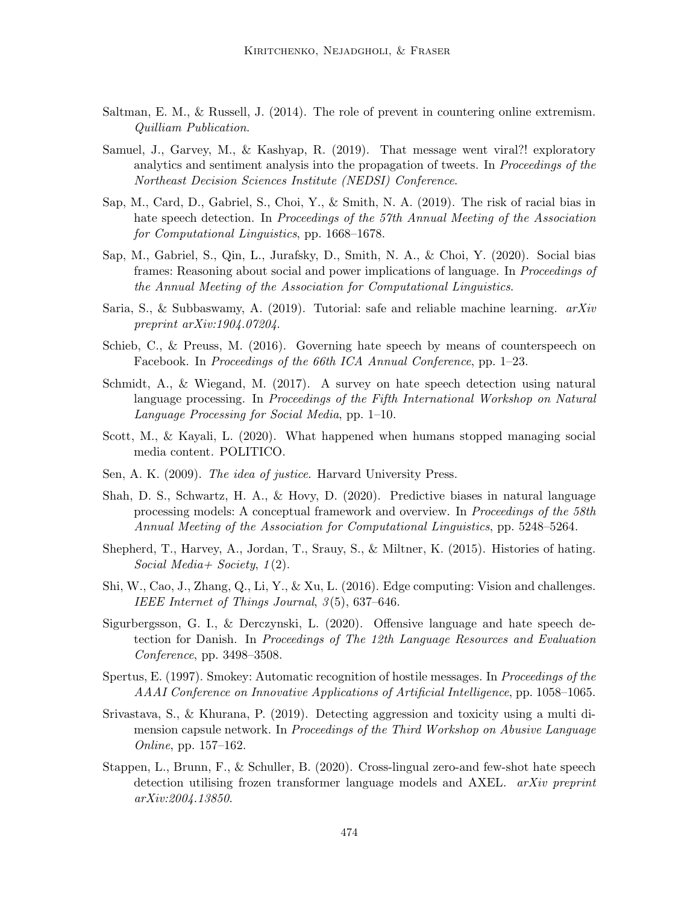Saltman, E. M., & Russell, J. (2014). The role of prevent in countering online extremism. *Quilliam Publication*.

Samuel, J., Garvey, M., & Kashyap, R. (2019). That message went viral?! exploratory analytics and sentiment analysis into the propagation of tweets. In *Proceedings of the Northeast Decision Sciences Institute (NEDSI) Conference*.

Sap, M., Card, D., Gabriel, S., Choi, Y., & Smith, N. A. (2019). The risk of racial bias in hate speech detection. In *Proceedings of the 57th Annual Meeting of the Association for Computational Linguistics*, pp. 1668–1678.

Sap, M., Gabriel, S., Qin, L., Jurafsky, D., Smith, N. A., & Choi, Y. (2020). Social bias frames: Reasoning about social and power implications of language. In *Proceedings of the Annual Meeting of the Association for Computational Linguistics*.

Saria, S., & Subbaswamy, A. (2019). Tutorial: safe and reliable machine learning. *arXiv preprint arXiv:1904.07204*.

Schieb, C., & Preuss, M. (2016). Governing hate speech by means of counterspeech on Facebook. In *Proceedings of the 66th ICA Annual Conference*, pp. 1–23.

Schmidt, A., & Wiegand, M. (2017). A survey on hate speech detection using natural language processing. In *Proceedings of the Fifth International Workshop on Natural Language Processing for Social Media*, pp. 1–10.

Scott, M., & Kayali, L. (2020). What happened when humans stopped managing social media content. POLITICO.

Sen, A. K. (2009). *The idea of justice*. Harvard University Press.

Shah, D. S., Schwartz, H. A., & Hovy, D. (2020). Predictive biases in natural language processing models: A conceptual framework and overview. In *Proceedings of the 58th Annual Meeting of the Association for Computational Linguistics*, pp. 5248–5264.

Shepherd, T., Harvey, A., Jordan, T., Srauy, S., & Miltner, K. (2015). Histories of hating. *Social Media+ Society*, *1*(2).

Shi, W., Cao, J., Zhang, Q., Li, Y., & Xu, L. (2016). Edge computing: Vision and challenges. *IEEE Internet of Things Journal*, *3*(5), 637–646.

Sigurbergsson, G. I., & Derczynski, L. (2020). Offensive language and hate speech detection for Danish. In *Proceedings of The 12th Language Resources and Evaluation Conference*, pp. 3498–3508.

Spertus, E. (1997). Smokey: Automatic recognition of hostile messages. In *Proceedings of the AAAI Conference on Innovative Applications of Artificial Intelligence*, pp. 1058–1065.

Srivastava, S., & Khurana, P. (2019). Detecting aggression and toxicity using a multi dimension capsule network. In *Proceedings of the Third Workshop on Abusive Language Online*, pp. 157–162.

Stappen, L., Brunn, F., & Schuller, B. (2020). Cross-lingual zero-and few-shot hate speech detection utilising frozen transformer language models and AXEL. *arXiv preprint arXiv:2004.13850*.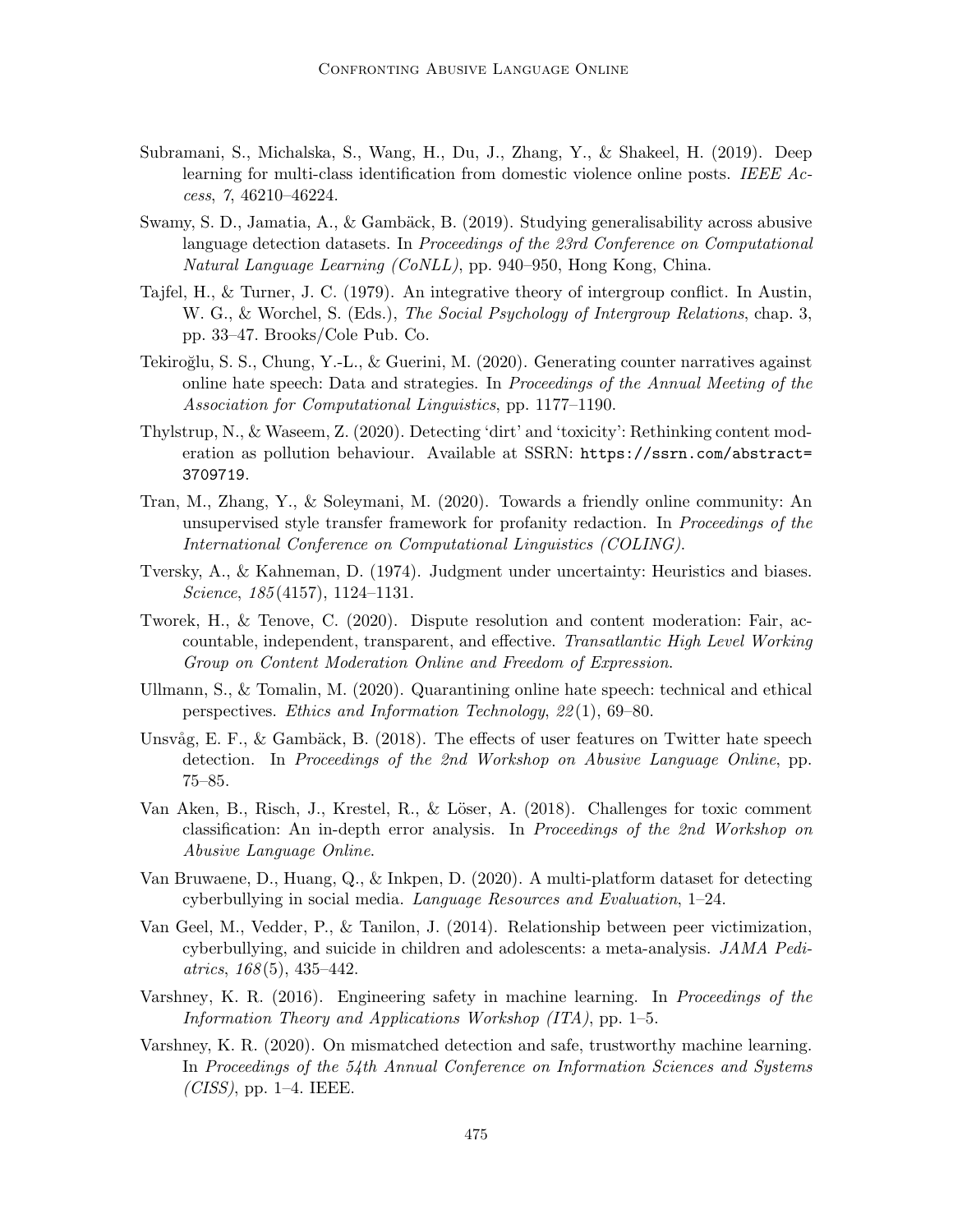Subramani, S., Michalska, S., Wang, H., Du, J., Zhang, Y., & Shakeel, H. (2019). Deep learning for multi-class identification from domestic violence online posts. *IEEE Access*, *7*, 46210–46224.

Swamy, S. D., Jamatia, A., & Gambäck, B. (2019). Studying generalisability across abusive language detection datasets. In *Proceedings of the 23rd Conference on Computational Natural Language Learning (CoNLL)*, pp. 940–950, Hong Kong, China.

Tajfel, H., & Turner, J. C. (1979). An integrative theory of intergroup conflict. In Austin, W. G., & Worchel, S. (Eds.), *The Social Psychology of Intergroup Relations*, chap. 3, pp. 33–47. Brooks/Cole Pub. Co.

Tekiroğlu, S. S., Chung, Y.-L., & Guerini, M. (2020). Generating counter narratives against online hate speech: Data and strategies. In *Proceedings of the Annual Meeting of the Association for Computational Linguistics*, pp. 1177–1190.

Thylstrup, N., & Waseem, Z. (2020). Detecting 'dirt' and 'toxicity': Rethinking content moderation as pollution behaviour. Available at SSRN: `https://ssrn.com/abstract=3709719`.

Tran, M., Zhang, Y., & Soleymani, M. (2020). Towards a friendly online community: An unsupervised style transfer framework for profanity redaction. In *Proceedings of the International Conference on Computational Linguistics (COLING)*.

Tversky, A., & Kahneman, D. (1974). Judgment under uncertainty: Heuristics and biases. *Science*, *185*(4157), 1124–1131.

Tworek, H., & Tenove, C. (2020). Dispute resolution and content moderation: Fair, accountable, independent, transparent, and effective. *Transatlantic High Level Working Group on Content Moderation Online and Freedom of Expression*.

Ullmann, S., & Tomalin, M. (2020). Quarantining online hate speech: technical and ethical perspectives. *Ethics and Information Technology*, *22*(1), 69–80.

Unsvåg, E. F., & Gambäck, B. (2018). The effects of user features on Twitter hate speech detection. In *Proceedings of the 2nd Workshop on Abusive Language Online*, pp. 75–85.

Van Aken, B., Risch, J., Krestel, R., & Löser, A. (2018). Challenges for toxic comment classification: An in-depth error analysis. In *Proceedings of the 2nd Workshop on Abusive Language Online*.

Van Bruwaene, D., Huang, Q., & Inkpen, D. (2020). A multi-platform dataset for detecting cyberbullying in social media. *Language Resources and Evaluation*, 1–24.

Van Geel, M., Vedder, P., & Tanilon, J. (2014). Relationship between peer victimization, cyberbullying, and suicide in children and adolescents: a meta-analysis. *JAMA Pediatrics*, *168*(5), 435–442.

Varshney, K. R. (2016). Engineering safety in machine learning. In *Proceedings of the Information Theory and Applications Workshop (ITA)*, pp. 1–5.

Varshney, K. R. (2020). On mismatched detection and safe, trustworthy machine learning. In *Proceedings of the 54th Annual Conference on Information Sciences and Systems (CISS)*, pp. 1–4. IEEE.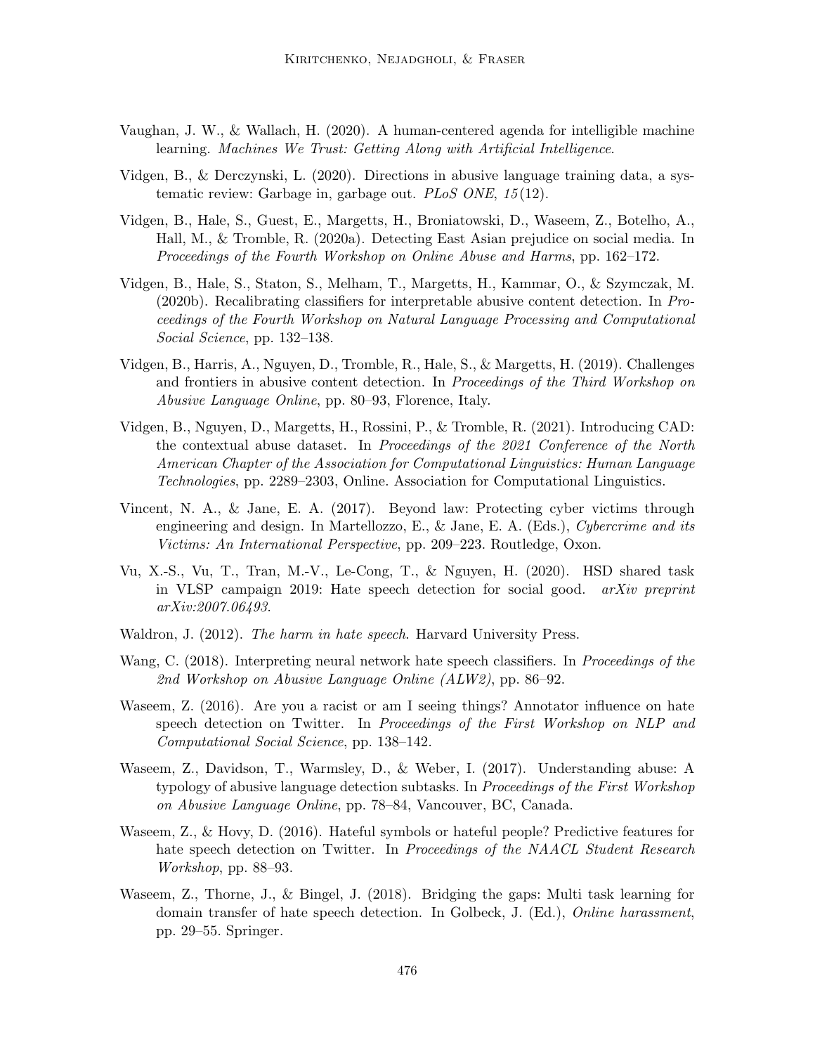Vaughan, J. W., & Wallach, H. (2020). A human-centered agenda for intelligible machine learning. *Machines We Trust: Getting Along with Artificial Intelligence*.

Vidgen, B., & Derczynski, L. (2020). Directions in abusive language training data, a systematic review: Garbage in, garbage out. *PLoS ONE*, *15*(12).

Vidgen, B., Hale, S., Guest, E., Margetts, H., Broniatowski, D., Waseem, Z., Botelho, A., Hall, M., & Tromble, R. (2020a). Detecting East Asian prejudice on social media. In *Proceedings of the Fourth Workshop on Online Abuse and Harms*, pp. 162–172.

Vidgen, B., Hale, S., Staton, S., Melham, T., Margetts, H., Kammar, O., & Szymczak, M. (2020b). Recalibrating classifiers for interpretable abusive content detection. In *Proceedings of the Fourth Workshop on Natural Language Processing and Computational Social Science*, pp. 132–138.

Vidgen, B., Harris, A., Nguyen, D., Tromble, R., Hale, S., & Margetts, H. (2019). Challenges and frontiers in abusive content detection. In *Proceedings of the Third Workshop on Abusive Language Online*, pp. 80–93, Florence, Italy.

Vidgen, B., Nguyen, D., Margetts, H., Rossini, P., & Tromble, R. (2021). Introducing CAD: the contextual abuse dataset. In *Proceedings of the 2021 Conference of the North American Chapter of the Association for Computational Linguistics: Human Language Technologies*, pp. 2289–2303, Online. Association for Computational Linguistics.

Vincent, N. A., & Jane, E. A. (2017). Beyond law: Protecting cyber victims through engineering and design. In Martellozzo, E., & Jane, E. A. (Eds.), *Cybercrime and its Victims: An International Perspective*, pp. 209–223. Routledge, Oxon.

Vu, X.-S., Vu, T., Tran, M.-V., Le-Cong, T., & Nguyen, H. (2020). HSD shared task in VLSP campaign 2019: Hate speech detection for social good. *arXiv preprint arXiv:2007.06493*.

Waldron, J. (2012). *The harm in hate speech*. Harvard University Press.

Wang, C. (2018). Interpreting neural network hate speech classifiers. In *Proceedings of the 2nd Workshop on Abusive Language Online (ALW2)*, pp. 86–92.

Waseem, Z. (2016). Are you a racist or am I seeing things? Annotator influence on hate speech detection on Twitter. In *Proceedings of the First Workshop on NLP and Computational Social Science*, pp. 138–142.

Waseem, Z., Davidson, T., Warmsley, D., & Weber, I. (2017). Understanding abuse: A typology of abusive language detection subtasks. In *Proceedings of the First Workshop on Abusive Language Online*, pp. 78–84, Vancouver, BC, Canada.

Waseem, Z., & Hovy, D. (2016). Hateful symbols or hateful people? Predictive features for hate speech detection on Twitter. In *Proceedings of the NAACL Student Research Workshop*, pp. 88–93.

Waseem, Z., Thorne, J., & Bingel, J. (2018). Bridging the gaps: Multi task learning for domain transfer of hate speech detection. In Golbeck, J. (Ed.), *Online harassment*, pp. 29–55. Springer.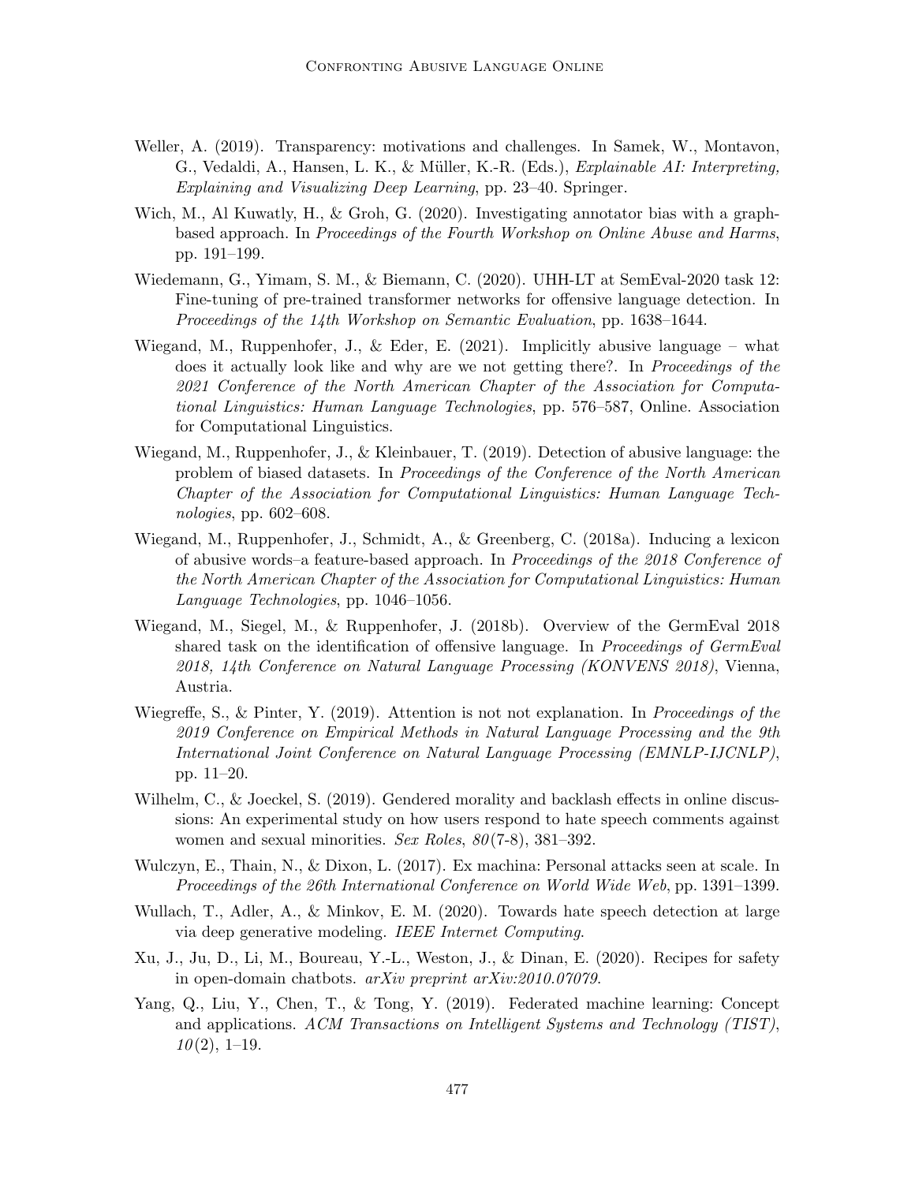Weller, A. (2019). Transparency: motivations and challenges. In Samek, W., Montavon, G., Vedaldi, A., Hansen, L. K., & Müller, K.-R. (Eds.), *Explainable AI: Interpreting, Explaining and Visualizing Deep Learning*, pp. 23–40. Springer.

Wich, M., Al Kuwatly, H., & Groh, G. (2020). Investigating annotator bias with a graph-based approach. In *Proceedings of the Fourth Workshop on Online Abuse and Harms*, pp. 191–199.

Wiedemann, G., Yimam, S. M., & Biemann, C. (2020). UHH-LT at SemEval-2020 task 12: Fine-tuning of pre-trained transformer networks for offensive language detection. In *Proceedings of the 14th Workshop on Semantic Evaluation*, pp. 1638–1644.

Wiegand, M., Ruppenhofer, J., & Eder, E. (2021). Implicitly abusive language – what does it actually look like and why are we not getting there?. In *Proceedings of the 2021 Conference of the North American Chapter of the Association for Computational Linguistics: Human Language Technologies*, pp. 576–587, Online. Association for Computational Linguistics.

Wiegand, M., Ruppenhofer, J., & Kleinbauer, T. (2019). Detection of abusive language: the problem of biased datasets. In *Proceedings of the Conference of the North American Chapter of the Association for Computational Linguistics: Human Language Technologies*, pp. 602–608.

Wiegand, M., Ruppenhofer, J., Schmidt, A., & Greenberg, C. (2018a). Inducing a lexicon of abusive words–a feature-based approach. In *Proceedings of the 2018 Conference of the North American Chapter of the Association for Computational Linguistics: Human Language Technologies*, pp. 1046–1056.

Wiegand, M., Siegel, M., & Ruppenhofer, J. (2018b). Overview of the GermEval 2018 shared task on the identification of offensive language. In *Proceedings of GermEval 2018, 14th Conference on Natural Language Processing (KONVENS 2018)*, Vienna, Austria.

Wiegreffe, S., & Pinter, Y. (2019). Attention is not not explanation. In *Proceedings of the 2019 Conference on Empirical Methods in Natural Language Processing and the 9th International Joint Conference on Natural Language Processing (EMNLP-IJCNLP)*, pp. 11–20.

Wilhelm, C., & Joeckel, S. (2019). Gendered morality and backlash effects in online discussions: An experimental study on how users respond to hate speech comments against women and sexual minorities. *Sex Roles*, *80*(7-8), 381–392.

Wulczyn, E., Thain, N., & Dixon, L. (2017). Ex machina: Personal attacks seen at scale. In *Proceedings of the 26th International Conference on World Wide Web*, pp. 1391–1399.

Wullach, T., Adler, A., & Minkov, E. M. (2020). Towards hate speech detection at large via deep generative modeling. *IEEE Internet Computing*.

Xu, J., Ju, D., Li, M., Boureau, Y.-L., Weston, J., & Dinan, E. (2020). Recipes for safety in open-domain chatbots. *arXiv preprint arXiv:2010.07079*.

Yang, Q., Liu, Y., Chen, T., & Tong, Y. (2019). Federated machine learning: Concept and applications. *ACM Transactions on Intelligent Systems and Technology (TIST)*, *10*(2), 1–19.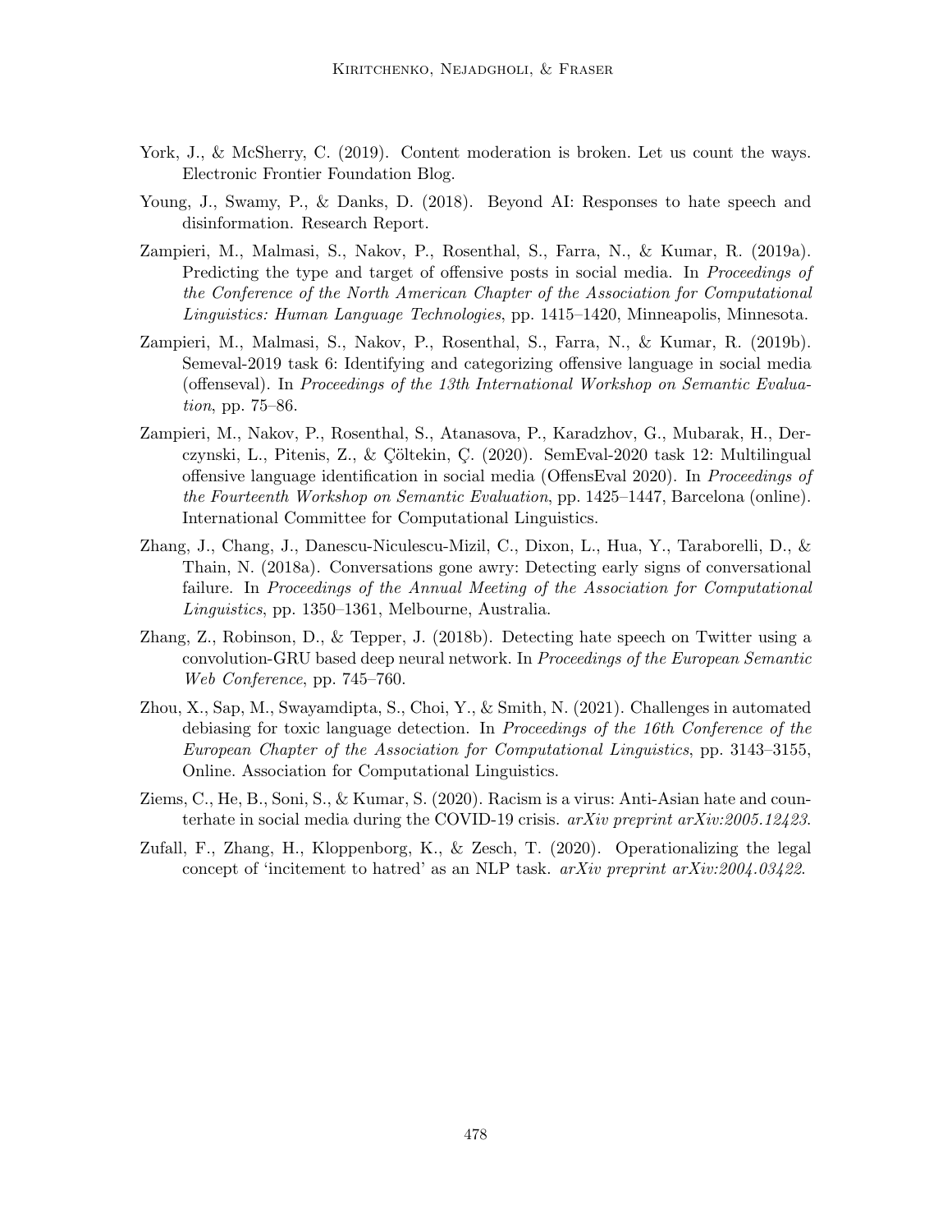York, J., & McSherry, C. (2019). Content moderation is broken. Let us count the ways. Electronic Frontier Foundation Blog.

Young, J., Swamy, P., & Danks, D. (2018). Beyond AI: Responses to hate speech and disinformation. Research Report.

Zampieri, M., Malmasi, S., Nakov, P., Rosenthal, S., Farra, N., & Kumar, R. (2019a). Predicting the type and target of offensive posts in social media. In *Proceedings of the Conference of the North American Chapter of the Association for Computational Linguistics: Human Language Technologies*, pp. 1415–1420, Minneapolis, Minnesota.

Zampieri, M., Malmasi, S., Nakov, P., Rosenthal, S., Farra, N., & Kumar, R. (2019b). Semeval-2019 task 6: Identifying and categorizing offensive language in social media (offenseval). In *Proceedings of the 13th International Workshop on Semantic Evaluation*, pp. 75–86.

Zampieri, M., Nakov, P., Rosenthal, S., Atanasova, P., Karadzhov, G., Mubarak, H., Derczynski, L., Pitenis, Z., & Çöltekin, Ç. (2020). SemEval-2020 task 12: Multilingual offensive language identification in social media (OffensEval 2020). In *Proceedings of the Fourteenth Workshop on Semantic Evaluation*, pp. 1425–1447, Barcelona (online). International Committee for Computational Linguistics.

Zhang, J., Chang, J., Danescu-Niculescu-Mizil, C., Dixon, L., Hua, Y., Taraborelli, D., & Thain, N. (2018a). Conversations gone awry: Detecting early signs of conversational failure. In *Proceedings of the Annual Meeting of the Association for Computational Linguistics*, pp. 1350–1361, Melbourne, Australia.

Zhang, Z., Robinson, D., & Tepper, J. (2018b). Detecting hate speech on Twitter using a convolution-GRU based deep neural network. In *Proceedings of the European Semantic Web Conference*, pp. 745–760.

Zhou, X., Sap, M., Swayamdipta, S., Choi, Y., & Smith, N. (2021). Challenges in automated debiasing for toxic language detection. In *Proceedings of the 16th Conference of the European Chapter of the Association for Computational Linguistics*, pp. 3143–3155, Online. Association for Computational Linguistics.

Ziems, C., He, B., Soni, S., & Kumar, S. (2020). Racism is a virus: Anti-Asian hate and counterhate in social media during the COVID-19 crisis. *arXiv preprint arXiv:2005.12423*.

Zufall, F., Zhang, H., Kloppenborg, K., & Zesch, T. (2020). Operationalizing the legal concept of 'incitement to hatred' as an NLP task. *arXiv preprint arXiv:2004.03422*.